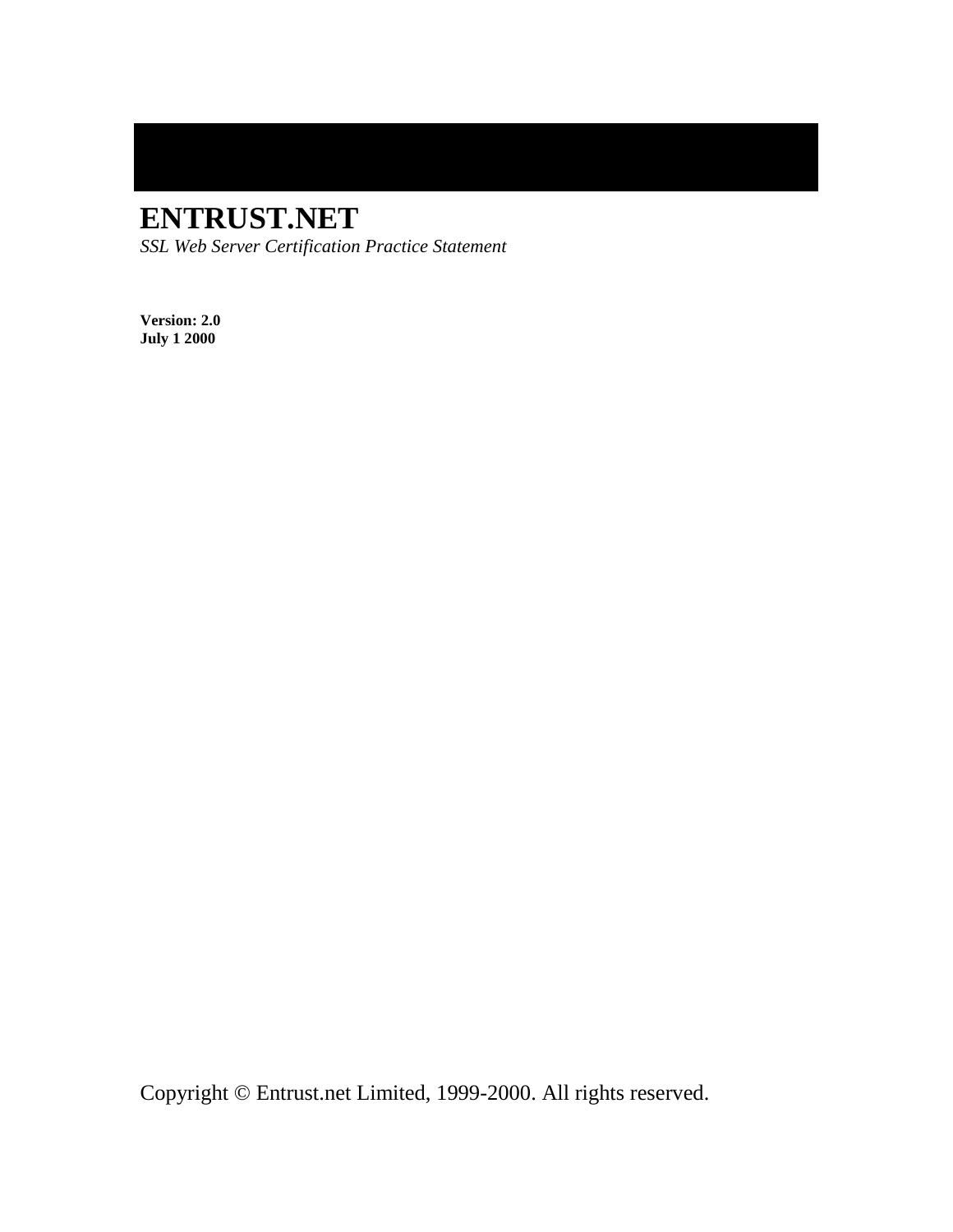# ENTRUST.NET

*SSL Web Server Certification Practice Statement*

**Version: 2.0**
**July 1 2000**

Copyright © Entrust.net Limited, 1999-2000. All rights reserved.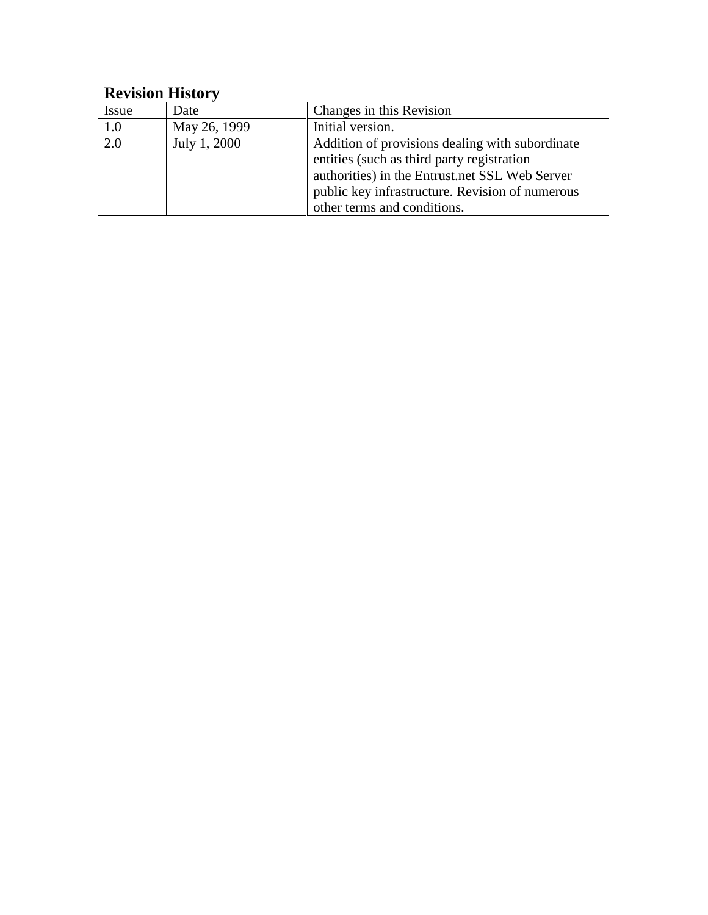## Revision History

| Issue | Date | Changes in this Revision |
|---|---|---|
| 1.0 | May 26, 1999 | Initial version. |
| 2.0 | July 1, 2000 | Addition of provisions dealing with subordinate entities (such as third party registration authorities) in the Entrust.net SSL Web Server public key infrastructure. Revision of numerous other terms and conditions. |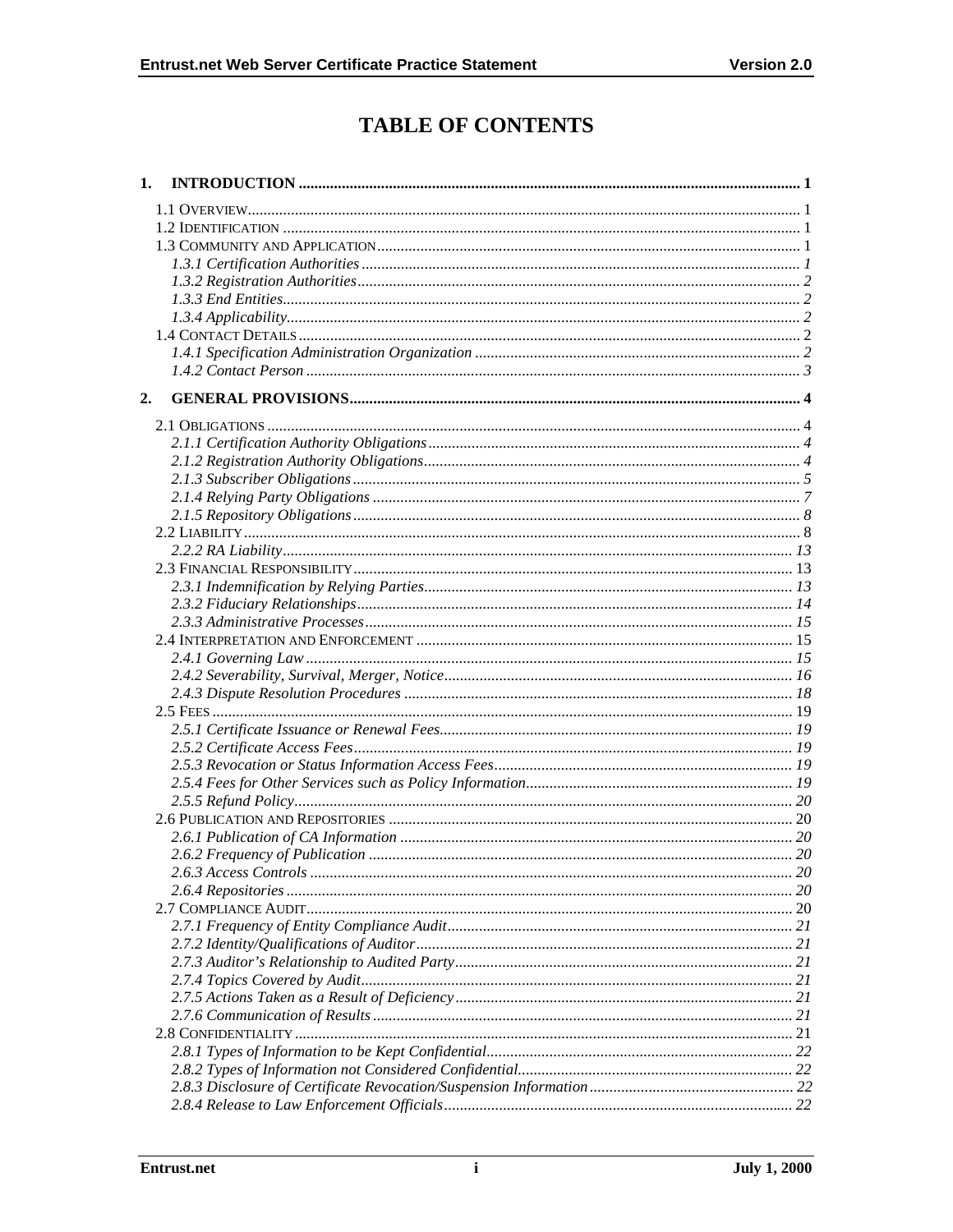# TABLE OF CONTENTS

**1. INTRODUCTION .......... 1**

- 1.1 OVERVIEW .......... 1
- 1.2 IDENTIFICATION .......... 1
- 1.3 COMMUNITY AND APPLICATION .......... 1
  - *1.3.1 Certification Authorities .......... 1*
  - *1.3.2 Registration Authorities .......... 2*
  - *1.3.3 End Entities .......... 2*
  - *1.3.4 Applicability .......... 2*
- 1.4 CONTACT DETAILS .......... 2
  - *1.4.1 Specification Administration Organization .......... 2*
  - *1.4.2 Contact Person .......... 3*

**2. GENERAL PROVISIONS .......... 4**

- 2.1 OBLIGATIONS .......... 4
  - *2.1.1 Certification Authority Obligations .......... 4*
  - *2.1.2 Registration Authority Obligations .......... 4*
  - *2.1.3 Subscriber Obligations .......... 5*
  - *2.1.4 Relying Party Obligations .......... 7*
  - *2.1.5 Repository Obligations .......... 8*
- 2.2 LIABILITY .......... 8
  - *2.2.2 RA Liability .......... 13*
- 2.3 FINANCIAL RESPONSIBILITY .......... 13
  - *2.3.1 Indemnification by Relying Parties .......... 13*
  - *2.3.2 Fiduciary Relationships .......... 14*
  - *2.3.3 Administrative Processes .......... 15*
- 2.4 INTERPRETATION AND ENFORCEMENT .......... 15
  - *2.4.1 Governing Law .......... 15*
  - *2.4.2 Severability, Survival, Merger, Notice .......... 16*
  - *2.4.3 Dispute Resolution Procedures .......... 18*
- 2.5 FEES .......... 19
  - *2.5.1 Certificate Issuance or Renewal Fees .......... 19*
  - *2.5.2 Certificate Access Fees .......... 19*
  - *2.5.3 Revocation or Status Information Access Fees .......... 19*
  - *2.5.4 Fees for Other Services such as Policy Information .......... 19*
  - *2.5.5 Refund Policy .......... 20*
- 2.6 PUBLICATION AND REPOSITORIES .......... 20
  - *2.6.1 Publication of CA Information .......... 20*
  - *2.6.2 Frequency of Publication .......... 20*
  - *2.6.3 Access Controls .......... 20*
  - *2.6.4 Repositories .......... 20*
- 2.7 COMPLIANCE AUDIT .......... 20
  - *2.7.1 Frequency of Entity Compliance Audit .......... 21*
  - *2.7.2 Identity/Qualifications of Auditor .......... 21*
  - *2.7.3 Auditor's Relationship to Audited Party .......... 21*
  - *2.7.4 Topics Covered by Audit .......... 21*
  - *2.7.5 Actions Taken as a Result of Deficiency .......... 21*
  - *2.7.6 Communication of Results .......... 21*
- 2.8 CONFIDENTIALITY .......... 21
  - *2.8.1 Types of Information to be Kept Confidential .......... 22*
  - *2.8.2 Types of Information not Considered Confidential .......... 22*
  - *2.8.3 Disclosure of Certificate Revocation/Suspension Information .......... 22*
  - *2.8.4 Release to Law Enforcement Officials .......... 22*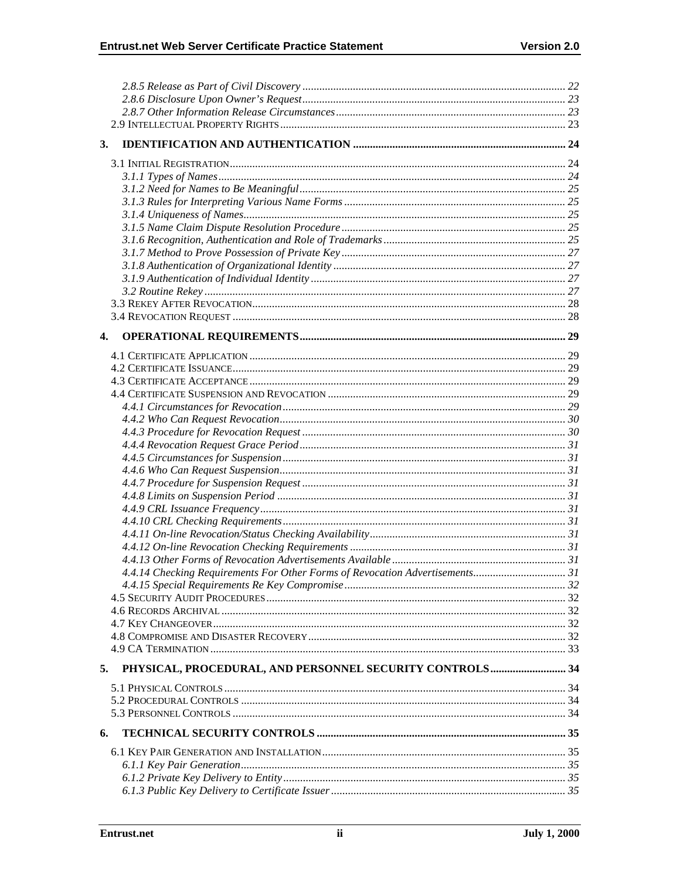*2.8.5 Release as Part of Civil Discovery* ..... 22
*2.8.6 Disclosure Upon Owner's Request* ..... 23
*2.8.7 Other Information Release Circumstances* ..... 23
2.9 Intellectual Property Rights ..... 23

**3. IDENTIFICATION AND AUTHENTICATION ..... 24**

3.1 Initial Registration ..... 24
*3.1.1 Types of Names* ..... 24
*3.1.2 Need for Names to Be Meaningful* ..... 25
*3.1.3 Rules for Interpreting Various Name Forms* ..... 25
*3.1.4 Uniqueness of Names* ..... 25
*3.1.5 Name Claim Dispute Resolution Procedure* ..... 25
*3.1.6 Recognition, Authentication and Role of Trademarks* ..... 25
*3.1.7 Method to Prove Possession of Private Key* ..... 27
*3.1.8 Authentication of Organizational Identity* ..... 27
*3.1.9 Authentication of Individual Identity* ..... 27
*3.2 Routine Rekey* ..... 27
3.3 Rekey After Revocation ..... 28
3.4 Revocation Request ..... 28

**4. OPERATIONAL REQUIREMENTS ..... 29**

4.1 Certificate Application ..... 29
4.2 Certificate Issuance ..... 29
4.3 Certificate Acceptance ..... 29
4.4 Certificate Suspension and Revocation ..... 29
*4.4.1 Circumstances for Revocation* ..... 29
*4.4.2 Who Can Request Revocation* ..... 30
*4.4.3 Procedure for Revocation Request* ..... 30
*4.4.4 Revocation Request Grace Period* ..... 31
*4.4.5 Circumstances for Suspension* ..... 31
*4.4.6 Who Can Request Suspension* ..... 31
*4.4.7 Procedure for Suspension Request* ..... 31
*4.4.8 Limits on Suspension Period* ..... 31
*4.4.9 CRL Issuance Frequency* ..... 31
*4.4.10 CRL Checking Requirements* ..... 31
*4.4.11 On-line Revocation/Status Checking Availability* ..... 31
*4.4.12 On-line Revocation Checking Requirements* ..... 31
*4.4.13 Other Forms of Revocation Advertisements Available* ..... 31
*4.4.14 Checking Requirements For Other Forms of Revocation Advertisements* ..... 31
*4.4.15 Special Requirements Re Key Compromise* ..... 32
4.5 Security Audit Procedures ..... 32
4.6 Records Archival ..... 32
4.7 Key Changeover ..... 32
4.8 Compromise and Disaster Recovery ..... 32
4.9 CA Termination ..... 33

**5. PHYSICAL, PROCEDURAL, AND PERSONNEL SECURITY CONTROLS ..... 34**

5.1 Physical Controls ..... 34
5.2 Procedural Controls ..... 34
5.3 Personnel Controls ..... 34

**6. TECHNICAL SECURITY CONTROLS ..... 35**

6.1 Key Pair Generation and Installation ..... 35
*6.1.1 Key Pair Generation* ..... 35
*6.1.2 Private Key Delivery to Entity* ..... 35
*6.1.3 Public Key Delivery to Certificate Issuer* ..... 35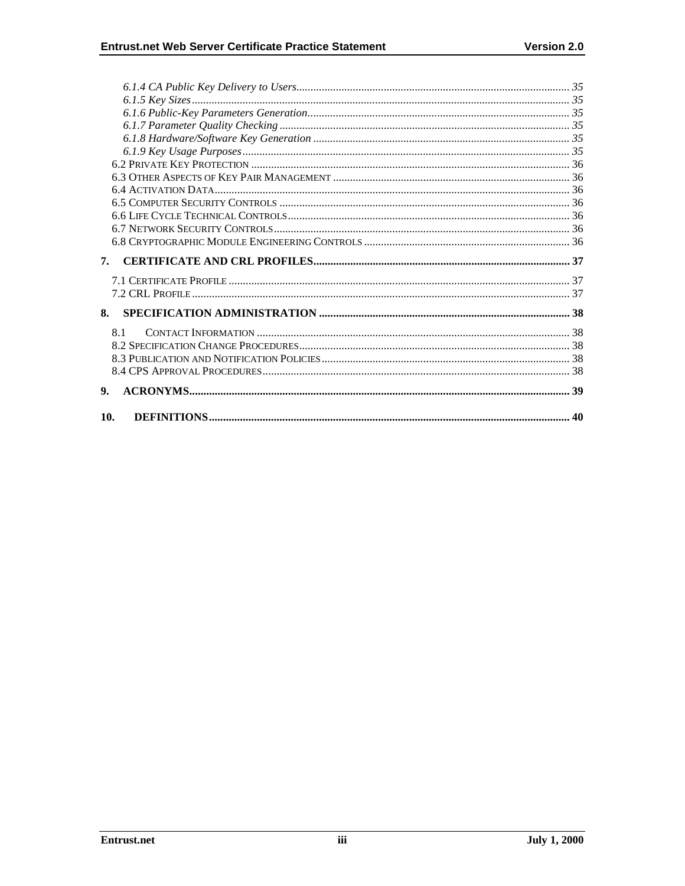*6.1.4 CA Public Key Delivery to Users* ... 35
*6.1.5 Key Sizes* ... 35
*6.1.6 Public-Key Parameters Generation* ... 35
*6.1.7 Parameter Quality Checking* ... 35
*6.1.8 Hardware/Software Key Generation* ... 35
*6.1.9 Key Usage Purposes* ... 35
6.2 Private Key Protection ... 36
6.3 Other Aspects of Key Pair Management ... 36
6.4 Activation Data ... 36
6.5 Computer Security Controls ... 36
6.6 Life Cycle Technical Controls ... 36
6.7 Network Security Controls ... 36
6.8 Cryptographic Module Engineering Controls ... 36

**7. CERTIFICATE AND CRL PROFILES ... 37**

7.1 Certificate Profile ... 37
7.2 CRL Profile ... 37

**8. SPECIFICATION ADMINISTRATION ... 38**

8.1 Contact Information ... 38
8.2 Specification Change Procedures ... 38
8.3 Publication and Notification Policies ... 38
8.4 CPS Approval Procedures ... 38

**9. ACRONYMS ... 39**

**10. DEFINITIONS ... 40**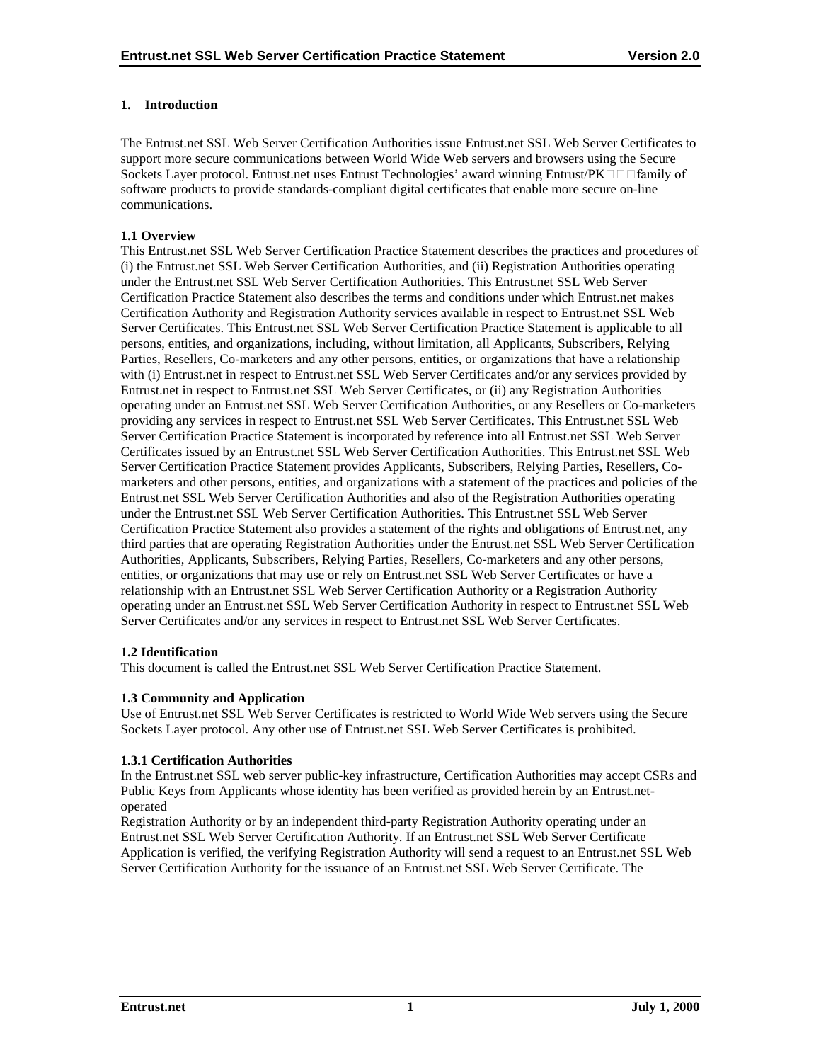# 1. Introduction

The Entrust.net SSL Web Server Certification Authorities issue Entrust.net SSL Web Server Certificates to support more secure communications between World Wide Web servers and browsers using the Secure Sockets Layer protocol. Entrust.net uses Entrust Technologies' award winning Entrust/PK□□□family of software products to provide standards-compliant digital certificates that enable more secure on-line communications.

## 1.1 Overview

This Entrust.net SSL Web Server Certification Practice Statement describes the practices and procedures of (i) the Entrust.net SSL Web Server Certification Authorities, and (ii) Registration Authorities operating under the Entrust.net SSL Web Server Certification Authorities. This Entrust.net SSL Web Server Certification Practice Statement also describes the terms and conditions under which Entrust.net makes Certification Authority and Registration Authority services available in respect to Entrust.net SSL Web Server Certificates. This Entrust.net SSL Web Server Certification Practice Statement is applicable to all persons, entities, and organizations, including, without limitation, all Applicants, Subscribers, Relying Parties, Resellers, Co-marketers and any other persons, entities, or organizations that have a relationship with (i) Entrust.net in respect to Entrust.net SSL Web Server Certificates and/or any services provided by Entrust.net in respect to Entrust.net SSL Web Server Certificates, or (ii) any Registration Authorities operating under an Entrust.net SSL Web Server Certification Authorities, or any Resellers or Co-marketers providing any services in respect to Entrust.net SSL Web Server Certificates. This Entrust.net SSL Web Server Certification Practice Statement is incorporated by reference into all Entrust.net SSL Web Server Certificates issued by an Entrust.net SSL Web Server Certification Authorities. This Entrust.net SSL Web Server Certification Practice Statement provides Applicants, Subscribers, Relying Parties, Resellers, Co-marketers and other persons, entities, and organizations with a statement of the practices and policies of the Entrust.net SSL Web Server Certification Authorities and also of the Registration Authorities operating under the Entrust.net SSL Web Server Certification Authorities. This Entrust.net SSL Web Server Certification Practice Statement also provides a statement of the rights and obligations of Entrust.net, any third parties that are operating Registration Authorities under the Entrust.net SSL Web Server Certification Authorities, Applicants, Subscribers, Relying Parties, Resellers, Co-marketers and any other persons, entities, or organizations that may use or rely on Entrust.net SSL Web Server Certificates or have a relationship with an Entrust.net SSL Web Server Certification Authority or a Registration Authority operating under an Entrust.net SSL Web Server Certification Authority in respect to Entrust.net SSL Web Server Certificates and/or any services in respect to Entrust.net SSL Web Server Certificates.

## 1.2 Identification

This document is called the Entrust.net SSL Web Server Certification Practice Statement.

## 1.3 Community and Application

Use of Entrust.net SSL Web Server Certificates is restricted to World Wide Web servers using the Secure Sockets Layer protocol. Any other use of Entrust.net SSL Web Server Certificates is prohibited.

### 1.3.1 Certification Authorities

In the Entrust.net SSL web server public-key infrastructure, Certification Authorities may accept CSRs and Public Keys from Applicants whose identity has been verified as provided herein by an Entrust.net-operated
Registration Authority or by an independent third-party Registration Authority operating under an Entrust.net SSL Web Server Certification Authority. If an Entrust.net SSL Web Server Certificate Application is verified, the verifying Registration Authority will send a request to an Entrust.net SSL Web Server Certification Authority for the issuance of an Entrust.net SSL Web Server Certificate. The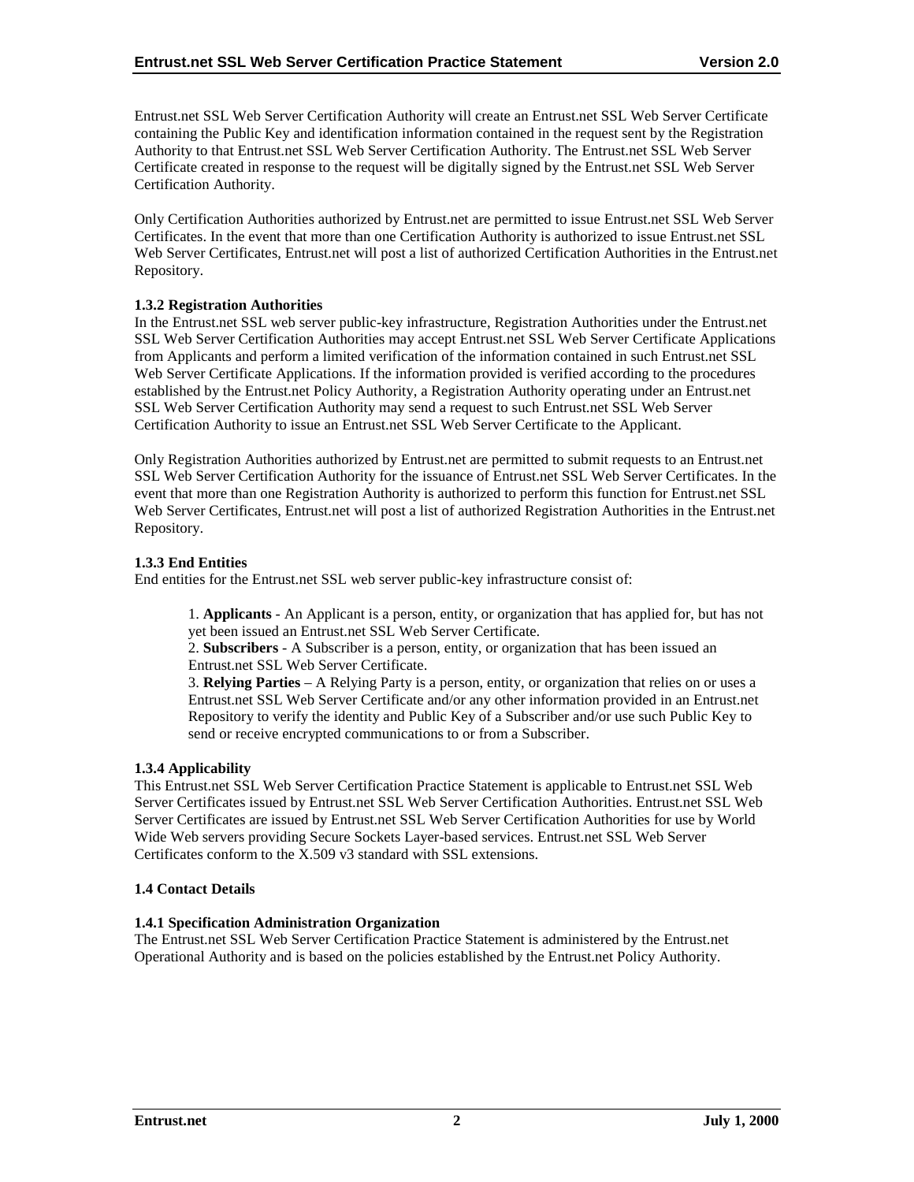Entrust.net SSL Web Server Certification Authority will create an Entrust.net SSL Web Server Certificate containing the Public Key and identification information contained in the request sent by the Registration Authority to that Entrust.net SSL Web Server Certification Authority. The Entrust.net SSL Web Server Certificate created in response to the request will be digitally signed by the Entrust.net SSL Web Server Certification Authority.

Only Certification Authorities authorized by Entrust.net are permitted to issue Entrust.net SSL Web Server Certificates. In the event that more than one Certification Authority is authorized to issue Entrust.net SSL Web Server Certificates, Entrust.net will post a list of authorized Certification Authorities in the Entrust.net Repository.

#### 1.3.2 Registration Authorities

In the Entrust.net SSL web server public-key infrastructure, Registration Authorities under the Entrust.net SSL Web Server Certification Authorities may accept Entrust.net SSL Web Server Certificate Applications from Applicants and perform a limited verification of the information contained in such Entrust.net SSL Web Server Certificate Applications. If the information provided is verified according to the procedures established by the Entrust.net Policy Authority, a Registration Authority operating under an Entrust.net SSL Web Server Certification Authority may send a request to such Entrust.net SSL Web Server Certification Authority to issue an Entrust.net SSL Web Server Certificate to the Applicant.

Only Registration Authorities authorized by Entrust.net are permitted to submit requests to an Entrust.net SSL Web Server Certification Authority for the issuance of Entrust.net SSL Web Server Certificates. In the event that more than one Registration Authority is authorized to perform this function for Entrust.net SSL Web Server Certificates, Entrust.net will post a list of authorized Registration Authorities in the Entrust.net Repository.

#### 1.3.3 End Entities

End entities for the Entrust.net SSL web server public-key infrastructure consist of:

1. **Applicants** - An Applicant is a person, entity, or organization that has applied for, but has not yet been issued an Entrust.net SSL Web Server Certificate.
2. **Subscribers** - A Subscriber is a person, entity, or organization that has been issued an Entrust.net SSL Web Server Certificate.
3. **Relying Parties** – A Relying Party is a person, entity, or organization that relies on or uses a Entrust.net SSL Web Server Certificate and/or any other information provided in an Entrust.net Repository to verify the identity and Public Key of a Subscriber and/or use such Public Key to send or receive encrypted communications to or from a Subscriber.

#### 1.3.4 Applicability

This Entrust.net SSL Web Server Certification Practice Statement is applicable to Entrust.net SSL Web Server Certificates issued by Entrust.net SSL Web Server Certification Authorities. Entrust.net SSL Web Server Certificates are issued by Entrust.net SSL Web Server Certification Authorities for use by World Wide Web servers providing Secure Sockets Layer-based services. Entrust.net SSL Web Server Certificates conform to the X.509 v3 standard with SSL extensions.

### 1.4 Contact Details

#### 1.4.1 Specification Administration Organization

The Entrust.net SSL Web Server Certification Practice Statement is administered by the Entrust.net Operational Authority and is based on the policies established by the Entrust.net Policy Authority.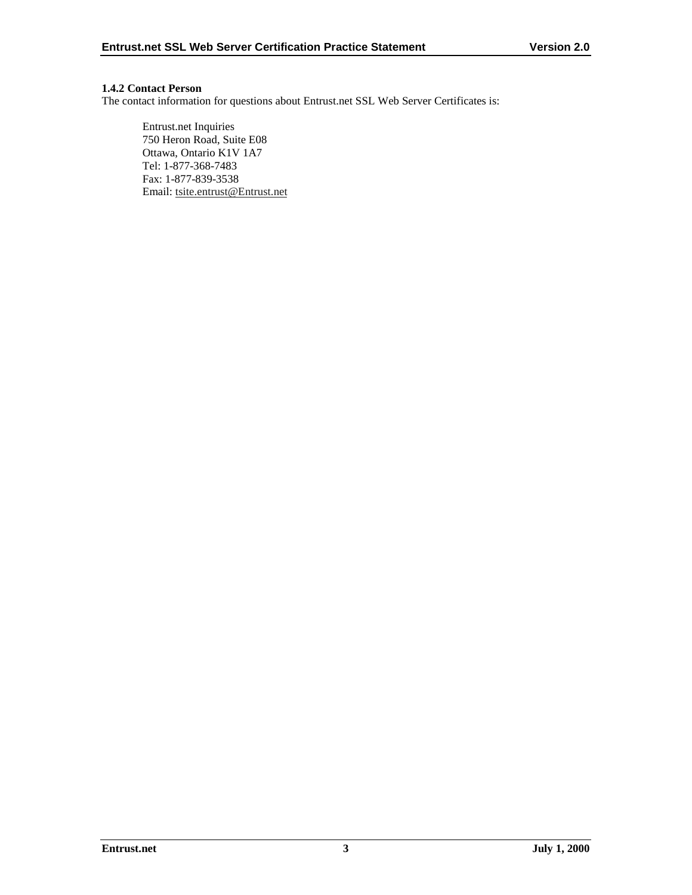### 1.4.2 Contact Person

The contact information for questions about Entrust.net SSL Web Server Certificates is:

Entrust.net Inquiries
750 Heron Road, Suite E08
Ottawa, Ontario K1V 1A7
Tel: 1-877-368-7483
Fax: 1-877-839-3538
Email: tsite.entrust@Entrust.net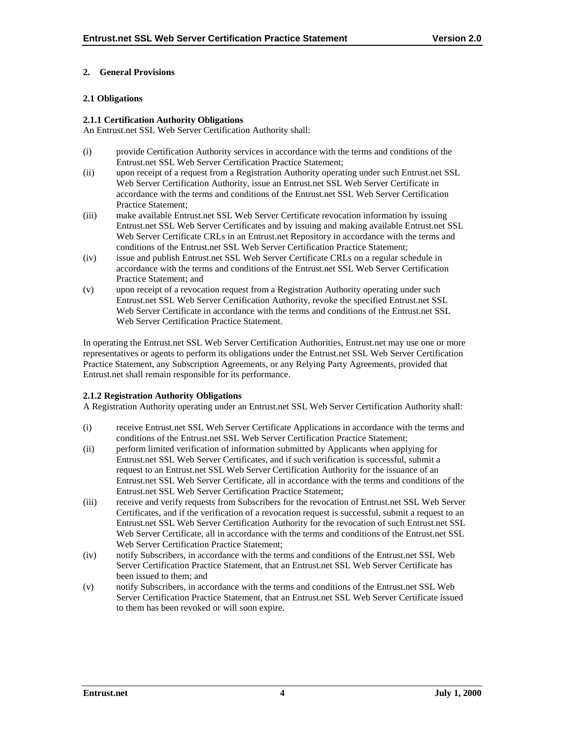## 2. General Provisions

### 2.1 Obligations

#### 2.1.1 Certification Authority Obligations

An Entrust.net SSL Web Server Certification Authority shall:

(i) provide Certification Authority services in accordance with the terms and conditions of the Entrust.net SSL Web Server Certification Practice Statement;

(ii) upon receipt of a request from a Registration Authority operating under such Entrust.net SSL Web Server Certification Authority, issue an Entrust.net SSL Web Server Certificate in accordance with the terms and conditions of the Entrust.net SSL Web Server Certification Practice Statement;

(iii) make available Entrust.net SSL Web Server Certificate revocation information by issuing Entrust.net SSL Web Server Certificates and by issuing and making available Entrust.net SSL Web Server Certificate CRLs in an Entrust.net Repository in accordance with the terms and conditions of the Entrust.net SSL Web Server Certification Practice Statement;

(iv) issue and publish Entrust.net SSL Web Server Certificate CRLs on a regular schedule in accordance with the terms and conditions of the Entrust.net SSL Web Server Certification Practice Statement; and

(v) upon receipt of a revocation request from a Registration Authority operating under such Entrust.net SSL Web Server Certification Authority, revoke the specified Entrust.net SSL Web Server Certificate in accordance with the terms and conditions of the Entrust.net SSL Web Server Certification Practice Statement.

In operating the Entrust.net SSL Web Server Certification Authorities, Entrust.net may use one or more representatives or agents to perform its obligations under the Entrust.net SSL Web Server Certification Practice Statement, any Subscription Agreements, or any Relying Party Agreements, provided that Entrust.net shall remain responsible for its performance.

#### 2.1.2 Registration Authority Obligations

A Registration Authority operating under an Entrust.net SSL Web Server Certification Authority shall:

(i) receive Entrust.net SSL Web Server Certificate Applications in accordance with the terms and conditions of the Entrust.net SSL Web Server Certification Practice Statement;

(ii) perform limited verification of information submitted by Applicants when applying for Entrust.net SSL Web Server Certificates, and if such verification is successful, submit a request to an Entrust.net SSL Web Server Certification Authority for the issuance of an Entrust.net SSL Web Server Certificate, all in accordance with the terms and conditions of the Entrust.net SSL Web Server Certification Practice Statement;

(iii) receive and verify requests from Subscribers for the revocation of Entrust.net SSL Web Server Certificates, and if the verification of a revocation request is successful, submit a request to an Entrust.net SSL Web Server Certification Authority for the revocation of such Entrust.net SSL Web Server Certificate, all in accordance with the terms and conditions of the Entrust.net SSL Web Server Certification Practice Statement;

(iv) notify Subscribers, in accordance with the terms and conditions of the Entrust.net SSL Web Server Certification Practice Statement, that an Entrust.net SSL Web Server Certificate has been issued to them; and

(v) notify Subscribers, in accordance with the terms and conditions of the Entrust.net SSL Web Server Certification Practice Statement, that an Entrust.net SSL Web Server Certificate issued to them has been revoked or will soon expire.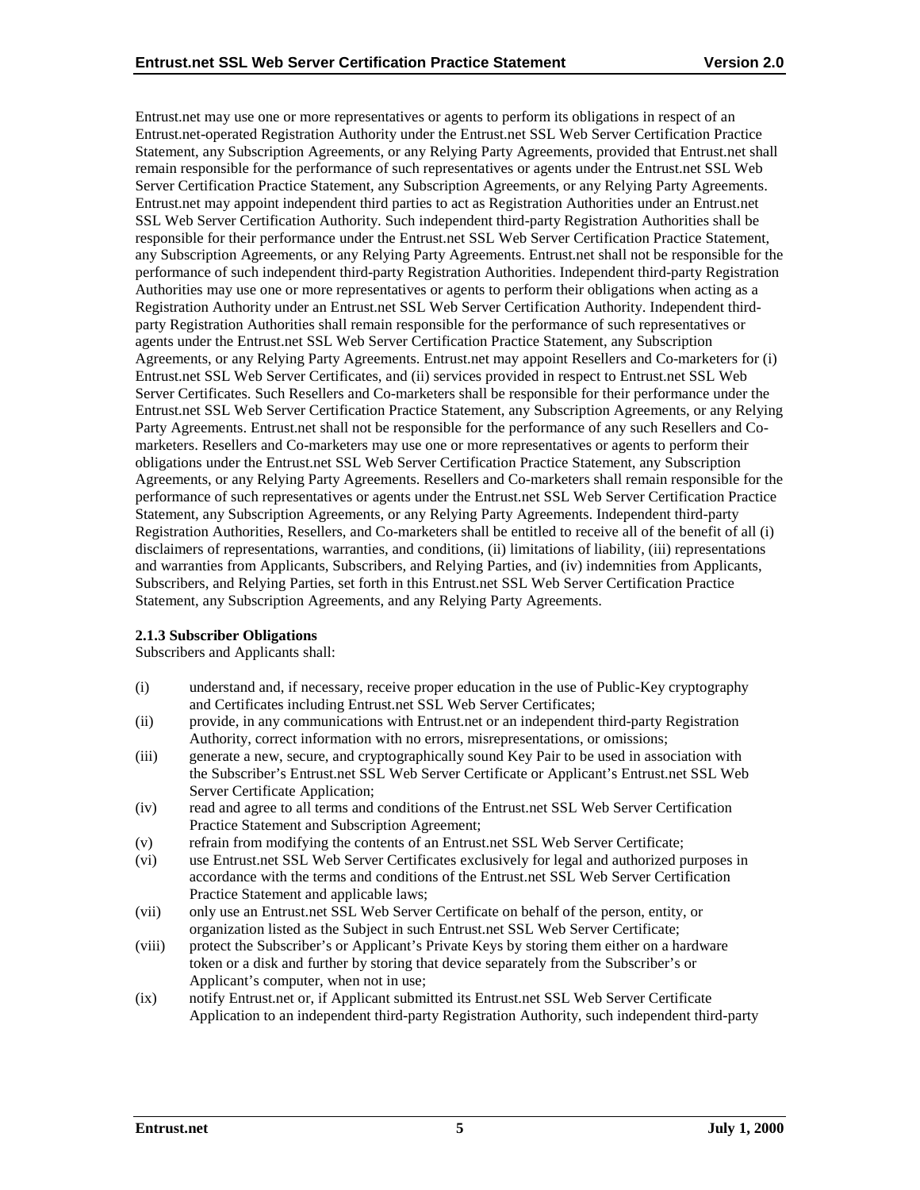Entrust.net may use one or more representatives or agents to perform its obligations in respect of an Entrust.net-operated Registration Authority under the Entrust.net SSL Web Server Certification Practice Statement, any Subscription Agreements, or any Relying Party Agreements, provided that Entrust.net shall remain responsible for the performance of such representatives or agents under the Entrust.net SSL Web Server Certification Practice Statement, any Subscription Agreements, or any Relying Party Agreements. Entrust.net may appoint independent third parties to act as Registration Authorities under an Entrust.net SSL Web Server Certification Authority. Such independent third-party Registration Authorities shall be responsible for their performance under the Entrust.net SSL Web Server Certification Practice Statement, any Subscription Agreements, or any Relying Party Agreements. Entrust.net shall not be responsible for the performance of such independent third-party Registration Authorities. Independent third-party Registration Authorities may use one or more representatives or agents to perform their obligations when acting as a Registration Authority under an Entrust.net SSL Web Server Certification Authority. Independent third-party Registration Authorities shall remain responsible for the performance of such representatives or agents under the Entrust.net SSL Web Server Certification Practice Statement, any Subscription Agreements, or any Relying Party Agreements. Entrust.net may appoint Resellers and Co-marketers for (i) Entrust.net SSL Web Server Certificates, and (ii) services provided in respect to Entrust.net SSL Web Server Certificates. Such Resellers and Co-marketers shall be responsible for their performance under the Entrust.net SSL Web Server Certification Practice Statement, any Subscription Agreements, or any Relying Party Agreements. Entrust.net shall not be responsible for the performance of any such Resellers and Co-marketers. Resellers and Co-marketers may use one or more representatives or agents to perform their obligations under the Entrust.net SSL Web Server Certification Practice Statement, any Subscription Agreements, or any Relying Party Agreements. Resellers and Co-marketers shall remain responsible for the performance of such representatives or agents under the Entrust.net SSL Web Server Certification Practice Statement, any Subscription Agreements, or any Relying Party Agreements. Independent third-party Registration Authorities, Resellers, and Co-marketers shall be entitled to receive all of the benefit of all (i) disclaimers of representations, warranties, and conditions, (ii) limitations of liability, (iii) representations and warranties from Applicants, Subscribers, and Relying Parties, and (iv) indemnities from Applicants, Subscribers, and Relying Parties, set forth in this Entrust.net SSL Web Server Certification Practice Statement, any Subscription Agreements, and any Relying Party Agreements.

#### 2.1.3 Subscriber Obligations

Subscribers and Applicants shall:

(i) understand and, if necessary, receive proper education in the use of Public-Key cryptography and Certificates including Entrust.net SSL Web Server Certificates;

(ii) provide, in any communications with Entrust.net or an independent third-party Registration Authority, correct information with no errors, misrepresentations, or omissions;

(iii) generate a new, secure, and cryptographically sound Key Pair to be used in association with the Subscriber's Entrust.net SSL Web Server Certificate or Applicant's Entrust.net SSL Web Server Certificate Application;

(iv) read and agree to all terms and conditions of the Entrust.net SSL Web Server Certification Practice Statement and Subscription Agreement;

(v) refrain from modifying the contents of an Entrust.net SSL Web Server Certificate;

(vi) use Entrust.net SSL Web Server Certificates exclusively for legal and authorized purposes in accordance with the terms and conditions of the Entrust.net SSL Web Server Certification Practice Statement and applicable laws;

(vii) only use an Entrust.net SSL Web Server Certificate on behalf of the person, entity, or organization listed as the Subject in such Entrust.net SSL Web Server Certificate;

(viii) protect the Subscriber's or Applicant's Private Keys by storing them either on a hardware token or a disk and further by storing that device separately from the Subscriber's or Applicant's computer, when not in use;

(ix) notify Entrust.net or, if Applicant submitted its Entrust.net SSL Web Server Certificate Application to an independent third-party Registration Authority, such independent third-party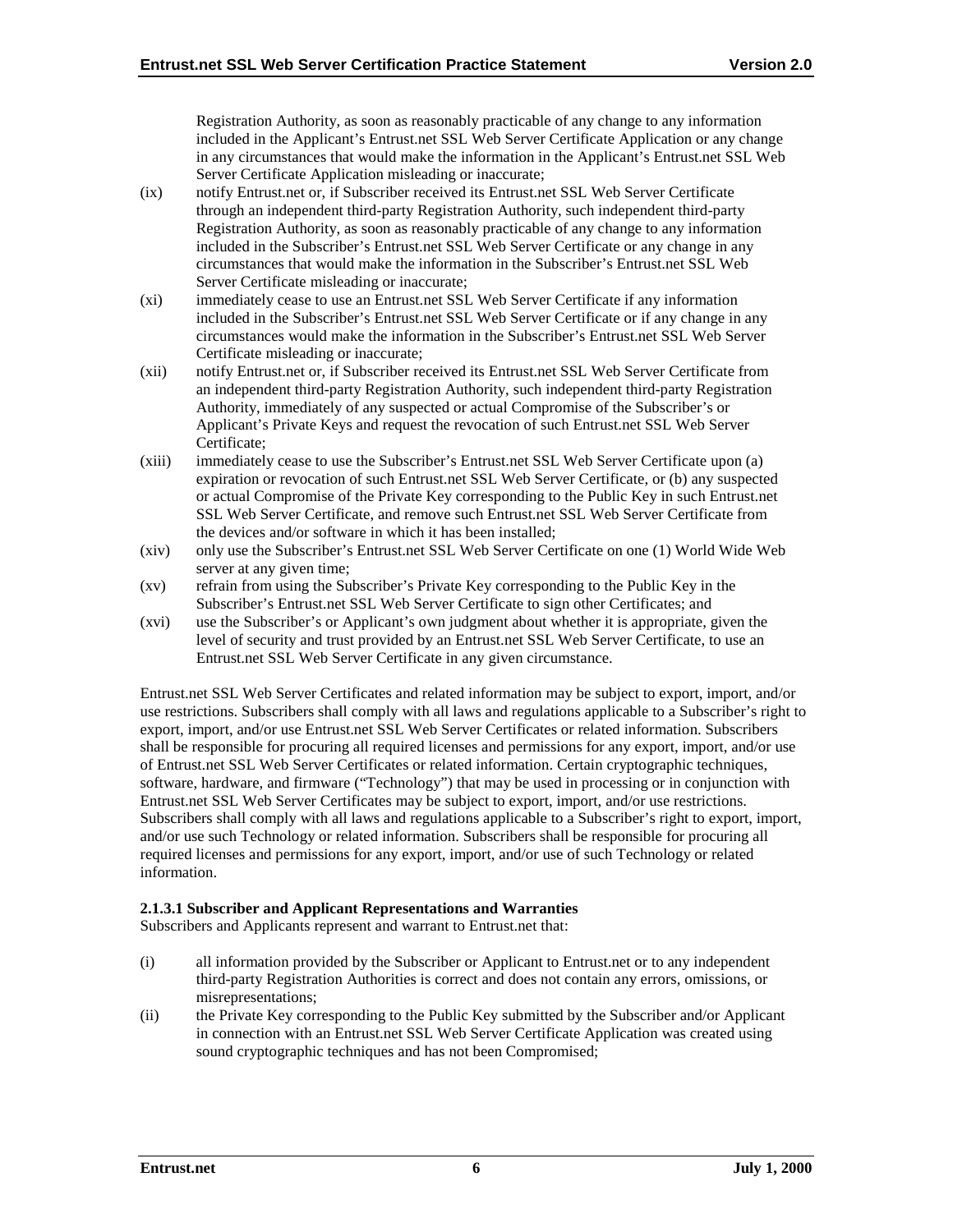Registration Authority, as soon as reasonably practicable of any change to any information included in the Applicant's Entrust.net SSL Web Server Certificate Application or any change in any circumstances that would make the information in the Applicant's Entrust.net SSL Web Server Certificate Application misleading or inaccurate;

(ix) notify Entrust.net or, if Subscriber received its Entrust.net SSL Web Server Certificate through an independent third-party Registration Authority, such independent third-party Registration Authority, as soon as reasonably practicable of any change to any information included in the Subscriber's Entrust.net SSL Web Server Certificate or any change in any circumstances that would make the information in the Subscriber's Entrust.net SSL Web Server Certificate misleading or inaccurate;

(xi) immediately cease to use an Entrust.net SSL Web Server Certificate if any information included in the Subscriber's Entrust.net SSL Web Server Certificate or if any change in any circumstances would make the information in the Subscriber's Entrust.net SSL Web Server Certificate misleading or inaccurate;

(xii) notify Entrust.net or, if Subscriber received its Entrust.net SSL Web Server Certificate from an independent third-party Registration Authority, such independent third-party Registration Authority, immediately of any suspected or actual Compromise of the Subscriber's or Applicant's Private Keys and request the revocation of such Entrust.net SSL Web Server Certificate;

(xiii) immediately cease to use the Subscriber's Entrust.net SSL Web Server Certificate upon (a) expiration or revocation of such Entrust.net SSL Web Server Certificate, or (b) any suspected or actual Compromise of the Private Key corresponding to the Public Key in such Entrust.net SSL Web Server Certificate, and remove such Entrust.net SSL Web Server Certificate from the devices and/or software in which it has been installed;

(xiv) only use the Subscriber's Entrust.net SSL Web Server Certificate on one (1) World Wide Web server at any given time;

(xv) refrain from using the Subscriber's Private Key corresponding to the Public Key in the Subscriber's Entrust.net SSL Web Server Certificate to sign other Certificates; and

(xvi) use the Subscriber's or Applicant's own judgment about whether it is appropriate, given the level of security and trust provided by an Entrust.net SSL Web Server Certificate, to use an Entrust.net SSL Web Server Certificate in any given circumstance.

Entrust.net SSL Web Server Certificates and related information may be subject to export, import, and/or use restrictions. Subscribers shall comply with all laws and regulations applicable to a Subscriber's right to export, import, and/or use Entrust.net SSL Web Server Certificates or related information. Subscribers shall be responsible for procuring all required licenses and permissions for any export, import, and/or use of Entrust.net SSL Web Server Certificates or related information. Certain cryptographic techniques, software, hardware, and firmware ("Technology") that may be used in processing or in conjunction with Entrust.net SSL Web Server Certificates may be subject to export, import, and/or use restrictions. Subscribers shall comply with all laws and regulations applicable to a Subscriber's right to export, import, and/or use such Technology or related information. Subscribers shall be responsible for procuring all required licenses and permissions for any export, import, and/or use of such Technology or related information.

#### 2.1.3.1 Subscriber and Applicant Representations and Warranties

Subscribers and Applicants represent and warrant to Entrust.net that:

(i) all information provided by the Subscriber or Applicant to Entrust.net or to any independent third-party Registration Authorities is correct and does not contain any errors, omissions, or misrepresentations;

(ii) the Private Key corresponding to the Public Key submitted by the Subscriber and/or Applicant in connection with an Entrust.net SSL Web Server Certificate Application was created using sound cryptographic techniques and has not been Compromised;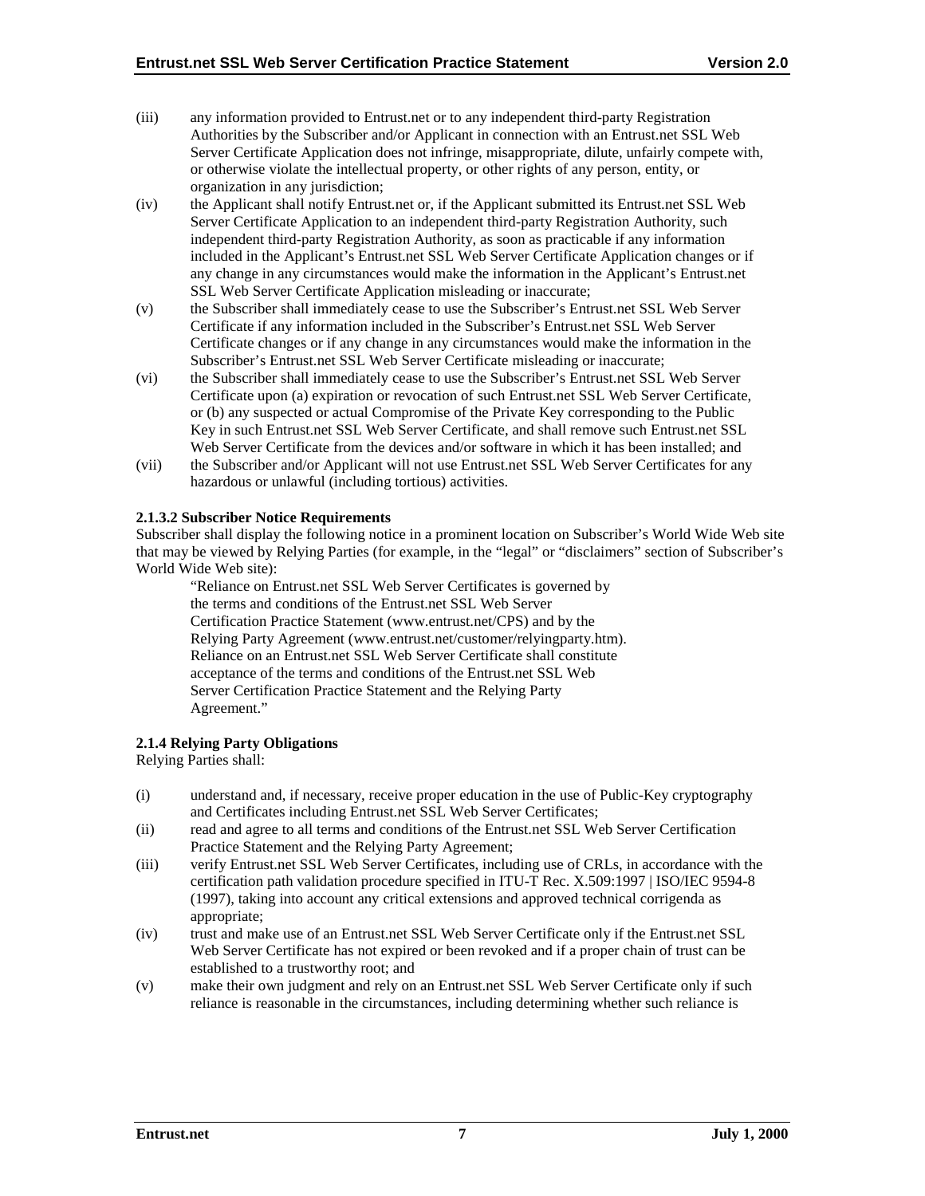(iii) any information provided to Entrust.net or to any independent third-party Registration Authorities by the Subscriber and/or Applicant in connection with an Entrust.net SSL Web Server Certificate Application does not infringe, misappropriate, dilute, unfairly compete with, or otherwise violate the intellectual property, or other rights of any person, entity, or organization in any jurisdiction;

(iv) the Applicant shall notify Entrust.net or, if the Applicant submitted its Entrust.net SSL Web Server Certificate Application to an independent third-party Registration Authority, such independent third-party Registration Authority, as soon as practicable if any information included in the Applicant's Entrust.net SSL Web Server Certificate Application changes or if any change in any circumstances would make the information in the Applicant's Entrust.net SSL Web Server Certificate Application misleading or inaccurate;

(v) the Subscriber shall immediately cease to use the Subscriber's Entrust.net SSL Web Server Certificate if any information included in the Subscriber's Entrust.net SSL Web Server Certificate changes or if any change in any circumstances would make the information in the Subscriber's Entrust.net SSL Web Server Certificate misleading or inaccurate;

(vi) the Subscriber shall immediately cease to use the Subscriber's Entrust.net SSL Web Server Certificate upon (a) expiration or revocation of such Entrust.net SSL Web Server Certificate, or (b) any suspected or actual Compromise of the Private Key corresponding to the Public Key in such Entrust.net SSL Web Server Certificate, and shall remove such Entrust.net SSL Web Server Certificate from the devices and/or software in which it has been installed; and

(vii) the Subscriber and/or Applicant will not use Entrust.net SSL Web Server Certificates for any hazardous or unlawful (including tortious) activities.

#### 2.1.3.2 Subscriber Notice Requirements

Subscriber shall display the following notice in a prominent location on Subscriber's World Wide Web site that may be viewed by Relying Parties (for example, in the "legal" or "disclaimers" section of Subscriber's World Wide Web site):

> "Reliance on Entrust.net SSL Web Server Certificates is governed by the terms and conditions of the Entrust.net SSL Web Server Certification Practice Statement (www.entrust.net/CPS) and by the Relying Party Agreement (www.entrust.net/customer/relyingparty.htm). Reliance on an Entrust.net SSL Web Server Certificate shall constitute acceptance of the terms and conditions of the Entrust.net SSL Web Server Certification Practice Statement and the Relying Party Agreement."

#### 2.1.4 Relying Party Obligations

Relying Parties shall:

(i) understand and, if necessary, receive proper education in the use of Public-Key cryptography and Certificates including Entrust.net SSL Web Server Certificates;

(ii) read and agree to all terms and conditions of the Entrust.net SSL Web Server Certification Practice Statement and the Relying Party Agreement;

(iii) verify Entrust.net SSL Web Server Certificates, including use of CRLs, in accordance with the certification path validation procedure specified in ITU-T Rec. X.509:1997 | ISO/IEC 9594-8 (1997), taking into account any critical extensions and approved technical corrigenda as appropriate;

(iv) trust and make use of an Entrust.net SSL Web Server Certificate only if the Entrust.net SSL Web Server Certificate has not expired or been revoked and if a proper chain of trust can be established to a trustworthy root; and

(v) make their own judgment and rely on an Entrust.net SSL Web Server Certificate only if such reliance is reasonable in the circumstances, including determining whether such reliance is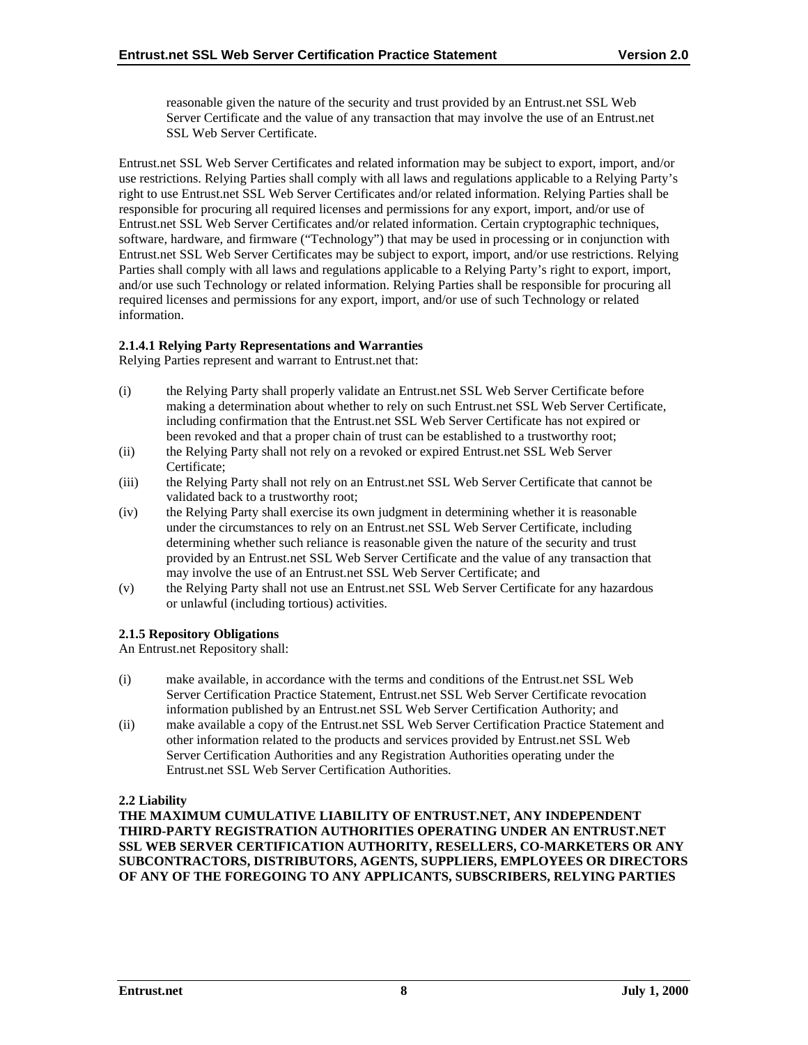reasonable given the nature of the security and trust provided by an Entrust.net SSL Web Server Certificate and the value of any transaction that may involve the use of an Entrust.net SSL Web Server Certificate.

Entrust.net SSL Web Server Certificates and related information may be subject to export, import, and/or use restrictions. Relying Parties shall comply with all laws and regulations applicable to a Relying Party's right to use Entrust.net SSL Web Server Certificates and/or related information. Relying Parties shall be responsible for procuring all required licenses and permissions for any export, import, and/or use of Entrust.net SSL Web Server Certificates and/or related information. Certain cryptographic techniques, software, hardware, and firmware ("Technology") that may be used in processing or in conjunction with Entrust.net SSL Web Server Certificates may be subject to export, import, and/or use restrictions. Relying Parties shall comply with all laws and regulations applicable to a Relying Party's right to export, import, and/or use such Technology or related information. Relying Parties shall be responsible for procuring all required licenses and permissions for any export, import, and/or use of such Technology or related information.

#### 2.1.4.1 Relying Party Representations and Warranties

Relying Parties represent and warrant to Entrust.net that:

(i) the Relying Party shall properly validate an Entrust.net SSL Web Server Certificate before making a determination about whether to rely on such Entrust.net SSL Web Server Certificate, including confirmation that the Entrust.net SSL Web Server Certificate has not expired or been revoked and that a proper chain of trust can be established to a trustworthy root;

(ii) the Relying Party shall not rely on a revoked or expired Entrust.net SSL Web Server Certificate;

(iii) the Relying Party shall not rely on an Entrust.net SSL Web Server Certificate that cannot be validated back to a trustworthy root;

(iv) the Relying Party shall exercise its own judgment in determining whether it is reasonable under the circumstances to rely on an Entrust.net SSL Web Server Certificate, including determining whether such reliance is reasonable given the nature of the security and trust provided by an Entrust.net SSL Web Server Certificate and the value of any transaction that may involve the use of an Entrust.net SSL Web Server Certificate; and

(v) the Relying Party shall not use an Entrust.net SSL Web Server Certificate for any hazardous or unlawful (including tortious) activities.

### 2.1.5 Repository Obligations

An Entrust.net Repository shall:

(i) make available, in accordance with the terms and conditions of the Entrust.net SSL Web Server Certification Practice Statement, Entrust.net SSL Web Server Certificate revocation information published by an Entrust.net SSL Web Server Certification Authority; and

(ii) make available a copy of the Entrust.net SSL Web Server Certification Practice Statement and other information related to the products and services provided by Entrust.net SSL Web Server Certification Authorities and any Registration Authorities operating under the Entrust.net SSL Web Server Certification Authorities.

## 2.2 Liability

**THE MAXIMUM CUMULATIVE LIABILITY OF ENTRUST.NET, ANY INDEPENDENT THIRD-PARTY REGISTRATION AUTHORITIES OPERATING UNDER AN ENTRUST.NET SSL WEB SERVER CERTIFICATION AUTHORITY, RESELLERS, CO-MARKETERS OR ANY SUBCONTRACTORS, DISTRIBUTORS, AGENTS, SUPPLIERS, EMPLOYEES OR DIRECTORS OF ANY OF THE FOREGOING TO ANY APPLICANTS, SUBSCRIBERS, RELYING PARTIES**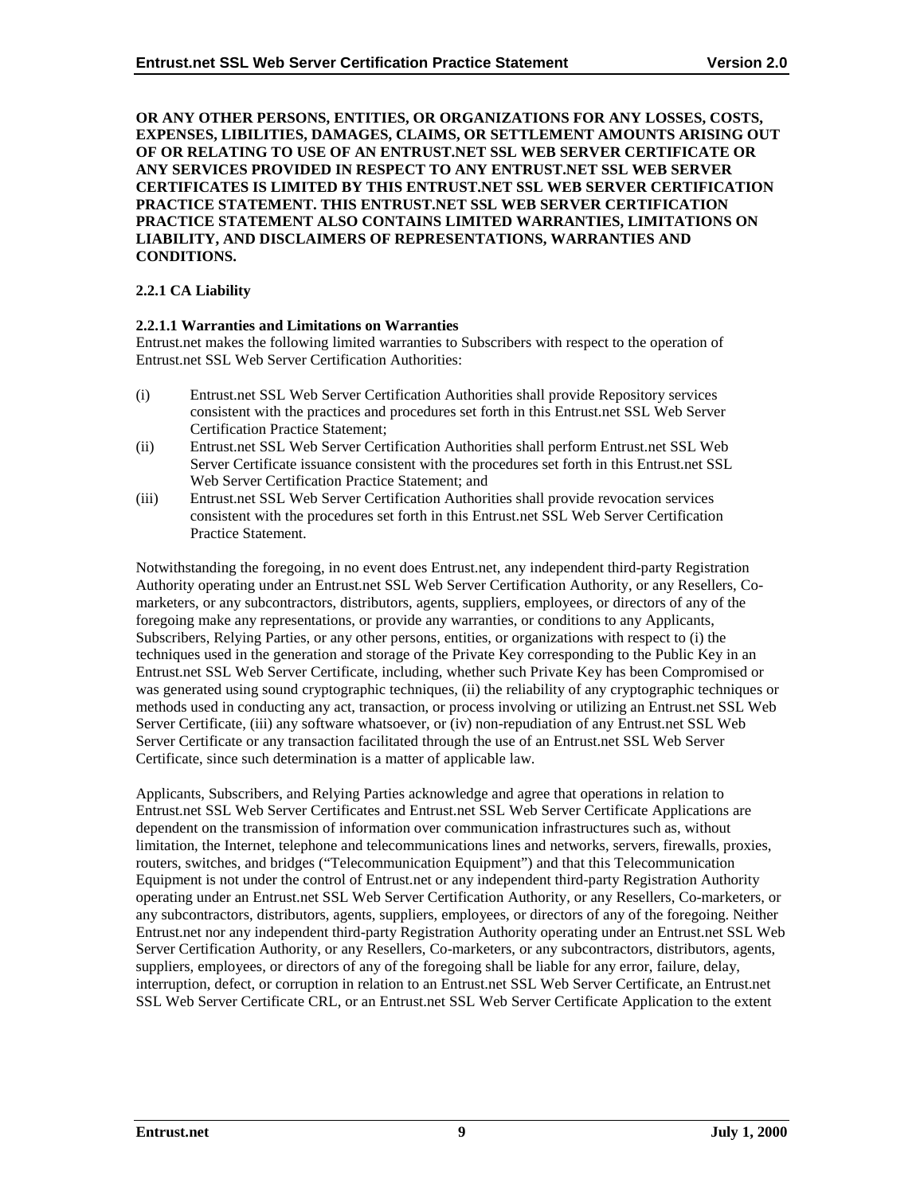**OR ANY OTHER PERSONS, ENTITIES, OR ORGANIZATIONS FOR ANY LOSSES, COSTS, EXPENSES, LIBILITIES, DAMAGES, CLAIMS, OR SETTLEMENT AMOUNTS ARISING OUT OF OR RELATING TO USE OF AN ENTRUST.NET SSL WEB SERVER CERTIFICATE OR ANY SERVICES PROVIDED IN RESPECT TO ANY ENTRUST.NET SSL WEB SERVER CERTIFICATES IS LIMITED BY THIS ENTRUST.NET SSL WEB SERVER CERTIFICATION PRACTICE STATEMENT. THIS ENTRUST.NET SSL WEB SERVER CERTIFICATION PRACTICE STATEMENT ALSO CONTAINS LIMITED WARRANTIES, LIMITATIONS ON LIABILITY, AND DISCLAIMERS OF REPRESENTATIONS, WARRANTIES AND CONDITIONS.**

### 2.2.1 CA Liability

#### 2.2.1.1 Warranties and Limitations on Warranties

Entrust.net makes the following limited warranties to Subscribers with respect to the operation of Entrust.net SSL Web Server Certification Authorities:

(i) Entrust.net SSL Web Server Certification Authorities shall provide Repository services consistent with the practices and procedures set forth in this Entrust.net SSL Web Server Certification Practice Statement;

(ii) Entrust.net SSL Web Server Certification Authorities shall perform Entrust.net SSL Web Server Certificate issuance consistent with the procedures set forth in this Entrust.net SSL Web Server Certification Practice Statement; and

(iii) Entrust.net SSL Web Server Certification Authorities shall provide revocation services consistent with the procedures set forth in this Entrust.net SSL Web Server Certification Practice Statement.

Notwithstanding the foregoing, in no event does Entrust.net, any independent third-party Registration Authority operating under an Entrust.net SSL Web Server Certification Authority, or any Resellers, Co-marketers, or any subcontractors, distributors, agents, suppliers, employees, or directors of any of the foregoing make any representations, or provide any warranties, or conditions to any Applicants, Subscribers, Relying Parties, or any other persons, entities, or organizations with respect to (i) the techniques used in the generation and storage of the Private Key corresponding to the Public Key in an Entrust.net SSL Web Server Certificate, including, whether such Private Key has been Compromised or was generated using sound cryptographic techniques, (ii) the reliability of any cryptographic techniques or methods used in conducting any act, transaction, or process involving or utilizing an Entrust.net SSL Web Server Certificate, (iii) any software whatsoever, or (iv) non-repudiation of any Entrust.net SSL Web Server Certificate or any transaction facilitated through the use of an Entrust.net SSL Web Server Certificate, since such determination is a matter of applicable law.

Applicants, Subscribers, and Relying Parties acknowledge and agree that operations in relation to Entrust.net SSL Web Server Certificates and Entrust.net SSL Web Server Certificate Applications are dependent on the transmission of information over communication infrastructures such as, without limitation, the Internet, telephone and telecommunications lines and networks, servers, firewalls, proxies, routers, switches, and bridges ("Telecommunication Equipment") and that this Telecommunication Equipment is not under the control of Entrust.net or any independent third-party Registration Authority operating under an Entrust.net SSL Web Server Certification Authority, or any Resellers, Co-marketers, or any subcontractors, distributors, agents, suppliers, employees, or directors of any of the foregoing. Neither Entrust.net nor any independent third-party Registration Authority operating under an Entrust.net SSL Web Server Certification Authority, or any Resellers, Co-marketers, or any subcontractors, distributors, agents, suppliers, employees, or directors of any of the foregoing shall be liable for any error, failure, delay, interruption, defect, or corruption in relation to an Entrust.net SSL Web Server Certificate, an Entrust.net SSL Web Server Certificate CRL, or an Entrust.net SSL Web Server Certificate Application to the extent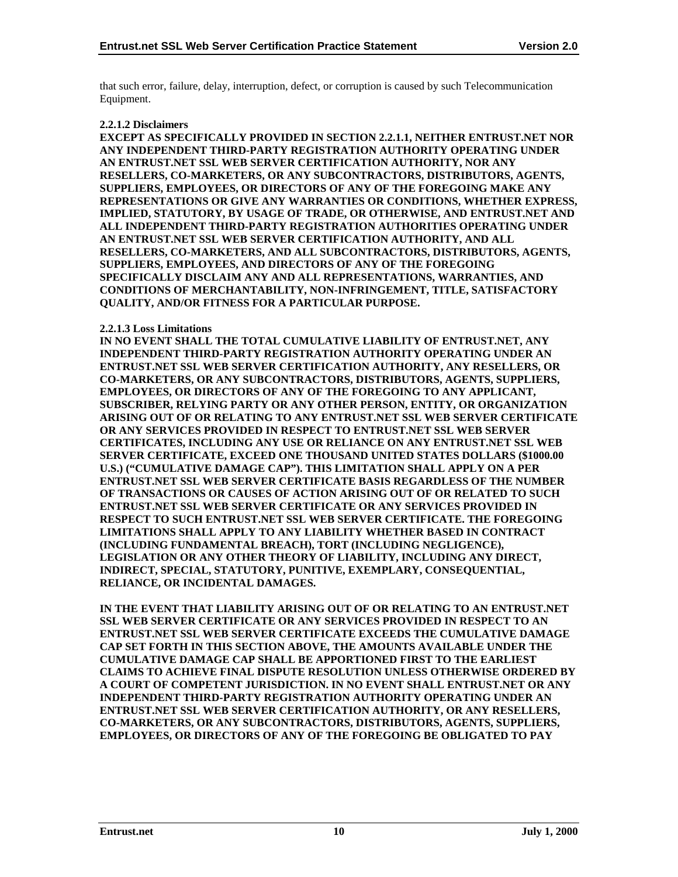that such error, failure, delay, interruption, defect, or corruption is caused by such Telecommunication Equipment.

#### 2.2.1.2 Disclaimers

**EXCEPT AS SPECIFICALLY PROVIDED IN SECTION 2.2.1.1, NEITHER ENTRUST.NET NOR ANY INDEPENDENT THIRD-PARTY REGISTRATION AUTHORITY OPERATING UNDER AN ENTRUST.NET SSL WEB SERVER CERTIFICATION AUTHORITY, NOR ANY RESELLERS, CO-MARKETERS, OR ANY SUBCONTRACTORS, DISTRIBUTORS, AGENTS, SUPPLIERS, EMPLOYEES, OR DIRECTORS OF ANY OF THE FOREGOING MAKE ANY REPRESENTATIONS OR GIVE ANY WARRANTIES OR CONDITIONS, WHETHER EXPRESS, IMPLIED, STATUTORY, BY USAGE OF TRADE, OR OTHERWISE, AND ENTRUST.NET AND ALL INDEPENDENT THIRD-PARTY REGISTRATION AUTHORITIES OPERATING UNDER AN ENTRUST.NET SSL WEB SERVER CERTIFICATION AUTHORITY, AND ALL RESELLERS, CO-MARKETERS, AND ALL SUBCONTRACTORS, DISTRIBUTORS, AGENTS, SUPPLIERS, EMPLOYEES, AND DIRECTORS OF ANY OF THE FOREGOING SPECIFICALLY DISCLAIM ANY AND ALL REPRESENTATIONS, WARRANTIES, AND CONDITIONS OF MERCHANTABILITY, NON-INFRINGEMENT, TITLE, SATISFACTORY QUALITY, AND/OR FITNESS FOR A PARTICULAR PURPOSE.**

#### 2.2.1.3 Loss Limitations

**IN NO EVENT SHALL THE TOTAL CUMULATIVE LIABILITY OF ENTRUST.NET, ANY INDEPENDENT THIRD-PARTY REGISTRATION AUTHORITY OPERATING UNDER AN ENTRUST.NET SSL WEB SERVER CERTIFICATION AUTHORITY, ANY RESELLERS, OR CO-MARKETERS, OR ANY SUBCONTRACTORS, DISTRIBUTORS, AGENTS, SUPPLIERS, EMPLOYEES, OR DIRECTORS OF ANY OF THE FOREGOING TO ANY APPLICANT, SUBSCRIBER, RELYING PARTY OR ANY OTHER PERSON, ENTITY, OR ORGANIZATION ARISING OUT OF OR RELATING TO ANY ENTRUST.NET SSL WEB SERVER CERTIFICATE OR ANY SERVICES PROVIDED IN RESPECT TO ENTRUST.NET SSL WEB SERVER CERTIFICATES, INCLUDING ANY USE OR RELIANCE ON ANY ENTRUST.NET SSL WEB SERVER CERTIFICATE, EXCEED ONE THOUSAND UNITED STATES DOLLARS ($1000.00 U.S.) ("CUMULATIVE DAMAGE CAP"). THIS LIMITATION SHALL APPLY ON A PER ENTRUST.NET SSL WEB SERVER CERTIFICATE BASIS REGARDLESS OF THE NUMBER OF TRANSACTIONS OR CAUSES OF ACTION ARISING OUT OF OR RELATED TO SUCH ENTRUST.NET SSL WEB SERVER CERTIFICATE OR ANY SERVICES PROVIDED IN RESPECT TO SUCH ENTRUST.NET SSL WEB SERVER CERTIFICATE. THE FOREGOING LIMITATIONS SHALL APPLY TO ANY LIABILITY WHETHER BASED IN CONTRACT (INCLUDING FUNDAMENTAL BREACH), TORT (INCLUDING NEGLIGENCE), LEGISLATION OR ANY OTHER THEORY OF LIABILITY, INCLUDING ANY DIRECT, INDIRECT, SPECIAL, STATUTORY, PUNITIVE, EXEMPLARY, CONSEQUENTIAL, RELIANCE, OR INCIDENTAL DAMAGES.**

**IN THE EVENT THAT LIABILITY ARISING OUT OF OR RELATING TO AN ENTRUST.NET SSL WEB SERVER CERTIFICATE OR ANY SERVICES PROVIDED IN RESPECT TO AN ENTRUST.NET SSL WEB SERVER CERTIFICATE EXCEEDS THE CUMULATIVE DAMAGE CAP SET FORTH IN THIS SECTION ABOVE, THE AMOUNTS AVAILABLE UNDER THE CUMULATIVE DAMAGE CAP SHALL BE APPORTIONED FIRST TO THE EARLIEST CLAIMS TO ACHIEVE FINAL DISPUTE RESOLUTION UNLESS OTHERWISE ORDERED BY A COURT OF COMPETENT JURISDICTION. IN NO EVENT SHALL ENTRUST.NET OR ANY INDEPENDENT THIRD-PARTY REGISTRATION AUTHORITY OPERATING UNDER AN ENTRUST.NET SSL WEB SERVER CERTIFICATION AUTHORITY, OR ANY RESELLERS, CO-MARKETERS, OR ANY SUBCONTRACTORS, DISTRIBUTORS, AGENTS, SUPPLIERS, EMPLOYEES, OR DIRECTORS OF ANY OF THE FOREGOING BE OBLIGATED TO PAY**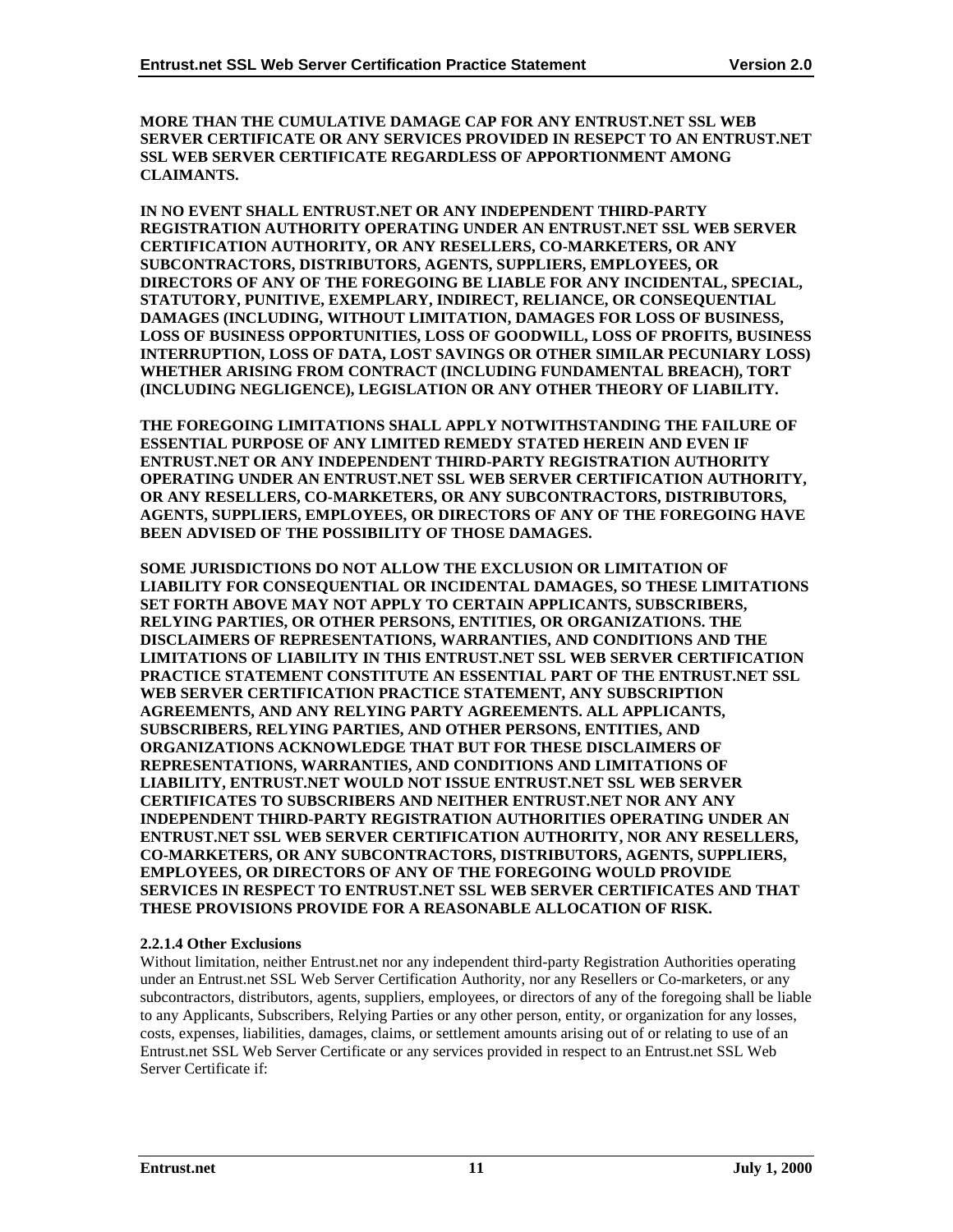**MORE THAN THE CUMULATIVE DAMAGE CAP FOR ANY ENTRUST.NET SSL WEB SERVER CERTIFICATE OR ANY SERVICES PROVIDED IN RESEPCT TO AN ENTRUST.NET SSL WEB SERVER CERTIFICATE REGARDLESS OF APPORTIONMENT AMONG CLAIMANTS.**

**IN NO EVENT SHALL ENTRUST.NET OR ANY INDEPENDENT THIRD-PARTY REGISTRATION AUTHORITY OPERATING UNDER AN ENTRUST.NET SSL WEB SERVER CERTIFICATION AUTHORITY, OR ANY RESELLERS, CO-MARKETERS, OR ANY SUBCONTRACTORS, DISTRIBUTORS, AGENTS, SUPPLIERS, EMPLOYEES, OR DIRECTORS OF ANY OF THE FOREGOING BE LIABLE FOR ANY INCIDENTAL, SPECIAL, STATUTORY, PUNITIVE, EXEMPLARY, INDIRECT, RELIANCE, OR CONSEQUENTIAL DAMAGES (INCLUDING, WITHOUT LIMITATION, DAMAGES FOR LOSS OF BUSINESS, LOSS OF BUSINESS OPPORTUNITIES, LOSS OF GOODWILL, LOSS OF PROFITS, BUSINESS INTERRUPTION, LOSS OF DATA, LOST SAVINGS OR OTHER SIMILAR PECUNIARY LOSS) WHETHER ARISING FROM CONTRACT (INCLUDING FUNDAMENTAL BREACH), TORT (INCLUDING NEGLIGENCE), LEGISLATION OR ANY OTHER THEORY OF LIABILITY.**

**THE FOREGOING LIMITATIONS SHALL APPLY NOTWITHSTANDING THE FAILURE OF ESSENTIAL PURPOSE OF ANY LIMITED REMEDY STATED HEREIN AND EVEN IF ENTRUST.NET OR ANY INDEPENDENT THIRD-PARTY REGISTRATION AUTHORITY OPERATING UNDER AN ENTRUST.NET SSL WEB SERVER CERTIFICATION AUTHORITY, OR ANY RESELLERS, CO-MARKETERS, OR ANY SUBCONTRACTORS, DISTRIBUTORS, AGENTS, SUPPLIERS, EMPLOYEES, OR DIRECTORS OF ANY OF THE FOREGOING HAVE BEEN ADVISED OF THE POSSIBILITY OF THOSE DAMAGES.**

**SOME JURISDICTIONS DO NOT ALLOW THE EXCLUSION OR LIMITATION OF LIABILITY FOR CONSEQUENTIAL OR INCIDENTAL DAMAGES, SO THESE LIMITATIONS SET FORTH ABOVE MAY NOT APPLY TO CERTAIN APPLICANTS, SUBSCRIBERS, RELYING PARTIES, OR OTHER PERSONS, ENTITIES, OR ORGANIZATIONS. THE DISCLAIMERS OF REPRESENTATIONS, WARRANTIES, AND CONDITIONS AND THE LIMITATIONS OF LIABILITY IN THIS ENTRUST.NET SSL WEB SERVER CERTIFICATION PRACTICE STATEMENT CONSTITUTE AN ESSENTIAL PART OF THE ENTRUST.NET SSL WEB SERVER CERTIFICATION PRACTICE STATEMENT, ANY SUBSCRIPTION AGREEMENTS, AND ANY RELYING PARTY AGREEMENTS. ALL APPLICANTS, SUBSCRIBERS, RELYING PARTIES, AND OTHER PERSONS, ENTITIES, AND ORGANIZATIONS ACKNOWLEDGE THAT BUT FOR THESE DISCLAIMERS OF REPRESENTATIONS, WARRANTIES, AND CONDITIONS AND LIMITATIONS OF LIABILITY, ENTRUST.NET WOULD NOT ISSUE ENTRUST.NET SSL WEB SERVER CERTIFICATES TO SUBSCRIBERS AND NEITHER ENTRUST.NET NOR ANY ANY INDEPENDENT THIRD-PARTY REGISTRATION AUTHORITIES OPERATING UNDER AN ENTRUST.NET SSL WEB SERVER CERTIFICATION AUTHORITY, NOR ANY RESELLERS, CO-MARKETERS, OR ANY SUBCONTRACTORS, DISTRIBUTORS, AGENTS, SUPPLIERS, EMPLOYEES, OR DIRECTORS OF ANY OF THE FOREGOING WOULD PROVIDE SERVICES IN RESPECT TO ENTRUST.NET SSL WEB SERVER CERTIFICATES AND THAT THESE PROVISIONS PROVIDE FOR A REASONABLE ALLOCATION OF RISK.**

#### 2.2.1.4 Other Exclusions

Without limitation, neither Entrust.net nor any independent third-party Registration Authorities operating under an Entrust.net SSL Web Server Certification Authority, nor any Resellers or Co-marketers, or any subcontractors, distributors, agents, suppliers, employees, or directors of any of the foregoing shall be liable to any Applicants, Subscribers, Relying Parties or any other person, entity, or organization for any losses, costs, expenses, liabilities, damages, claims, or settlement amounts arising out of or relating to use of an Entrust.net SSL Web Server Certificate or any services provided in respect to an Entrust.net SSL Web Server Certificate if: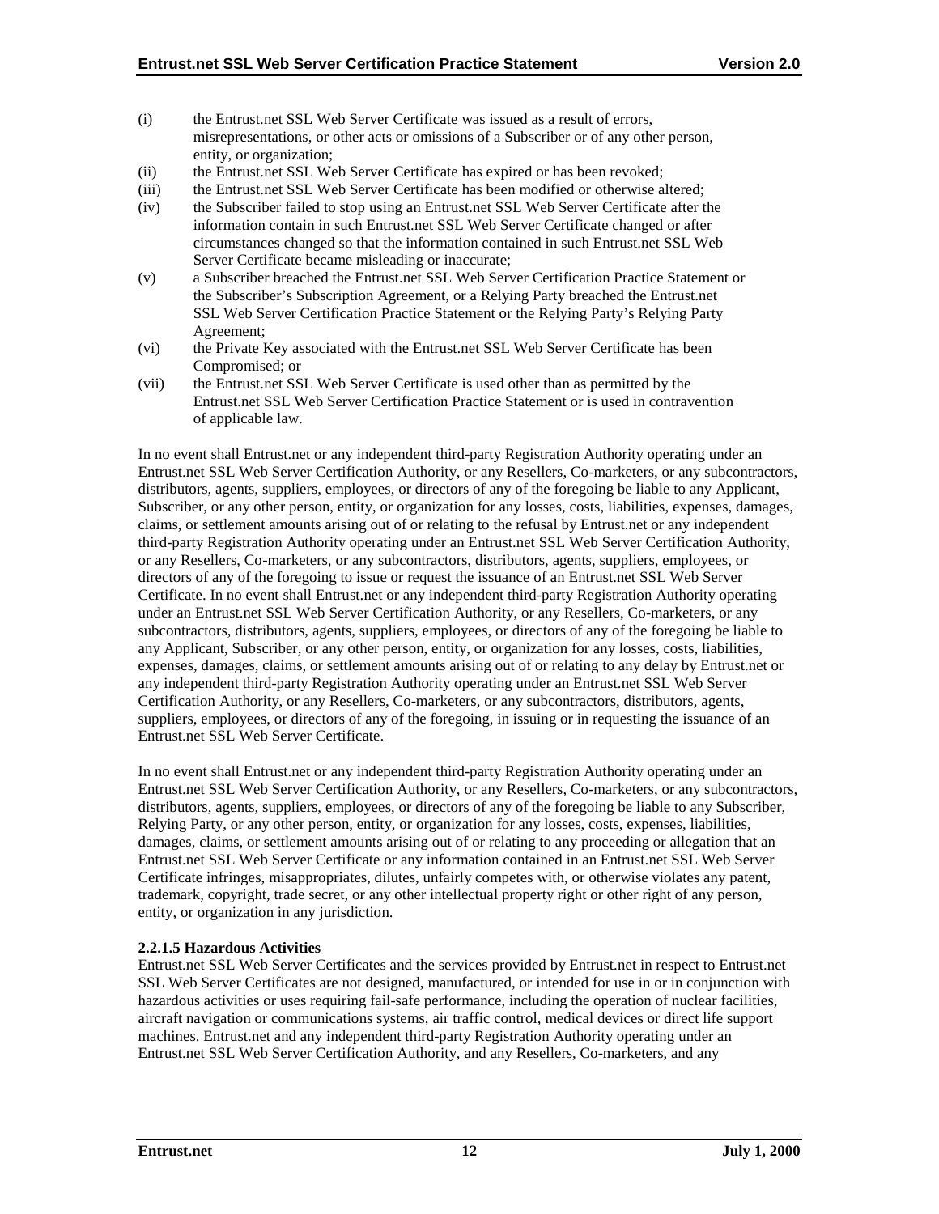(i) the Entrust.net SSL Web Server Certificate was issued as a result of errors, misrepresentations, or other acts or omissions of a Subscriber or of any other person, entity, or organization;

(ii) the Entrust.net SSL Web Server Certificate has expired or has been revoked;

(iii) the Entrust.net SSL Web Server Certificate has been modified or otherwise altered;

(iv) the Subscriber failed to stop using an Entrust.net SSL Web Server Certificate after the information contain in such Entrust.net SSL Web Server Certificate changed or after circumstances changed so that the information contained in such Entrust.net SSL Web Server Certificate became misleading or inaccurate;

(v) a Subscriber breached the Entrust.net SSL Web Server Certification Practice Statement or the Subscriber's Subscription Agreement, or a Relying Party breached the Entrust.net SSL Web Server Certification Practice Statement or the Relying Party's Relying Party Agreement;

(vi) the Private Key associated with the Entrust.net SSL Web Server Certificate has been Compromised; or

(vii) the Entrust.net SSL Web Server Certificate is used other than as permitted by the Entrust.net SSL Web Server Certification Practice Statement or is used in contravention of applicable law.

In no event shall Entrust.net or any independent third-party Registration Authority operating under an Entrust.net SSL Web Server Certification Authority, or any Resellers, Co-marketers, or any subcontractors, distributors, agents, suppliers, employees, or directors of any of the foregoing be liable to any Applicant, Subscriber, or any other person, entity, or organization for any losses, costs, liabilities, expenses, damages, claims, or settlement amounts arising out of or relating to the refusal by Entrust.net or any independent third-party Registration Authority operating under an Entrust.net SSL Web Server Certification Authority, or any Resellers, Co-marketers, or any subcontractors, distributors, agents, suppliers, employees, or directors of any of the foregoing to issue or request the issuance of an Entrust.net SSL Web Server Certificate. In no event shall Entrust.net or any independent third-party Registration Authority operating under an Entrust.net SSL Web Server Certification Authority, or any Resellers, Co-marketers, or any subcontractors, distributors, agents, suppliers, employees, or directors of any of the foregoing be liable to any Applicant, Subscriber, or any other person, entity, or organization for any losses, costs, liabilities, expenses, damages, claims, or settlement amounts arising out of or relating to any delay by Entrust.net or any independent third-party Registration Authority operating under an Entrust.net SSL Web Server Certification Authority, or any Resellers, Co-marketers, or any subcontractors, distributors, agents, suppliers, employees, or directors of any of the foregoing, in issuing or in requesting the issuance of an Entrust.net SSL Web Server Certificate.

In no event shall Entrust.net or any independent third-party Registration Authority operating under an Entrust.net SSL Web Server Certification Authority, or any Resellers, Co-marketers, or any subcontractors, distributors, agents, suppliers, employees, or directors of any of the foregoing be liable to any Subscriber, Relying Party, or any other person, entity, or organization for any losses, costs, expenses, liabilities, damages, claims, or settlement amounts arising out of or relating to any proceeding or allegation that an Entrust.net SSL Web Server Certificate or any information contained in an Entrust.net SSL Web Server Certificate infringes, misappropriates, dilutes, unfairly competes with, or otherwise violates any patent, trademark, copyright, trade secret, or any other intellectual property right or other right of any person, entity, or organization in any jurisdiction.

#### 2.2.1.5 Hazardous Activities

Entrust.net SSL Web Server Certificates and the services provided by Entrust.net in respect to Entrust.net SSL Web Server Certificates are not designed, manufactured, or intended for use in or in conjunction with hazardous activities or uses requiring fail-safe performance, including the operation of nuclear facilities, aircraft navigation or communications systems, air traffic control, medical devices or direct life support machines. Entrust.net and any independent third-party Registration Authority operating under an Entrust.net SSL Web Server Certification Authority, and any Resellers, Co-marketers, and any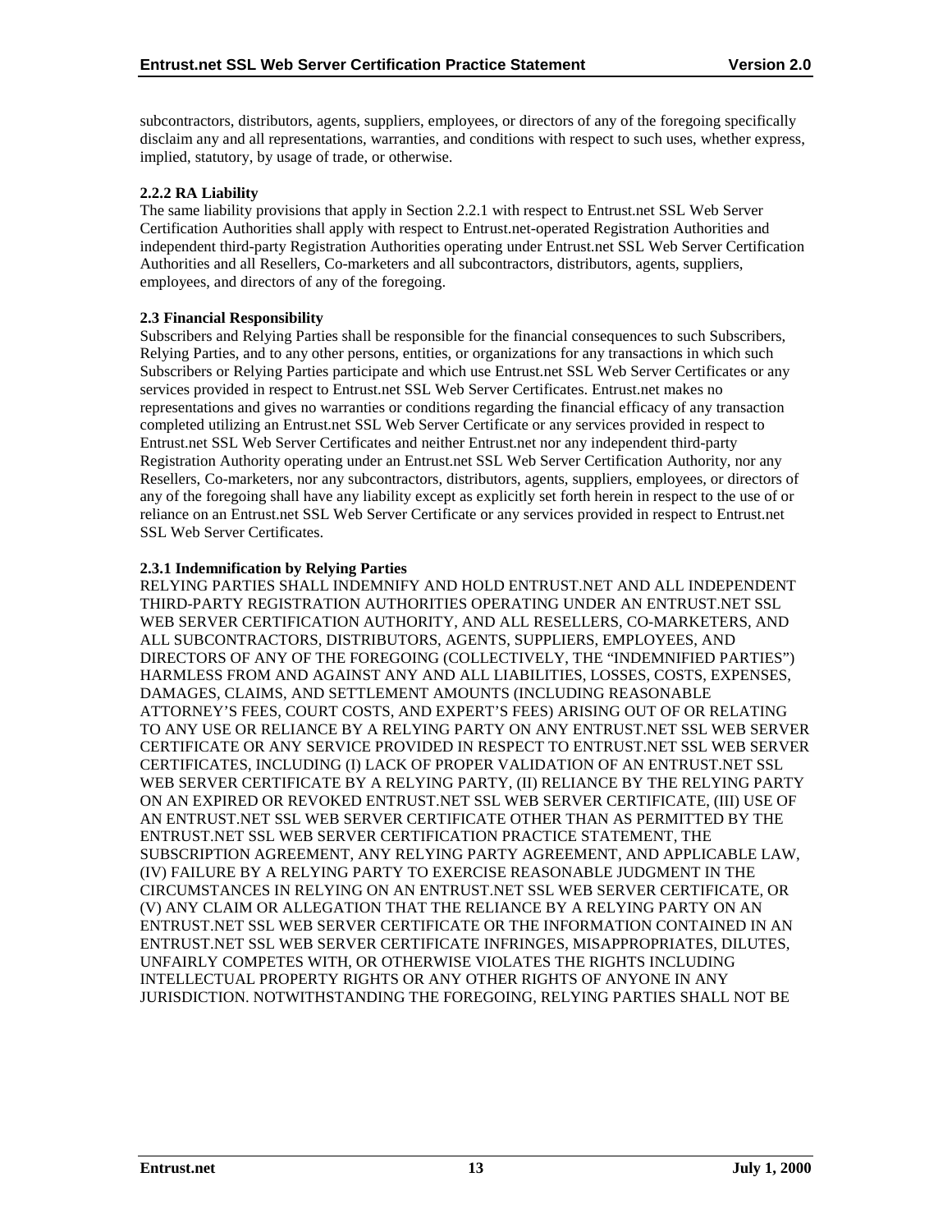subcontractors, distributors, agents, suppliers, employees, or directors of any of the foregoing specifically disclaim any and all representations, warranties, and conditions with respect to such uses, whether express, implied, statutory, by usage of trade, or otherwise.

**2.2.2 RA Liability**

The same liability provisions that apply in Section 2.2.1 with respect to Entrust.net SSL Web Server Certification Authorities shall apply with respect to Entrust.net-operated Registration Authorities and independent third-party Registration Authorities operating under Entrust.net SSL Web Server Certification Authorities and all Resellers, Co-marketers and all subcontractors, distributors, agents, suppliers, employees, and directors of any of the foregoing.

**2.3 Financial Responsibility**

Subscribers and Relying Parties shall be responsible for the financial consequences to such Subscribers, Relying Parties, and to any other persons, entities, or organizations for any transactions in which such Subscribers or Relying Parties participate and which use Entrust.net SSL Web Server Certificates or any services provided in respect to Entrust.net SSL Web Server Certificates. Entrust.net makes no representations and gives no warranties or conditions regarding the financial efficacy of any transaction completed utilizing an Entrust.net SSL Web Server Certificate or any services provided in respect to Entrust.net SSL Web Server Certificates and neither Entrust.net nor any independent third-party Registration Authority operating under an Entrust.net SSL Web Server Certification Authority, nor any Resellers, Co-marketers, nor any subcontractors, distributors, agents, suppliers, employees, or directors of any of the foregoing shall have any liability except as explicitly set forth herein in respect to the use of or reliance on an Entrust.net SSL Web Server Certificate or any services provided in respect to Entrust.net SSL Web Server Certificates.

**2.3.1 Indemnification by Relying Parties**

RELYING PARTIES SHALL INDEMNIFY AND HOLD ENTRUST.NET AND ALL INDEPENDENT THIRD-PARTY REGISTRATION AUTHORITIES OPERATING UNDER AN ENTRUST.NET SSL WEB SERVER CERTIFICATION AUTHORITY, AND ALL RESELLERS, CO-MARKETERS, AND ALL SUBCONTRACTORS, DISTRIBUTORS, AGENTS, SUPPLIERS, EMPLOYEES, AND DIRECTORS OF ANY OF THE FOREGOING (COLLECTIVELY, THE "INDEMNIFIED PARTIES") HARMLESS FROM AND AGAINST ANY AND ALL LIABILITIES, LOSSES, COSTS, EXPENSES, DAMAGES, CLAIMS, AND SETTLEMENT AMOUNTS (INCLUDING REASONABLE ATTORNEY'S FEES, COURT COSTS, AND EXPERT'S FEES) ARISING OUT OF OR RELATING TO ANY USE OR RELIANCE BY A RELYING PARTY ON ANY ENTRUST.NET SSL WEB SERVER CERTIFICATE OR ANY SERVICE PROVIDED IN RESPECT TO ENTRUST.NET SSL WEB SERVER CERTIFICATES, INCLUDING (I) LACK OF PROPER VALIDATION OF AN ENTRUST.NET SSL WEB SERVER CERTIFICATE BY A RELYING PARTY, (II) RELIANCE BY THE RELYING PARTY ON AN EXPIRED OR REVOKED ENTRUST.NET SSL WEB SERVER CERTIFICATE, (III) USE OF AN ENTRUST.NET SSL WEB SERVER CERTIFICATE OTHER THAN AS PERMITTED BY THE ENTRUST.NET SSL WEB SERVER CERTIFICATION PRACTICE STATEMENT, THE SUBSCRIPTION AGREEMENT, ANY RELYING PARTY AGREEMENT, AND APPLICABLE LAW, (IV) FAILURE BY A RELYING PARTY TO EXERCISE REASONABLE JUDGMENT IN THE CIRCUMSTANCES IN RELYING ON AN ENTRUST.NET SSL WEB SERVER CERTIFICATE, OR (V) ANY CLAIM OR ALLEGATION THAT THE RELIANCE BY A RELYING PARTY ON AN ENTRUST.NET SSL WEB SERVER CERTIFICATE OR THE INFORMATION CONTAINED IN AN ENTRUST.NET SSL WEB SERVER CERTIFICATE INFRINGES, MISAPPROPRIATES, DILUTES, UNFAIRLY COMPETES WITH, OR OTHERWISE VIOLATES THE RIGHTS INCLUDING INTELLECTUAL PROPERTY RIGHTS OR ANY OTHER RIGHTS OF ANYONE IN ANY JURISDICTION. NOTWITHSTANDING THE FOREGOING, RELYING PARTIES SHALL NOT BE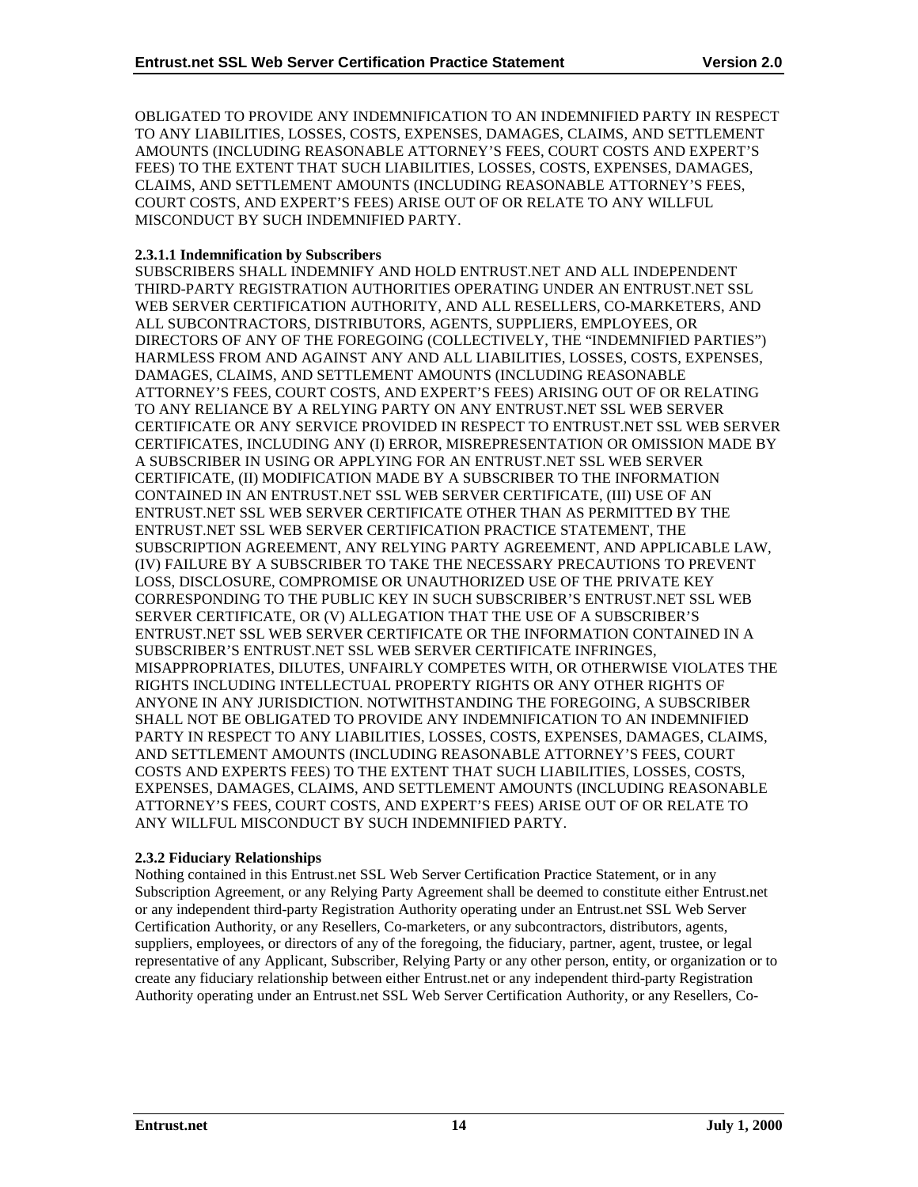OBLIGATED TO PROVIDE ANY INDEMNIFICATION TO AN INDEMNIFIED PARTY IN RESPECT TO ANY LIABILITIES, LOSSES, COSTS, EXPENSES, DAMAGES, CLAIMS, AND SETTLEMENT AMOUNTS (INCLUDING REASONABLE ATTORNEY'S FEES, COURT COSTS AND EXPERT'S FEES) TO THE EXTENT THAT SUCH LIABILITIES, LOSSES, COSTS, EXPENSES, DAMAGES, CLAIMS, AND SETTLEMENT AMOUNTS (INCLUDING REASONABLE ATTORNEY'S FEES, COURT COSTS, AND EXPERT'S FEES) ARISE OUT OF OR RELATE TO ANY WILLFUL MISCONDUCT BY SUCH INDEMNIFIED PARTY.

**2.3.1.1 Indemnification by Subscribers**

SUBSCRIBERS SHALL INDEMNIFY AND HOLD ENTRUST.NET AND ALL INDEPENDENT THIRD-PARTY REGISTRATION AUTHORITIES OPERATING UNDER AN ENTRUST.NET SSL WEB SERVER CERTIFICATION AUTHORITY, AND ALL RESELLERS, CO-MARKETERS, AND ALL SUBCONTRACTORS, DISTRIBUTORS, AGENTS, SUPPLIERS, EMPLOYEES, OR DIRECTORS OF ANY OF THE FOREGOING (COLLECTIVELY, THE "INDEMNIFIED PARTIES") HARMLESS FROM AND AGAINST ANY AND ALL LIABILITIES, LOSSES, COSTS, EXPENSES, DAMAGES, CLAIMS, AND SETTLEMENT AMOUNTS (INCLUDING REASONABLE ATTORNEY'S FEES, COURT COSTS, AND EXPERT'S FEES) ARISING OUT OF OR RELATING TO ANY RELIANCE BY A RELYING PARTY ON ANY ENTRUST.NET SSL WEB SERVER CERTIFICATE OR ANY SERVICE PROVIDED IN RESPECT TO ENTRUST.NET SSL WEB SERVER CERTIFICATES, INCLUDING ANY (I) ERROR, MISREPRESENTATION OR OMISSION MADE BY A SUBSCRIBER IN USING OR APPLYING FOR AN ENTRUST.NET SSL WEB SERVER CERTIFICATE, (II) MODIFICATION MADE BY A SUBSCRIBER TO THE INFORMATION CONTAINED IN AN ENTRUST.NET SSL WEB SERVER CERTIFICATE, (III) USE OF AN ENTRUST.NET SSL WEB SERVER CERTIFICATE OTHER THAN AS PERMITTED BY THE ENTRUST.NET SSL WEB SERVER CERTIFICATION PRACTICE STATEMENT, THE SUBSCRIPTION AGREEMENT, ANY RELYING PARTY AGREEMENT, AND APPLICABLE LAW, (IV) FAILURE BY A SUBSCRIBER TO TAKE THE NECESSARY PRECAUTIONS TO PREVENT LOSS, DISCLOSURE, COMPROMISE OR UNAUTHORIZED USE OF THE PRIVATE KEY CORRESPONDING TO THE PUBLIC KEY IN SUCH SUBSCRIBER'S ENTRUST.NET SSL WEB SERVER CERTIFICATE, OR (V) ALLEGATION THAT THE USE OF A SUBSCRIBER'S ENTRUST.NET SSL WEB SERVER CERTIFICATE OR THE INFORMATION CONTAINED IN A SUBSCRIBER'S ENTRUST.NET SSL WEB SERVER CERTIFICATE INFRINGES, MISAPPROPRIATES, DILUTES, UNFAIRLY COMPETES WITH, OR OTHERWISE VIOLATES THE RIGHTS INCLUDING INTELLECTUAL PROPERTY RIGHTS OR ANY OTHER RIGHTS OF ANYONE IN ANY JURISDICTION. NOTWITHSTANDING THE FOREGOING, A SUBSCRIBER SHALL NOT BE OBLIGATED TO PROVIDE ANY INDEMNIFICATION TO AN INDEMNIFIED PARTY IN RESPECT TO ANY LIABILITIES, LOSSES, COSTS, EXPENSES, DAMAGES, CLAIMS, AND SETTLEMENT AMOUNTS (INCLUDING REASONABLE ATTORNEY'S FEES, COURT COSTS AND EXPERTS FEES) TO THE EXTENT THAT SUCH LIABILITIES, LOSSES, COSTS, EXPENSES, DAMAGES, CLAIMS, AND SETTLEMENT AMOUNTS (INCLUDING REASONABLE ATTORNEY'S FEES, COURT COSTS, AND EXPERT'S FEES) ARISE OUT OF OR RELATE TO ANY WILLFUL MISCONDUCT BY SUCH INDEMNIFIED PARTY.

**2.3.2 Fiduciary Relationships**

Nothing contained in this Entrust.net SSL Web Server Certification Practice Statement, or in any Subscription Agreement, or any Relying Party Agreement shall be deemed to constitute either Entrust.net or any independent third-party Registration Authority operating under an Entrust.net SSL Web Server Certification Authority, or any Resellers, Co-marketers, or any subcontractors, distributors, agents, suppliers, employees, or directors of any of the foregoing, the fiduciary, partner, agent, trustee, or legal representative of any Applicant, Subscriber, Relying Party or any other person, entity, or organization or to create any fiduciary relationship between either Entrust.net or any independent third-party Registration Authority operating under an Entrust.net SSL Web Server Certification Authority, or any Resellers, Co-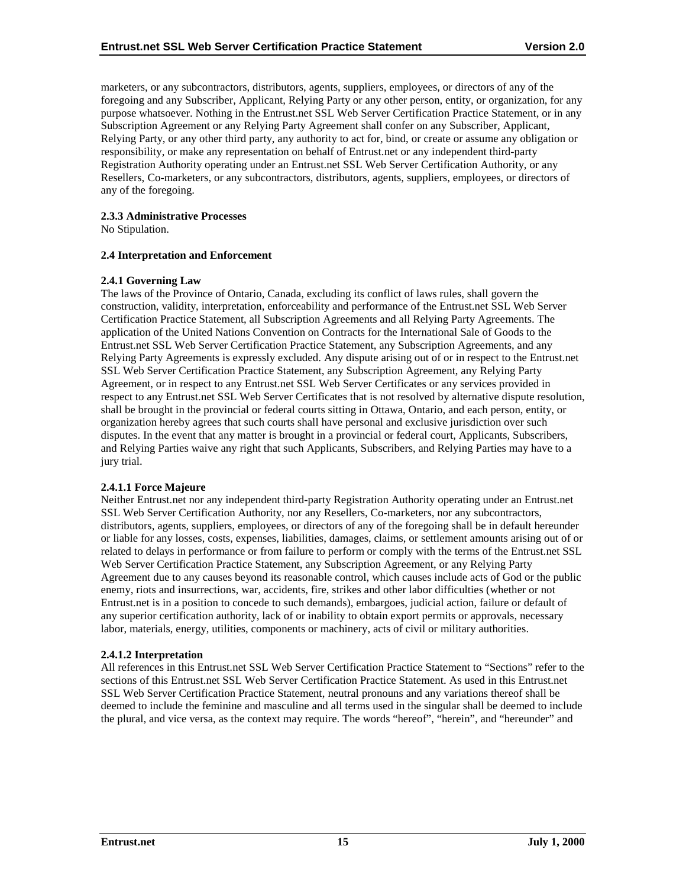marketers, or any subcontractors, distributors, agents, suppliers, employees, or directors of any of the foregoing and any Subscriber, Applicant, Relying Party or any other person, entity, or organization, for any purpose whatsoever. Nothing in the Entrust.net SSL Web Server Certification Practice Statement, or in any Subscription Agreement or any Relying Party Agreement shall confer on any Subscriber, Applicant, Relying Party, or any other third party, any authority to act for, bind, or create or assume any obligation or responsibility, or make any representation on behalf of Entrust.net or any independent third-party Registration Authority operating under an Entrust.net SSL Web Server Certification Authority, or any Resellers, Co-marketers, or any subcontractors, distributors, agents, suppliers, employees, or directors of any of the foregoing.

#### 2.3.3 Administrative Processes

No Stipulation.

### 2.4 Interpretation and Enforcement

#### 2.4.1 Governing Law

The laws of the Province of Ontario, Canada, excluding its conflict of laws rules, shall govern the construction, validity, interpretation, enforceability and performance of the Entrust.net SSL Web Server Certification Practice Statement, all Subscription Agreements and all Relying Party Agreements. The application of the United Nations Convention on Contracts for the International Sale of Goods to the Entrust.net SSL Web Server Certification Practice Statement, any Subscription Agreements, and any Relying Party Agreements is expressly excluded. Any dispute arising out of or in respect to the Entrust.net SSL Web Server Certification Practice Statement, any Subscription Agreement, any Relying Party Agreement, or in respect to any Entrust.net SSL Web Server Certificates or any services provided in respect to any Entrust.net SSL Web Server Certificates that is not resolved by alternative dispute resolution, shall be brought in the provincial or federal courts sitting in Ottawa, Ontario, and each person, entity, or organization hereby agrees that such courts shall have personal and exclusive jurisdiction over such disputes. In the event that any matter is brought in a provincial or federal court, Applicants, Subscribers, and Relying Parties waive any right that such Applicants, Subscribers, and Relying Parties may have to a jury trial.

##### 2.4.1.1 Force Majeure

Neither Entrust.net nor any independent third-party Registration Authority operating under an Entrust.net SSL Web Server Certification Authority, nor any Resellers, Co-marketers, nor any subcontractors, distributors, agents, suppliers, employees, or directors of any of the foregoing shall be in default hereunder or liable for any losses, costs, expenses, liabilities, damages, claims, or settlement amounts arising out of or related to delays in performance or from failure to perform or comply with the terms of the Entrust.net SSL Web Server Certification Practice Statement, any Subscription Agreement, or any Relying Party Agreement due to any causes beyond its reasonable control, which causes include acts of God or the public enemy, riots and insurrections, war, accidents, fire, strikes and other labor difficulties (whether or not Entrust.net is in a position to concede to such demands), embargoes, judicial action, failure or default of any superior certification authority, lack of or inability to obtain export permits or approvals, necessary labor, materials, energy, utilities, components or machinery, acts of civil or military authorities.

##### 2.4.1.2 Interpretation

All references in this Entrust.net SSL Web Server Certification Practice Statement to "Sections" refer to the sections of this Entrust.net SSL Web Server Certification Practice Statement. As used in this Entrust.net SSL Web Server Certification Practice Statement, neutral pronouns and any variations thereof shall be deemed to include the feminine and masculine and all terms used in the singular shall be deemed to include the plural, and vice versa, as the context may require. The words "hereof", "herein", and "hereunder" and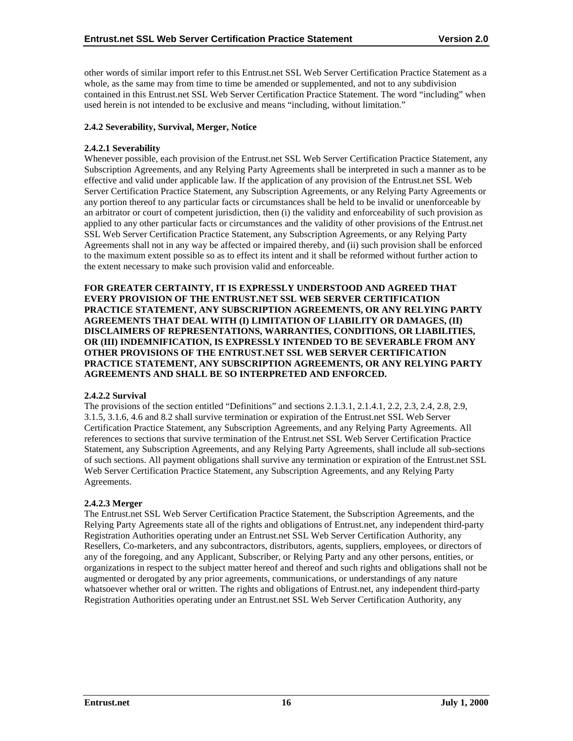other words of similar import refer to this Entrust.net SSL Web Server Certification Practice Statement as a whole, as the same may from time to time be amended or supplemented, and not to any subdivision contained in this Entrust.net SSL Web Server Certification Practice Statement. The word "including" when used herein is not intended to be exclusive and means "including, without limitation."

### 2.4.2 Severability, Survival, Merger, Notice

#### 2.4.2.1 Severability

Whenever possible, each provision of the Entrust.net SSL Web Server Certification Practice Statement, any Subscription Agreements, and any Relying Party Agreements shall be interpreted in such a manner as to be effective and valid under applicable law. If the application of any provision of the Entrust.net SSL Web Server Certification Practice Statement, any Subscription Agreements, or any Relying Party Agreements or any portion thereof to any particular facts or circumstances shall be held to be invalid or unenforceable by an arbitrator or court of competent jurisdiction, then (i) the validity and enforceability of such provision as applied to any other particular facts or circumstances and the validity of other provisions of the Entrust.net SSL Web Server Certification Practice Statement, any Subscription Agreements, or any Relying Party Agreements shall not in any way be affected or impaired thereby, and (ii) such provision shall be enforced to the maximum extent possible so as to effect its intent and it shall be reformed without further action to the extent necessary to make such provision valid and enforceable.

**FOR GREATER CERTAINTY, IT IS EXPRESSLY UNDERSTOOD AND AGREED THAT EVERY PROVISION OF THE ENTRUST.NET SSL WEB SERVER CERTIFICATION PRACTICE STATEMENT, ANY SUBSCRIPTION AGREEMENTS, OR ANY RELYING PARTY AGREEMENTS THAT DEAL WITH (I) LIMITATION OF LIABILITY OR DAMAGES, (II) DISCLAIMERS OF REPRESENTATIONS, WARRANTIES, CONDITIONS, OR LIABILITIES, OR (III) INDEMNIFICATION, IS EXPRESSLY INTENDED TO BE SEVERABLE FROM ANY OTHER PROVISIONS OF THE ENTRUST.NET SSL WEB SERVER CERTIFICATION PRACTICE STATEMENT, ANY SUBSCRIPTION AGREEMENTS, OR ANY RELYING PARTY AGREEMENTS AND SHALL BE SO INTERPRETED AND ENFORCED.**

#### 2.4.2.2 Survival

The provisions of the section entitled "Definitions" and sections 2.1.3.1, 2.1.4.1, 2.2, 2.3, 2.4, 2.8, 2.9, 3.1.5, 3.1.6, 4.6 and 8.2 shall survive termination or expiration of the Entrust.net SSL Web Server Certification Practice Statement, any Subscription Agreements, and any Relying Party Agreements. All references to sections that survive termination of the Entrust.net SSL Web Server Certification Practice Statement, any Subscription Agreements, and any Relying Party Agreements, shall include all sub-sections of such sections. All payment obligations shall survive any termination or expiration of the Entrust.net SSL Web Server Certification Practice Statement, any Subscription Agreements, and any Relying Party Agreements.

#### 2.4.2.3 Merger

The Entrust.net SSL Web Server Certification Practice Statement, the Subscription Agreements, and the Relying Party Agreements state all of the rights and obligations of Entrust.net, any independent third-party Registration Authorities operating under an Entrust.net SSL Web Server Certification Authority, any Resellers, Co-marketers, and any subcontractors, distributors, agents, suppliers, employees, or directors of any of the foregoing, and any Applicant, Subscriber, or Relying Party and any other persons, entities, or organizations in respect to the subject matter hereof and thereof and such rights and obligations shall not be augmented or derogated by any prior agreements, communications, or understandings of any nature whatsoever whether oral or written. The rights and obligations of Entrust.net, any independent third-party Registration Authorities operating under an Entrust.net SSL Web Server Certification Authority, any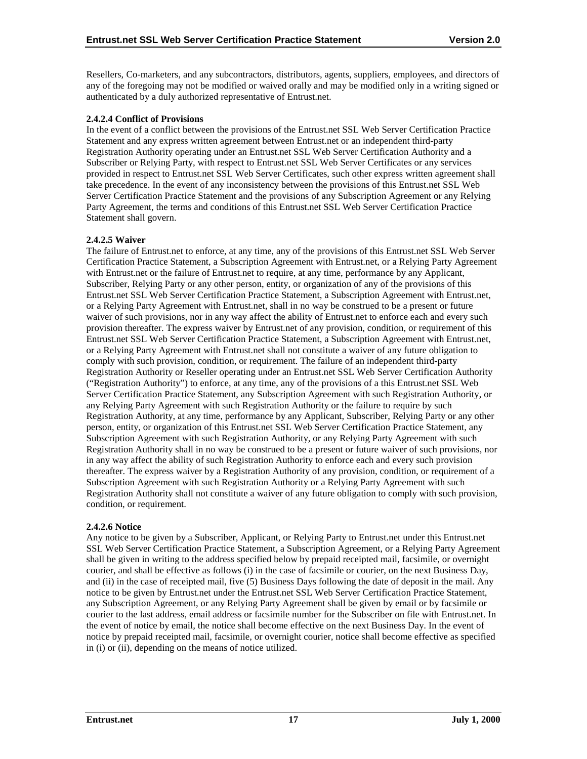Resellers, Co-marketers, and any subcontractors, distributors, agents, suppliers, employees, and directors of any of the foregoing may not be modified or waived orally and may be modified only in a writing signed or authenticated by a duly authorized representative of Entrust.net.

#### 2.4.2.4 Conflict of Provisions

In the event of a conflict between the provisions of the Entrust.net SSL Web Server Certification Practice Statement and any express written agreement between Entrust.net or an independent third-party Registration Authority operating under an Entrust.net SSL Web Server Certification Authority and a Subscriber or Relying Party, with respect to Entrust.net SSL Web Server Certificates or any services provided in respect to Entrust.net SSL Web Server Certificates, such other express written agreement shall take precedence. In the event of any inconsistency between the provisions of this Entrust.net SSL Web Server Certification Practice Statement and the provisions of any Subscription Agreement or any Relying Party Agreement, the terms and conditions of this Entrust.net SSL Web Server Certification Practice Statement shall govern.

#### 2.4.2.5 Waiver

The failure of Entrust.net to enforce, at any time, any of the provisions of this Entrust.net SSL Web Server Certification Practice Statement, a Subscription Agreement with Entrust.net, or a Relying Party Agreement with Entrust.net or the failure of Entrust.net to require, at any time, performance by any Applicant, Subscriber, Relying Party or any other person, entity, or organization of any of the provisions of this Entrust.net SSL Web Server Certification Practice Statement, a Subscription Agreement with Entrust.net, or a Relying Party Agreement with Entrust.net, shall in no way be construed to be a present or future waiver of such provisions, nor in any way affect the ability of Entrust.net to enforce each and every such provision thereafter. The express waiver by Entrust.net of any provision, condition, or requirement of this Entrust.net SSL Web Server Certification Practice Statement, a Subscription Agreement with Entrust.net, or a Relying Party Agreement with Entrust.net shall not constitute a waiver of any future obligation to comply with such provision, condition, or requirement. The failure of an independent third-party Registration Authority or Reseller operating under an Entrust.net SSL Web Server Certification Authority ("Registration Authority") to enforce, at any time, any of the provisions of a this Entrust.net SSL Web Server Certification Practice Statement, any Subscription Agreement with such Registration Authority, or any Relying Party Agreement with such Registration Authority or the failure to require by such Registration Authority, at any time, performance by any Applicant, Subscriber, Relying Party or any other person, entity, or organization of this Entrust.net SSL Web Server Certification Practice Statement, any Subscription Agreement with such Registration Authority, or any Relying Party Agreement with such Registration Authority shall in no way be construed to be a present or future waiver of such provisions, nor in any way affect the ability of such Registration Authority to enforce each and every such provision thereafter. The express waiver by a Registration Authority of any provision, condition, or requirement of a Subscription Agreement with such Registration Authority or a Relying Party Agreement with such Registration Authority shall not constitute a waiver of any future obligation to comply with such provision, condition, or requirement.

#### 2.4.2.6 Notice

Any notice to be given by a Subscriber, Applicant, or Relying Party to Entrust.net under this Entrust.net SSL Web Server Certification Practice Statement, a Subscription Agreement, or a Relying Party Agreement shall be given in writing to the address specified below by prepaid receipted mail, facsimile, or overnight courier, and shall be effective as follows (i) in the case of facsimile or courier, on the next Business Day, and (ii) in the case of receipted mail, five (5) Business Days following the date of deposit in the mail. Any notice to be given by Entrust.net under the Entrust.net SSL Web Server Certification Practice Statement, any Subscription Agreement, or any Relying Party Agreement shall be given by email or by facsimile or courier to the last address, email address or facsimile number for the Subscriber on file with Entrust.net. In the event of notice by email, the notice shall become effective on the next Business Day. In the event of notice by prepaid receipted mail, facsimile, or overnight courier, notice shall become effective as specified in (i) or (ii), depending on the means of notice utilized.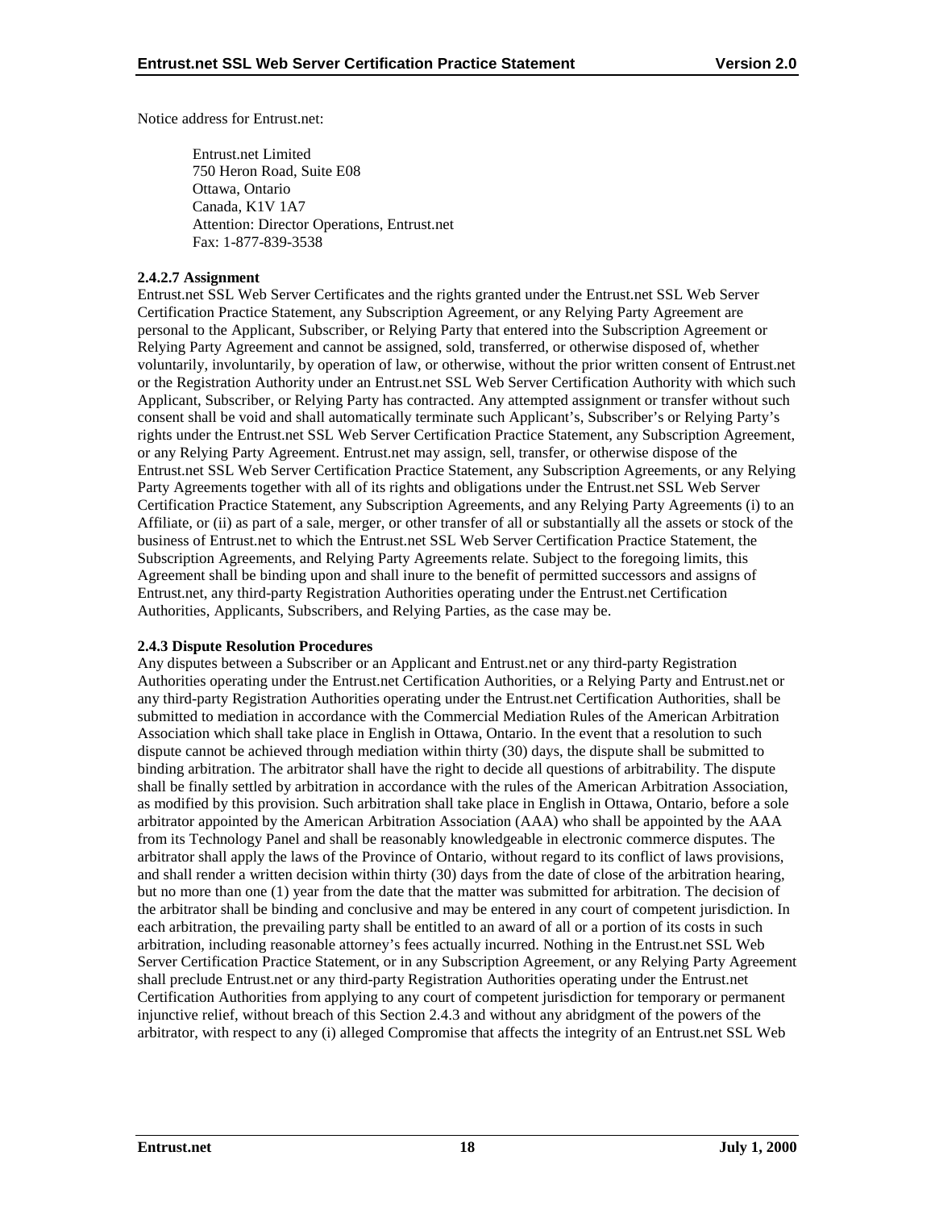Notice address for Entrust.net:

> Entrust.net Limited
> 750 Heron Road, Suite E08
> Ottawa, Ontario
> Canada, K1V 1A7
> Attention: Director Operations, Entrust.net
> Fax: 1-877-839-3538

**2.4.2.7 Assignment**

Entrust.net SSL Web Server Certificates and the rights granted under the Entrust.net SSL Web Server Certification Practice Statement, any Subscription Agreement, or any Relying Party Agreement are personal to the Applicant, Subscriber, or Relying Party that entered into the Subscription Agreement or Relying Party Agreement and cannot be assigned, sold, transferred, or otherwise disposed of, whether voluntarily, involuntarily, by operation of law, or otherwise, without the prior written consent of Entrust.net or the Registration Authority under an Entrust.net SSL Web Server Certification Authority with which such Applicant, Subscriber, or Relying Party has contracted. Any attempted assignment or transfer without such consent shall be void and shall automatically terminate such Applicant's, Subscriber's or Relying Party's rights under the Entrust.net SSL Web Server Certification Practice Statement, any Subscription Agreement, or any Relying Party Agreement. Entrust.net may assign, sell, transfer, or otherwise dispose of the Entrust.net SSL Web Server Certification Practice Statement, any Subscription Agreements, or any Relying Party Agreements together with all of its rights and obligations under the Entrust.net SSL Web Server Certification Practice Statement, any Subscription Agreements, and any Relying Party Agreements (i) to an Affiliate, or (ii) as part of a sale, merger, or other transfer of all or substantially all the assets or stock of the business of Entrust.net to which the Entrust.net SSL Web Server Certification Practice Statement, the Subscription Agreements, and Relying Party Agreements relate. Subject to the foregoing limits, this Agreement shall be binding upon and shall inure to the benefit of permitted successors and assigns of Entrust.net, any third-party Registration Authorities operating under the Entrust.net Certification Authorities, Applicants, Subscribers, and Relying Parties, as the case may be.

**2.4.3 Dispute Resolution Procedures**

Any disputes between a Subscriber or an Applicant and Entrust.net or any third-party Registration Authorities operating under the Entrust.net Certification Authorities, or a Relying Party and Entrust.net or any third-party Registration Authorities operating under the Entrust.net Certification Authorities, shall be submitted to mediation in accordance with the Commercial Mediation Rules of the American Arbitration Association which shall take place in English in Ottawa, Ontario. In the event that a resolution to such dispute cannot be achieved through mediation within thirty (30) days, the dispute shall be submitted to binding arbitration. The arbitrator shall have the right to decide all questions of arbitrability. The dispute shall be finally settled by arbitration in accordance with the rules of the American Arbitration Association, as modified by this provision. Such arbitration shall take place in English in Ottawa, Ontario, before a sole arbitrator appointed by the American Arbitration Association (AAA) who shall be appointed by the AAA from its Technology Panel and shall be reasonably knowledgeable in electronic commerce disputes. The arbitrator shall apply the laws of the Province of Ontario, without regard to its conflict of laws provisions, and shall render a written decision within thirty (30) days from the date of close of the arbitration hearing, but no more than one (1) year from the date that the matter was submitted for arbitration. The decision of the arbitrator shall be binding and conclusive and may be entered in any court of competent jurisdiction. In each arbitration, the prevailing party shall be entitled to an award of all or a portion of its costs in such arbitration, including reasonable attorney's fees actually incurred. Nothing in the Entrust.net SSL Web Server Certification Practice Statement, or in any Subscription Agreement, or any Relying Party Agreement shall preclude Entrust.net or any third-party Registration Authorities operating under the Entrust.net Certification Authorities from applying to any court of competent jurisdiction for temporary or permanent injunctive relief, without breach of this Section 2.4.3 and without any abridgment of the powers of the arbitrator, with respect to any (i) alleged Compromise that affects the integrity of an Entrust.net SSL Web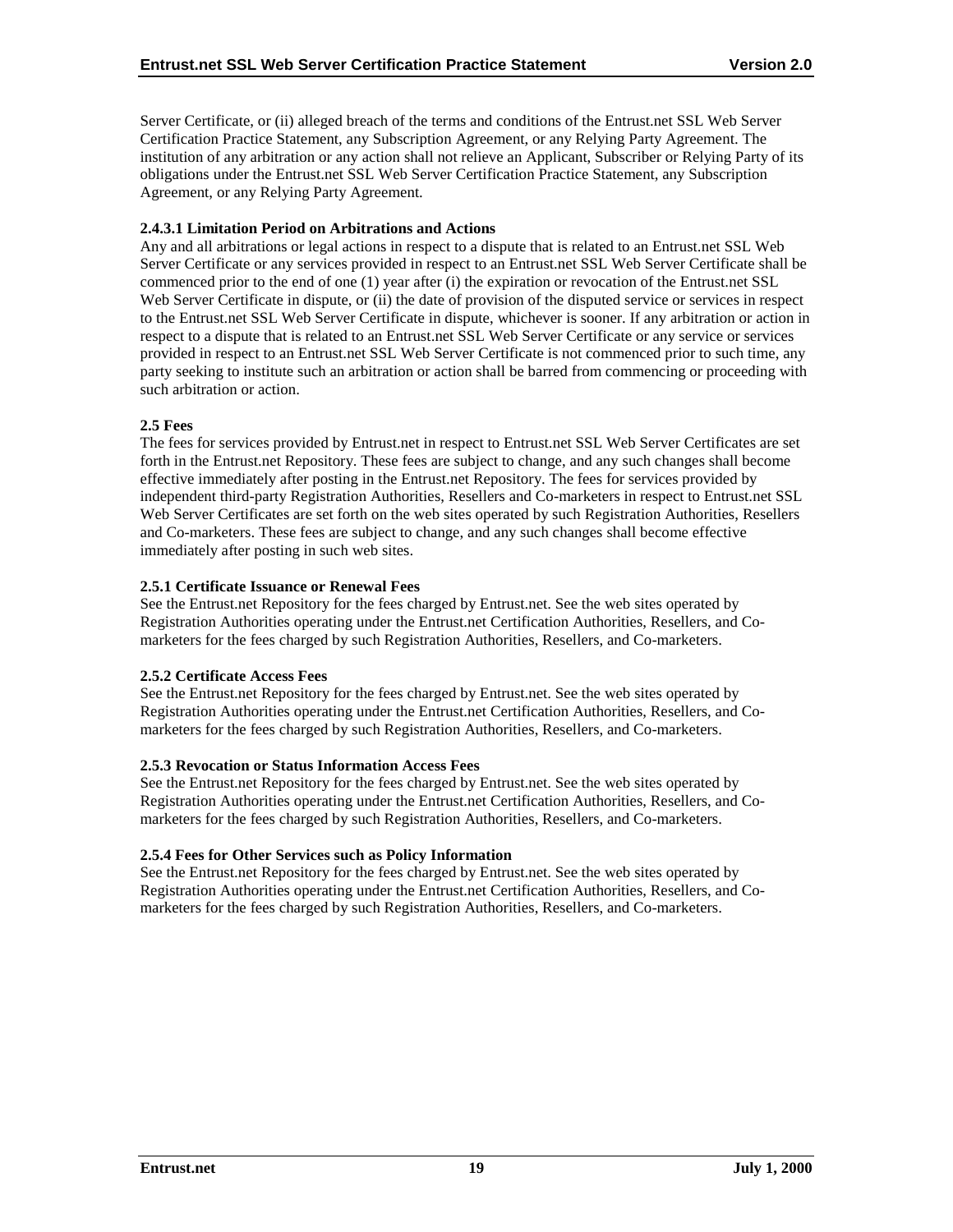Server Certificate, or (ii) alleged breach of the terms and conditions of the Entrust.net SSL Web Server Certification Practice Statement, any Subscription Agreement, or any Relying Party Agreement. The institution of any arbitration or any action shall not relieve an Applicant, Subscriber or Relying Party of its obligations under the Entrust.net SSL Web Server Certification Practice Statement, any Subscription Agreement, or any Relying Party Agreement.

#### 2.4.3.1 Limitation Period on Arbitrations and Actions

Any and all arbitrations or legal actions in respect to a dispute that is related to an Entrust.net SSL Web Server Certificate or any services provided in respect to an Entrust.net SSL Web Server Certificate shall be commenced prior to the end of one (1) year after (i) the expiration or revocation of the Entrust.net SSL Web Server Certificate in dispute, or (ii) the date of provision of the disputed service or services in respect to the Entrust.net SSL Web Server Certificate in dispute, whichever is sooner. If any arbitration or action in respect to a dispute that is related to an Entrust.net SSL Web Server Certificate or any service or services provided in respect to an Entrust.net SSL Web Server Certificate is not commenced prior to such time, any party seeking to institute such an arbitration or action shall be barred from commencing or proceeding with such arbitration or action.

### 2.5 Fees

The fees for services provided by Entrust.net in respect to Entrust.net SSL Web Server Certificates are set forth in the Entrust.net Repository. These fees are subject to change, and any such changes shall become effective immediately after posting in the Entrust.net Repository. The fees for services provided by independent third-party Registration Authorities, Resellers and Co-marketers in respect to Entrust.net SSL Web Server Certificates are set forth on the web sites operated by such Registration Authorities, Resellers and Co-marketers. These fees are subject to change, and any such changes shall become effective immediately after posting in such web sites.

#### 2.5.1 Certificate Issuance or Renewal Fees

See the Entrust.net Repository for the fees charged by Entrust.net. See the web sites operated by Registration Authorities operating under the Entrust.net Certification Authorities, Resellers, and Co-marketers for the fees charged by such Registration Authorities, Resellers, and Co-marketers.

#### 2.5.2 Certificate Access Fees

See the Entrust.net Repository for the fees charged by Entrust.net. See the web sites operated by Registration Authorities operating under the Entrust.net Certification Authorities, Resellers, and Co-marketers for the fees charged by such Registration Authorities, Resellers, and Co-marketers.

#### 2.5.3 Revocation or Status Information Access Fees

See the Entrust.net Repository for the fees charged by Entrust.net. See the web sites operated by Registration Authorities operating under the Entrust.net Certification Authorities, Resellers, and Co-marketers for the fees charged by such Registration Authorities, Resellers, and Co-marketers.

#### 2.5.4 Fees for Other Services such as Policy Information

See the Entrust.net Repository for the fees charged by Entrust.net. See the web sites operated by Registration Authorities operating under the Entrust.net Certification Authorities, Resellers, and Co-marketers for the fees charged by such Registration Authorities, Resellers, and Co-marketers.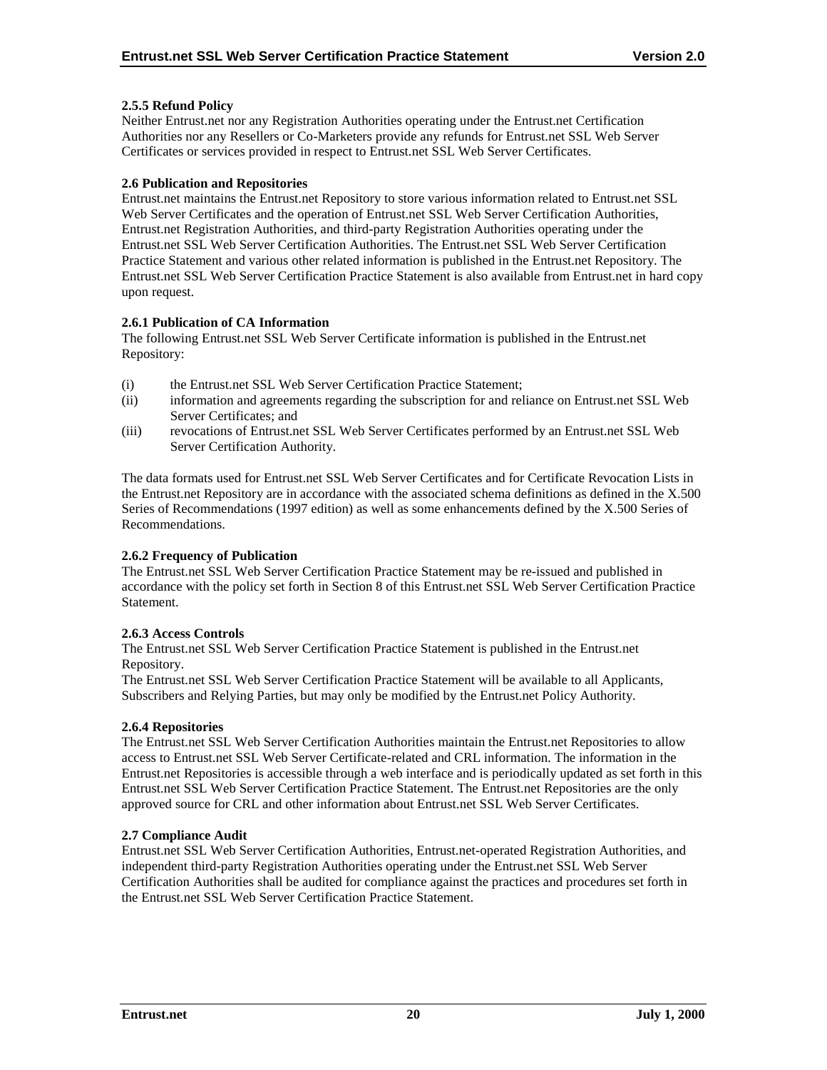### 2.5.5 Refund Policy

Neither Entrust.net nor any Registration Authorities operating under the Entrust.net Certification Authorities nor any Resellers or Co-Marketers provide any refunds for Entrust.net SSL Web Server Certificates or services provided in respect to Entrust.net SSL Web Server Certificates.

### 2.6 Publication and Repositories

Entrust.net maintains the Entrust.net Repository to store various information related to Entrust.net SSL Web Server Certificates and the operation of Entrust.net SSL Web Server Certification Authorities, Entrust.net Registration Authorities, and third-party Registration Authorities operating under the Entrust.net SSL Web Server Certification Authorities. The Entrust.net SSL Web Server Certification Practice Statement and various other related information is published in the Entrust.net Repository. The Entrust.net SSL Web Server Certification Practice Statement is also available from Entrust.net in hard copy upon request.

### 2.6.1 Publication of CA Information

The following Entrust.net SSL Web Server Certificate information is published in the Entrust.net Repository:

(i) the Entrust.net SSL Web Server Certification Practice Statement;

(ii) information and agreements regarding the subscription for and reliance on Entrust.net SSL Web Server Certificates; and

(iii) revocations of Entrust.net SSL Web Server Certificates performed by an Entrust.net SSL Web Server Certification Authority.

The data formats used for Entrust.net SSL Web Server Certificates and for Certificate Revocation Lists in the Entrust.net Repository are in accordance with the associated schema definitions as defined in the X.500 Series of Recommendations (1997 edition) as well as some enhancements defined by the X.500 Series of Recommendations.

### 2.6.2 Frequency of Publication

The Entrust.net SSL Web Server Certification Practice Statement may be re-issued and published in accordance with the policy set forth in Section 8 of this Entrust.net SSL Web Server Certification Practice Statement.

### 2.6.3 Access Controls

The Entrust.net SSL Web Server Certification Practice Statement is published in the Entrust.net Repository.

The Entrust.net SSL Web Server Certification Practice Statement will be available to all Applicants, Subscribers and Relying Parties, but may only be modified by the Entrust.net Policy Authority.

### 2.6.4 Repositories

The Entrust.net SSL Web Server Certification Authorities maintain the Entrust.net Repositories to allow access to Entrust.net SSL Web Server Certificate-related and CRL information. The information in the Entrust.net Repositories is accessible through a web interface and is periodically updated as set forth in this Entrust.net SSL Web Server Certification Practice Statement. The Entrust.net Repositories are the only approved source for CRL and other information about Entrust.net SSL Web Server Certificates.

### 2.7 Compliance Audit

Entrust.net SSL Web Server Certification Authorities, Entrust.net-operated Registration Authorities, and independent third-party Registration Authorities operating under the Entrust.net SSL Web Server Certification Authorities shall be audited for compliance against the practices and procedures set forth in the Entrust.net SSL Web Server Certification Practice Statement.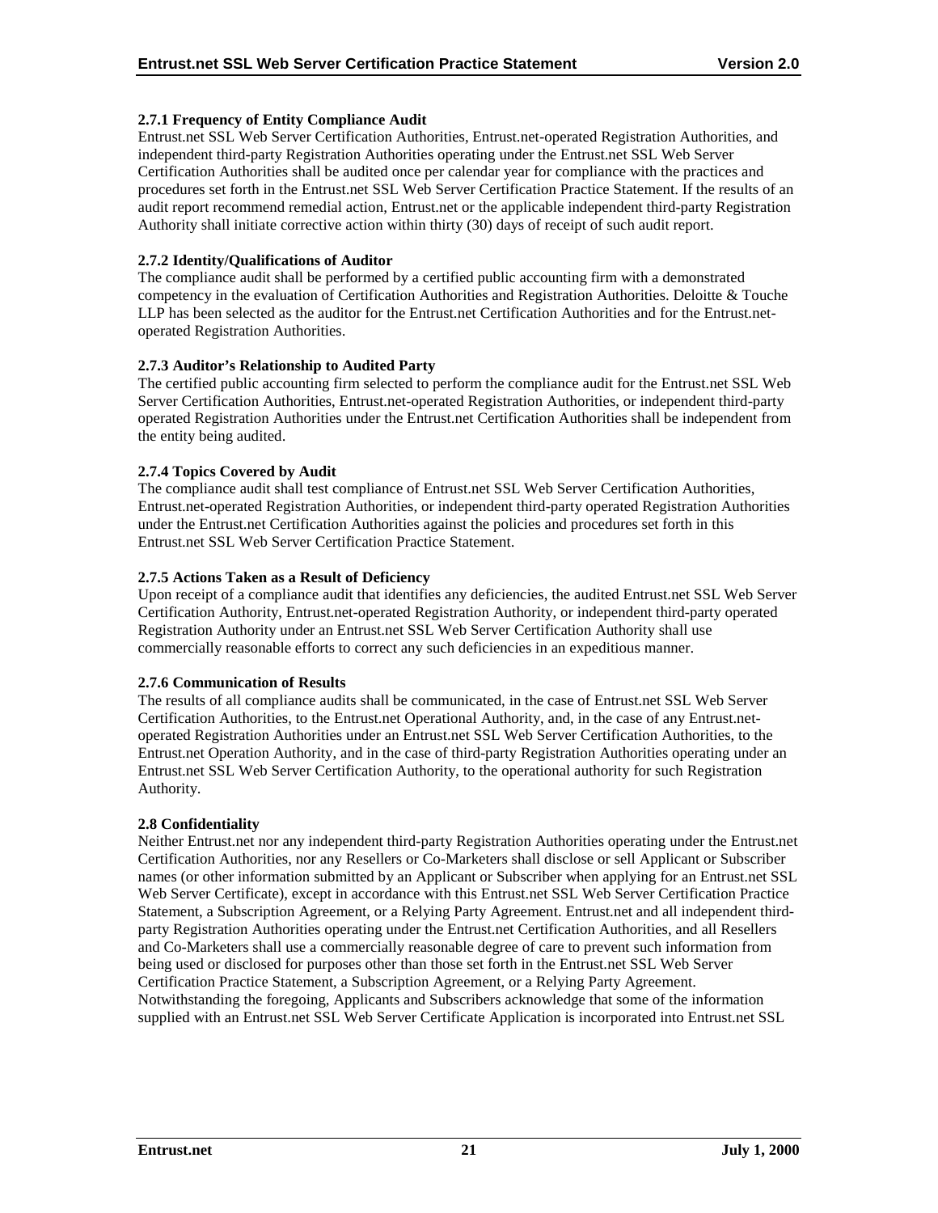**2.7.1 Frequency of Entity Compliance Audit**

Entrust.net SSL Web Server Certification Authorities, Entrust.net-operated Registration Authorities, and independent third-party Registration Authorities operating under the Entrust.net SSL Web Server Certification Authorities shall be audited once per calendar year for compliance with the practices and procedures set forth in the Entrust.net SSL Web Server Certification Practice Statement. If the results of an audit report recommend remedial action, Entrust.net or the applicable independent third-party Registration Authority shall initiate corrective action within thirty (30) days of receipt of such audit report.

**2.7.2 Identity/Qualifications of Auditor**

The compliance audit shall be performed by a certified public accounting firm with a demonstrated competency in the evaluation of Certification Authorities and Registration Authorities. Deloitte & Touche LLP has been selected as the auditor for the Entrust.net Certification Authorities and for the Entrust.net-operated Registration Authorities.

**2.7.3 Auditor's Relationship to Audited Party**

The certified public accounting firm selected to perform the compliance audit for the Entrust.net SSL Web Server Certification Authorities, Entrust.net-operated Registration Authorities, or independent third-party operated Registration Authorities under the Entrust.net Certification Authorities shall be independent from the entity being audited.

**2.7.4 Topics Covered by Audit**

The compliance audit shall test compliance of Entrust.net SSL Web Server Certification Authorities, Entrust.net-operated Registration Authorities, or independent third-party operated Registration Authorities under the Entrust.net Certification Authorities against the policies and procedures set forth in this Entrust.net SSL Web Server Certification Practice Statement.

**2.7.5 Actions Taken as a Result of Deficiency**

Upon receipt of a compliance audit that identifies any deficiencies, the audited Entrust.net SSL Web Server Certification Authority, Entrust.net-operated Registration Authority, or independent third-party operated Registration Authority under an Entrust.net SSL Web Server Certification Authority shall use commercially reasonable efforts to correct any such deficiencies in an expeditious manner.

**2.7.6 Communication of Results**

The results of all compliance audits shall be communicated, in the case of Entrust.net SSL Web Server Certification Authorities, to the Entrust.net Operational Authority, and, in the case of any Entrust.net-operated Registration Authorities under an Entrust.net SSL Web Server Certification Authorities, to the Entrust.net Operation Authority, and in the case of third-party Registration Authorities operating under an Entrust.net SSL Web Server Certification Authority, to the operational authority for such Registration Authority.

**2.8 Confidentiality**

Neither Entrust.net nor any independent third-party Registration Authorities operating under the Entrust.net Certification Authorities, nor any Resellers or Co-Marketers shall disclose or sell Applicant or Subscriber names (or other information submitted by an Applicant or Subscriber when applying for an Entrust.net SSL Web Server Certificate), except in accordance with this Entrust.net SSL Web Server Certification Practice Statement, a Subscription Agreement, or a Relying Party Agreement. Entrust.net and all independent third-party Registration Authorities operating under the Entrust.net Certification Authorities, and all Resellers and Co-Marketers shall use a commercially reasonable degree of care to prevent such information from being used or disclosed for purposes other than those set forth in the Entrust.net SSL Web Server Certification Practice Statement, a Subscription Agreement, or a Relying Party Agreement. Notwithstanding the foregoing, Applicants and Subscribers acknowledge that some of the information supplied with an Entrust.net SSL Web Server Certificate Application is incorporated into Entrust.net SSL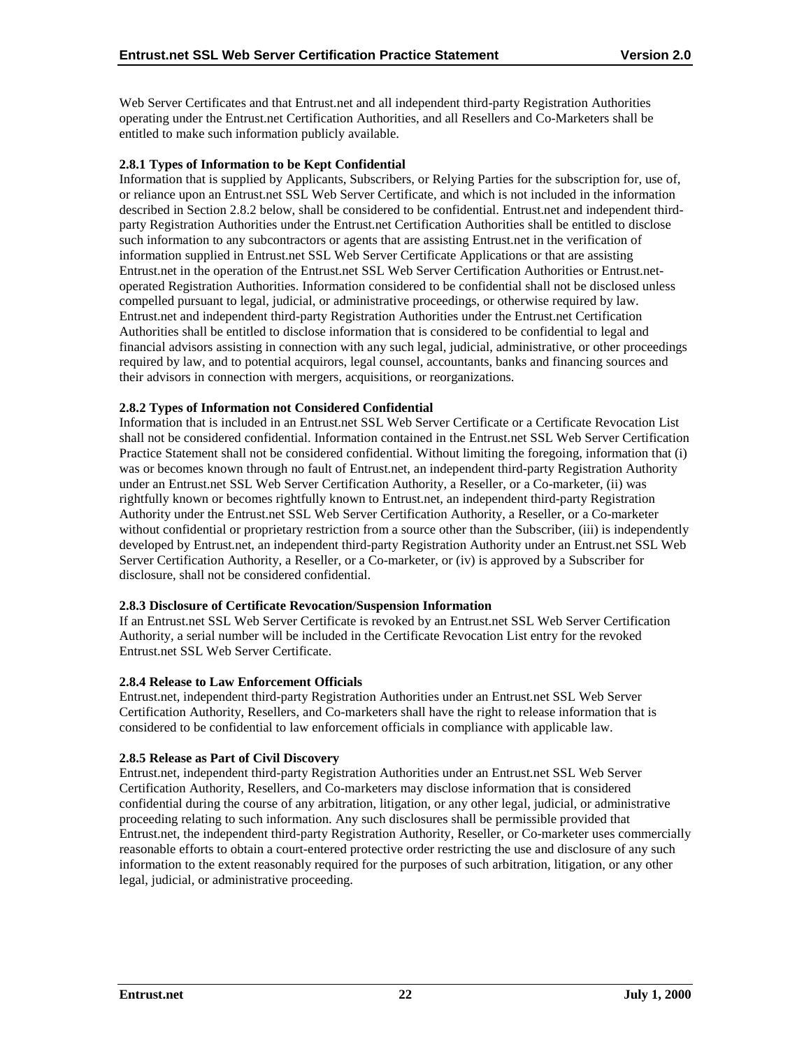Web Server Certificates and that Entrust.net and all independent third-party Registration Authorities operating under the Entrust.net Certification Authorities, and all Resellers and Co-Marketers shall be entitled to make such information publicly available.

### 2.8.1 Types of Information to be Kept Confidential

Information that is supplied by Applicants, Subscribers, or Relying Parties for the subscription for, use of, or reliance upon an Entrust.net SSL Web Server Certificate, and which is not included in the information described in Section 2.8.2 below, shall be considered to be confidential. Entrust.net and independent third-party Registration Authorities under the Entrust.net Certification Authorities shall be entitled to disclose such information to any subcontractors or agents that are assisting Entrust.net in the verification of information supplied in Entrust.net SSL Web Server Certificate Applications or that are assisting Entrust.net in the operation of the Entrust.net SSL Web Server Certification Authorities or Entrust.net-operated Registration Authorities. Information considered to be confidential shall not be disclosed unless compelled pursuant to legal, judicial, or administrative proceedings, or otherwise required by law. Entrust.net and independent third-party Registration Authorities under the Entrust.net Certification Authorities shall be entitled to disclose information that is considered to be confidential to legal and financial advisors assisting in connection with any such legal, judicial, administrative, or other proceedings required by law, and to potential acquirors, legal counsel, accountants, banks and financing sources and their advisors in connection with mergers, acquisitions, or reorganizations.

### 2.8.2 Types of Information not Considered Confidential

Information that is included in an Entrust.net SSL Web Server Certificate or a Certificate Revocation List shall not be considered confidential. Information contained in the Entrust.net SSL Web Server Certification Practice Statement shall not be considered confidential. Without limiting the foregoing, information that (i) was or becomes known through no fault of Entrust.net, an independent third-party Registration Authority under an Entrust.net SSL Web Server Certification Authority, a Reseller, or a Co-marketer, (ii) was rightfully known or becomes rightfully known to Entrust.net, an independent third-party Registration Authority under the Entrust.net SSL Web Server Certification Authority, a Reseller, or a Co-marketer without confidential or proprietary restriction from a source other than the Subscriber, (iii) is independently developed by Entrust.net, an independent third-party Registration Authority under an Entrust.net SSL Web Server Certification Authority, a Reseller, or a Co-marketer, or (iv) is approved by a Subscriber for disclosure, shall not be considered confidential.

### 2.8.3 Disclosure of Certificate Revocation/Suspension Information

If an Entrust.net SSL Web Server Certificate is revoked by an Entrust.net SSL Web Server Certification Authority, a serial number will be included in the Certificate Revocation List entry for the revoked Entrust.net SSL Web Server Certificate.

### 2.8.4 Release to Law Enforcement Officials

Entrust.net, independent third-party Registration Authorities under an Entrust.net SSL Web Server Certification Authority, Resellers, and Co-marketers shall have the right to release information that is considered to be confidential to law enforcement officials in compliance with applicable law.

### 2.8.5 Release as Part of Civil Discovery

Entrust.net, independent third-party Registration Authorities under an Entrust.net SSL Web Server Certification Authority, Resellers, and Co-marketers may disclose information that is considered confidential during the course of any arbitration, litigation, or any other legal, judicial, or administrative proceeding relating to such information. Any such disclosures shall be permissible provided that Entrust.net, the independent third-party Registration Authority, Reseller, or Co-marketer uses commercially reasonable efforts to obtain a court-entered protective order restricting the use and disclosure of any such information to the extent reasonably required for the purposes of such arbitration, litigation, or any other legal, judicial, or administrative proceeding.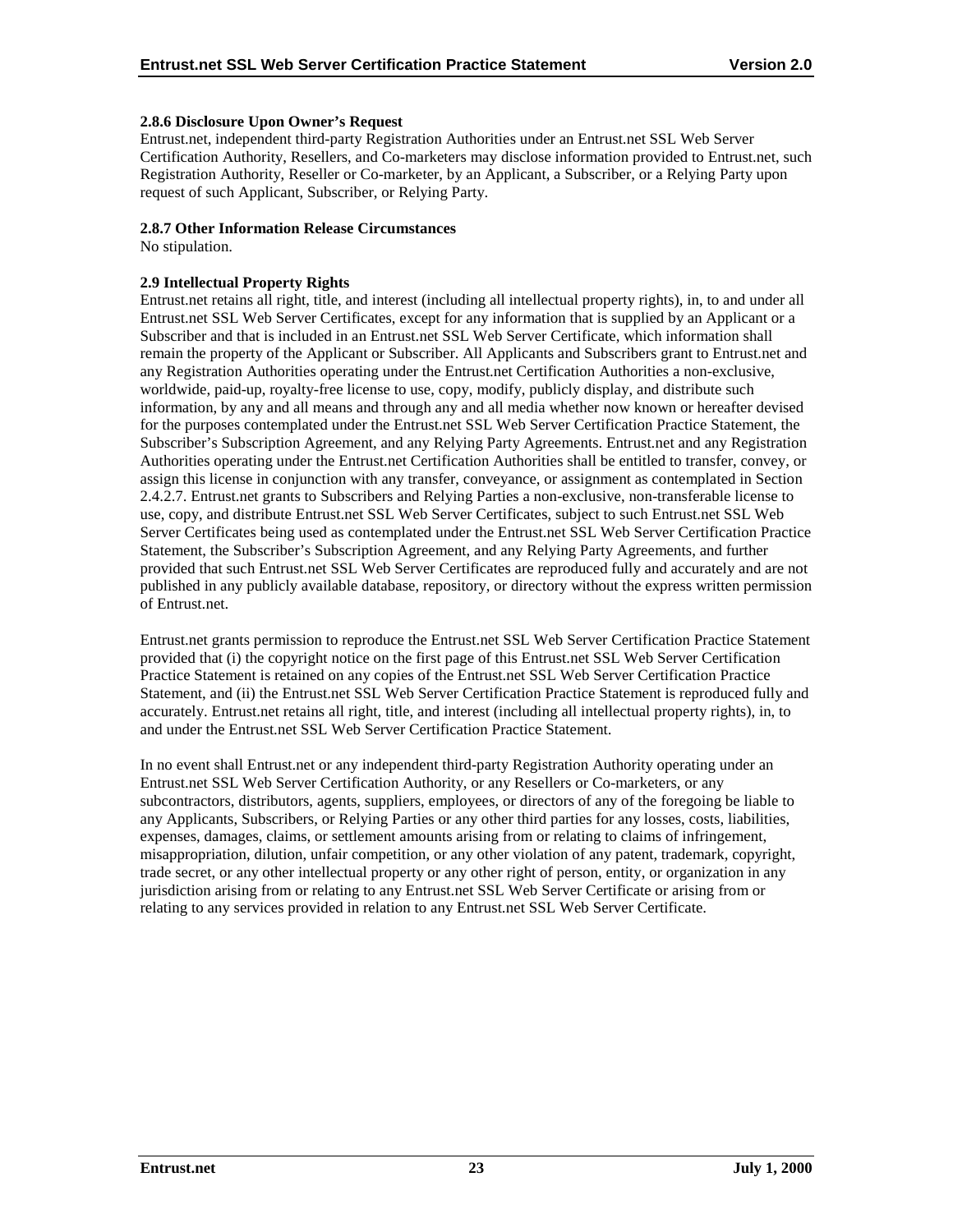### 2.8.6 Disclosure Upon Owner's Request

Entrust.net, independent third-party Registration Authorities under an Entrust.net SSL Web Server Certification Authority, Resellers, and Co-marketers may disclose information provided to Entrust.net, such Registration Authority, Reseller or Co-marketer, by an Applicant, a Subscriber, or a Relying Party upon request of such Applicant, Subscriber, or Relying Party.

### 2.8.7 Other Information Release Circumstances

No stipulation.

## 2.9 Intellectual Property Rights

Entrust.net retains all right, title, and interest (including all intellectual property rights), in, to and under all Entrust.net SSL Web Server Certificates, except for any information that is supplied by an Applicant or a Subscriber and that is included in an Entrust.net SSL Web Server Certificate, which information shall remain the property of the Applicant or Subscriber. All Applicants and Subscribers grant to Entrust.net and any Registration Authorities operating under the Entrust.net Certification Authorities a non-exclusive, worldwide, paid-up, royalty-free license to use, copy, modify, publicly display, and distribute such information, by any and all means and through any and all media whether now known or hereafter devised for the purposes contemplated under the Entrust.net SSL Web Server Certification Practice Statement, the Subscriber's Subscription Agreement, and any Relying Party Agreements. Entrust.net and any Registration Authorities operating under the Entrust.net Certification Authorities shall be entitled to transfer, convey, or assign this license in conjunction with any transfer, conveyance, or assignment as contemplated in Section 2.4.2.7. Entrust.net grants to Subscribers and Relying Parties a non-exclusive, non-transferable license to use, copy, and distribute Entrust.net SSL Web Server Certificates, subject to such Entrust.net SSL Web Server Certificates being used as contemplated under the Entrust.net SSL Web Server Certification Practice Statement, the Subscriber's Subscription Agreement, and any Relying Party Agreements, and further provided that such Entrust.net SSL Web Server Certificates are reproduced fully and accurately and are not published in any publicly available database, repository, or directory without the express written permission of Entrust.net.

Entrust.net grants permission to reproduce the Entrust.net SSL Web Server Certification Practice Statement provided that (i) the copyright notice on the first page of this Entrust.net SSL Web Server Certification Practice Statement is retained on any copies of the Entrust.net SSL Web Server Certification Practice Statement, and (ii) the Entrust.net SSL Web Server Certification Practice Statement is reproduced fully and accurately. Entrust.net retains all right, title, and interest (including all intellectual property rights), in, to and under the Entrust.net SSL Web Server Certification Practice Statement.

In no event shall Entrust.net or any independent third-party Registration Authority operating under an Entrust.net SSL Web Server Certification Authority, or any Resellers or Co-marketers, or any subcontractors, distributors, agents, suppliers, employees, or directors of any of the foregoing be liable to any Applicants, Subscribers, or Relying Parties or any other third parties for any losses, costs, liabilities, expenses, damages, claims, or settlement amounts arising from or relating to claims of infringement, misappropriation, dilution, unfair competition, or any other violation of any patent, trademark, copyright, trade secret, or any other intellectual property or any other right of person, entity, or organization in any jurisdiction arising from or relating to any Entrust.net SSL Web Server Certificate or arising from or relating to any services provided in relation to any Entrust.net SSL Web Server Certificate.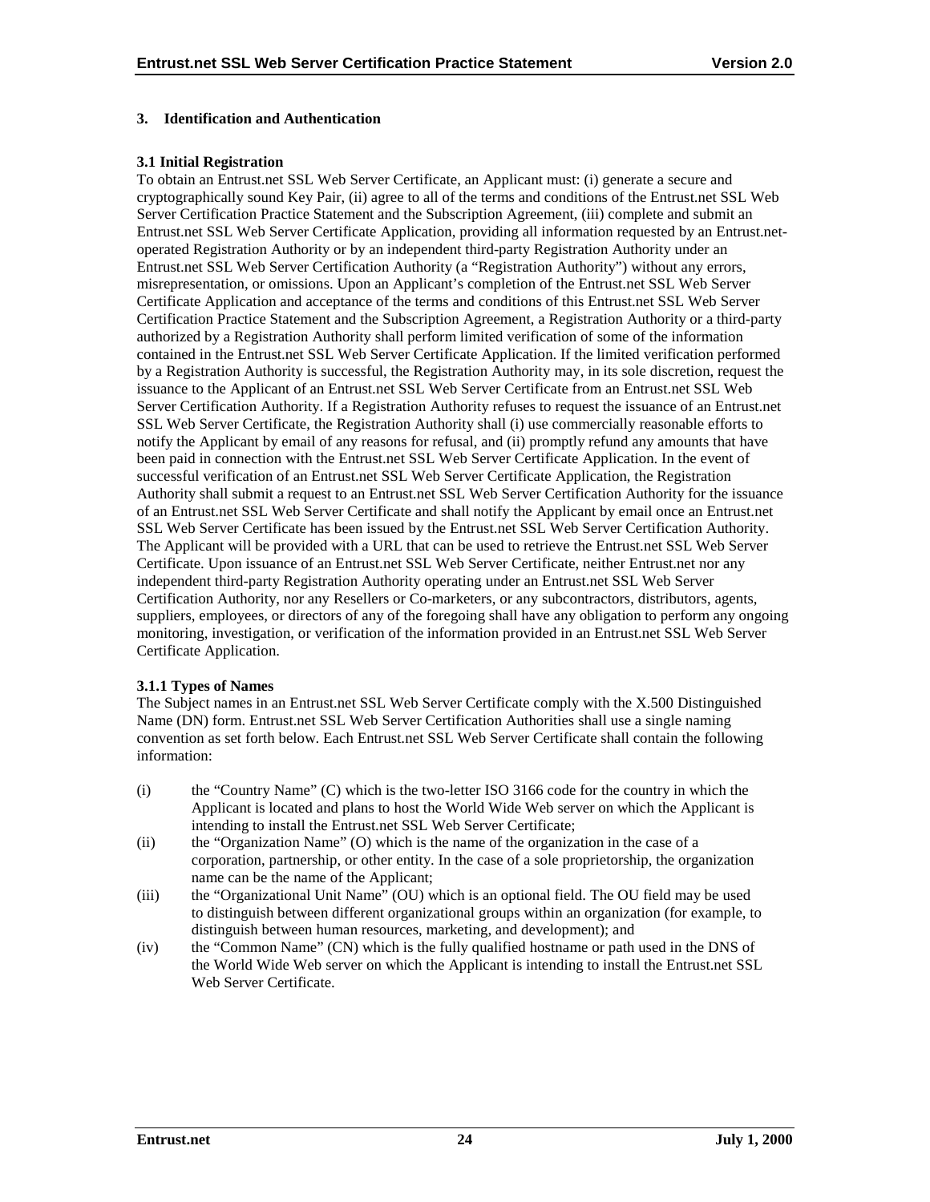# 3. Identification and Authentication

## 3.1 Initial Registration

To obtain an Entrust.net SSL Web Server Certificate, an Applicant must: (i) generate a secure and cryptographically sound Key Pair, (ii) agree to all of the terms and conditions of the Entrust.net SSL Web Server Certification Practice Statement and the Subscription Agreement, (iii) complete and submit an Entrust.net SSL Web Server Certificate Application, providing all information requested by an Entrust.net-operated Registration Authority or by an independent third-party Registration Authority under an Entrust.net SSL Web Server Certification Authority (a "Registration Authority") without any errors, misrepresentation, or omissions. Upon an Applicant's completion of the Entrust.net SSL Web Server Certificate Application and acceptance of the terms and conditions of this Entrust.net SSL Web Server Certification Practice Statement and the Subscription Agreement, a Registration Authority or a third-party authorized by a Registration Authority shall perform limited verification of some of the information contained in the Entrust.net SSL Web Server Certificate Application. If the limited verification performed by a Registration Authority is successful, the Registration Authority may, in its sole discretion, request the issuance to the Applicant of an Entrust.net SSL Web Server Certificate from an Entrust.net SSL Web Server Certification Authority. If a Registration Authority refuses to request the issuance of an Entrust.net SSL Web Server Certificate, the Registration Authority shall (i) use commercially reasonable efforts to notify the Applicant by email of any reasons for refusal, and (ii) promptly refund any amounts that have been paid in connection with the Entrust.net SSL Web Server Certificate Application. In the event of successful verification of an Entrust.net SSL Web Server Certificate Application, the Registration Authority shall submit a request to an Entrust.net SSL Web Server Certification Authority for the issuance of an Entrust.net SSL Web Server Certificate and shall notify the Applicant by email once an Entrust.net SSL Web Server Certificate has been issued by the Entrust.net SSL Web Server Certification Authority. The Applicant will be provided with a URL that can be used to retrieve the Entrust.net SSL Web Server Certificate. Upon issuance of an Entrust.net SSL Web Server Certificate, neither Entrust.net nor any independent third-party Registration Authority operating under an Entrust.net SSL Web Server Certification Authority, nor any Resellers or Co-marketers, or any subcontractors, distributors, agents, suppliers, employees, or directors of any of the foregoing shall have any obligation to perform any ongoing monitoring, investigation, or verification of the information provided in an Entrust.net SSL Web Server Certificate Application.

### 3.1.1 Types of Names

The Subject names in an Entrust.net SSL Web Server Certificate comply with the X.500 Distinguished Name (DN) form. Entrust.net SSL Web Server Certification Authorities shall use a single naming convention as set forth below. Each Entrust.net SSL Web Server Certificate shall contain the following information:

(i) the "Country Name" (C) which is the two-letter ISO 3166 code for the country in which the Applicant is located and plans to host the World Wide Web server on which the Applicant is intending to install the Entrust.net SSL Web Server Certificate;

(ii) the "Organization Name" (O) which is the name of the organization in the case of a corporation, partnership, or other entity. In the case of a sole proprietorship, the organization name can be the name of the Applicant;

(iii) the "Organizational Unit Name" (OU) which is an optional field. The OU field may be used to distinguish between different organizational groups within an organization (for example, to distinguish between human resources, marketing, and development); and

(iv) the "Common Name" (CN) which is the fully qualified hostname or path used in the DNS of the World Wide Web server on which the Applicant is intending to install the Entrust.net SSL Web Server Certificate.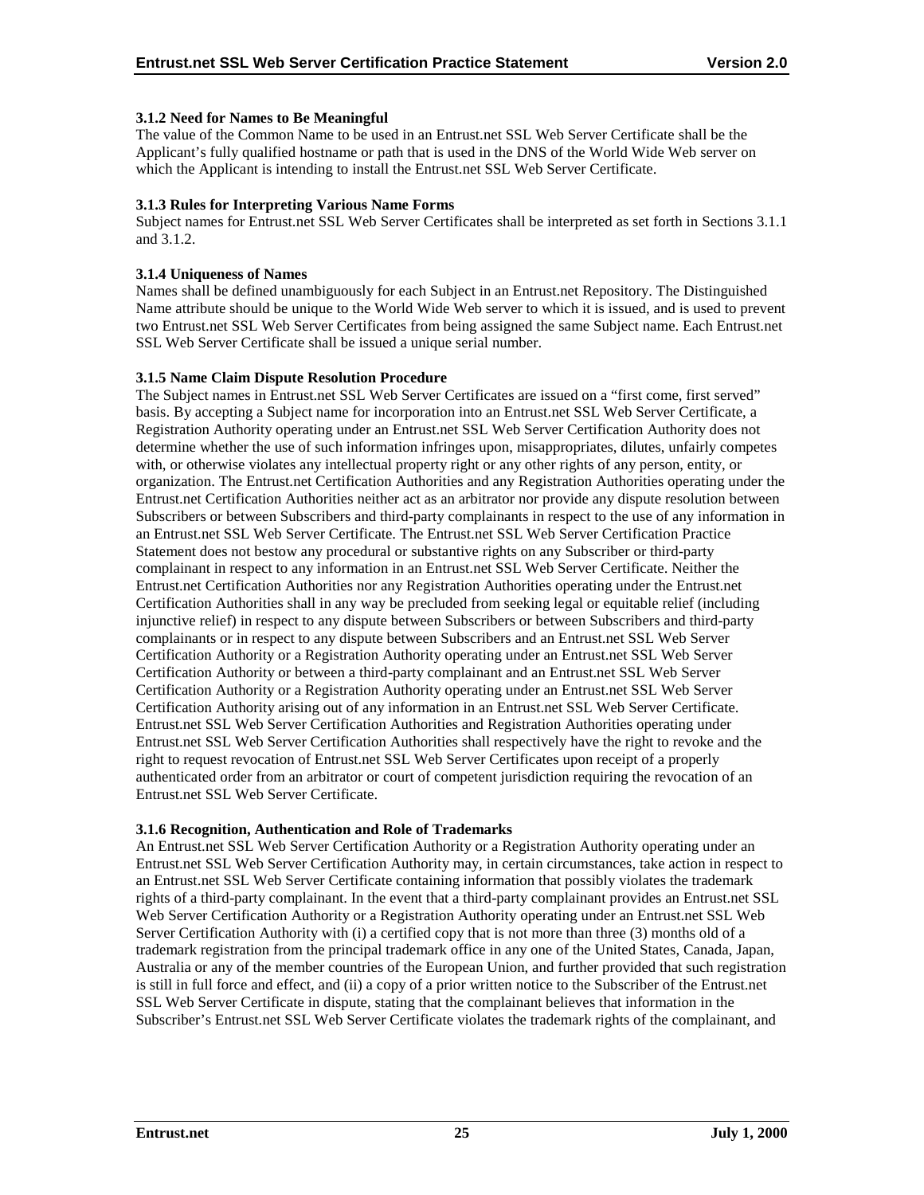### 3.1.2 Need for Names to Be Meaningful

The value of the Common Name to be used in an Entrust.net SSL Web Server Certificate shall be the Applicant's fully qualified hostname or path that is used in the DNS of the World Wide Web server on which the Applicant is intending to install the Entrust.net SSL Web Server Certificate.

### 3.1.3 Rules for Interpreting Various Name Forms

Subject names for Entrust.net SSL Web Server Certificates shall be interpreted as set forth in Sections 3.1.1 and 3.1.2.

### 3.1.4 Uniqueness of Names

Names shall be defined unambiguously for each Subject in an Entrust.net Repository. The Distinguished Name attribute should be unique to the World Wide Web server to which it is issued, and is used to prevent two Entrust.net SSL Web Server Certificates from being assigned the same Subject name. Each Entrust.net SSL Web Server Certificate shall be issued a unique serial number.

### 3.1.5 Name Claim Dispute Resolution Procedure

The Subject names in Entrust.net SSL Web Server Certificates are issued on a "first come, first served" basis. By accepting a Subject name for incorporation into an Entrust.net SSL Web Server Certificate, a Registration Authority operating under an Entrust.net SSL Web Server Certification Authority does not determine whether the use of such information infringes upon, misappropriates, dilutes, unfairly competes with, or otherwise violates any intellectual property right or any other rights of any person, entity, or organization. The Entrust.net Certification Authorities and any Registration Authorities operating under the Entrust.net Certification Authorities neither act as an arbitrator nor provide any dispute resolution between Subscribers or between Subscribers and third-party complainants in respect to the use of any information in an Entrust.net SSL Web Server Certificate. The Entrust.net SSL Web Server Certification Practice Statement does not bestow any procedural or substantive rights on any Subscriber or third-party complainant in respect to any information in an Entrust.net SSL Web Server Certificate. Neither the Entrust.net Certification Authorities nor any Registration Authorities operating under the Entrust.net Certification Authorities shall in any way be precluded from seeking legal or equitable relief (including injunctive relief) in respect to any dispute between Subscribers or between Subscribers and third-party complainants or in respect to any dispute between Subscribers and an Entrust.net SSL Web Server Certification Authority or a Registration Authority operating under an Entrust.net SSL Web Server Certification Authority or between a third-party complainant and an Entrust.net SSL Web Server Certification Authority or a Registration Authority operating under an Entrust.net SSL Web Server Certification Authority arising out of any information in an Entrust.net SSL Web Server Certificate. Entrust.net SSL Web Server Certification Authorities and Registration Authorities operating under Entrust.net SSL Web Server Certification Authorities shall respectively have the right to revoke and the right to request revocation of Entrust.net SSL Web Server Certificates upon receipt of a properly authenticated order from an arbitrator or court of competent jurisdiction requiring the revocation of an Entrust.net SSL Web Server Certificate.

### 3.1.6 Recognition, Authentication and Role of Trademarks

An Entrust.net SSL Web Server Certification Authority or a Registration Authority operating under an Entrust.net SSL Web Server Certification Authority may, in certain circumstances, take action in respect to an Entrust.net SSL Web Server Certificate containing information that possibly violates the trademark rights of a third-party complainant. In the event that a third-party complainant provides an Entrust.net SSL Web Server Certification Authority or a Registration Authority operating under an Entrust.net SSL Web Server Certification Authority with (i) a certified copy that is not more than three (3) months old of a trademark registration from the principal trademark office in any one of the United States, Canada, Japan, Australia or any of the member countries of the European Union, and further provided that such registration is still in full force and effect, and (ii) a copy of a prior written notice to the Subscriber of the Entrust.net SSL Web Server Certificate in dispute, stating that the complainant believes that information in the Subscriber's Entrust.net SSL Web Server Certificate violates the trademark rights of the complainant, and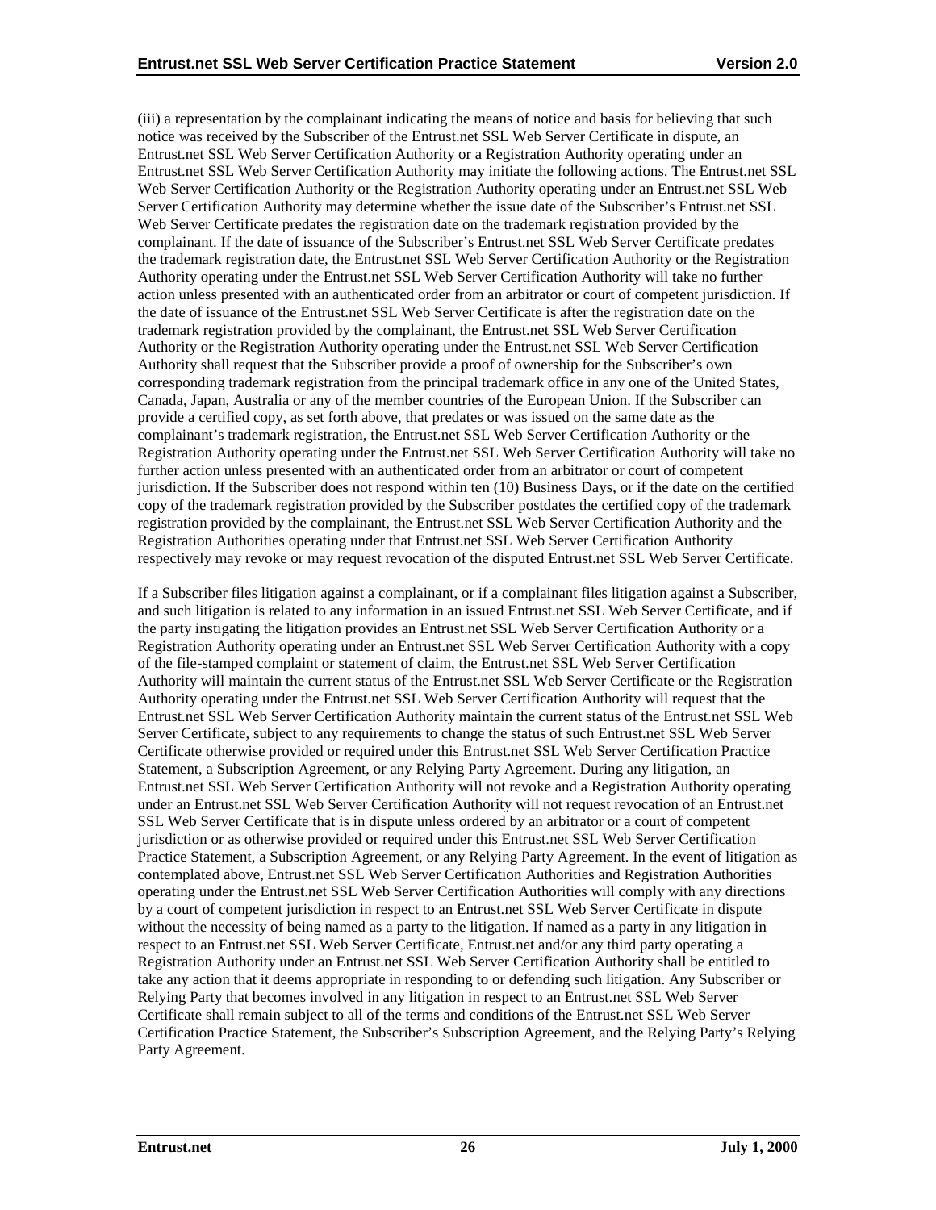(iii) a representation by the complainant indicating the means of notice and basis for believing that such notice was received by the Subscriber of the Entrust.net SSL Web Server Certificate in dispute, an Entrust.net SSL Web Server Certification Authority or a Registration Authority operating under an Entrust.net SSL Web Server Certification Authority may initiate the following actions. The Entrust.net SSL Web Server Certification Authority or the Registration Authority operating under an Entrust.net SSL Web Server Certification Authority may determine whether the issue date of the Subscriber's Entrust.net SSL Web Server Certificate predates the registration date on the trademark registration provided by the complainant. If the date of issuance of the Subscriber's Entrust.net SSL Web Server Certificate predates the trademark registration date, the Entrust.net SSL Web Server Certification Authority or the Registration Authority operating under the Entrust.net SSL Web Server Certification Authority will take no further action unless presented with an authenticated order from an arbitrator or court of competent jurisdiction. If the date of issuance of the Entrust.net SSL Web Server Certificate is after the registration date on the trademark registration provided by the complainant, the Entrust.net SSL Web Server Certification Authority or the Registration Authority operating under the Entrust.net SSL Web Server Certification Authority shall request that the Subscriber provide a proof of ownership for the Subscriber's own corresponding trademark registration from the principal trademark office in any one of the United States, Canada, Japan, Australia or any of the member countries of the European Union. If the Subscriber can provide a certified copy, as set forth above, that predates or was issued on the same date as the complainant's trademark registration, the Entrust.net SSL Web Server Certification Authority or the Registration Authority operating under the Entrust.net SSL Web Server Certification Authority will take no further action unless presented with an authenticated order from an arbitrator or court of competent jurisdiction. If the Subscriber does not respond within ten (10) Business Days, or if the date on the certified copy of the trademark registration provided by the Subscriber postdates the certified copy of the trademark registration provided by the complainant, the Entrust.net SSL Web Server Certification Authority and the Registration Authorities operating under that Entrust.net SSL Web Server Certification Authority respectively may revoke or may request revocation of the disputed Entrust.net SSL Web Server Certificate.

If a Subscriber files litigation against a complainant, or if a complainant files litigation against a Subscriber, and such litigation is related to any information in an issued Entrust.net SSL Web Server Certificate, and if the party instigating the litigation provides an Entrust.net SSL Web Server Certification Authority or a Registration Authority operating under an Entrust.net SSL Web Server Certification Authority with a copy of the file-stamped complaint or statement of claim, the Entrust.net SSL Web Server Certification Authority will maintain the current status of the Entrust.net SSL Web Server Certificate or the Registration Authority operating under the Entrust.net SSL Web Server Certification Authority will request that the Entrust.net SSL Web Server Certification Authority maintain the current status of the Entrust.net SSL Web Server Certificate, subject to any requirements to change the status of such Entrust.net SSL Web Server Certificate otherwise provided or required under this Entrust.net SSL Web Server Certification Practice Statement, a Subscription Agreement, or any Relying Party Agreement. During any litigation, an Entrust.net SSL Web Server Certification Authority will not revoke and a Registration Authority operating under an Entrust.net SSL Web Server Certification Authority will not request revocation of an Entrust.net SSL Web Server Certificate that is in dispute unless ordered by an arbitrator or a court of competent jurisdiction or as otherwise provided or required under this Entrust.net SSL Web Server Certification Practice Statement, a Subscription Agreement, or any Relying Party Agreement. In the event of litigation as contemplated above, Entrust.net SSL Web Server Certification Authorities and Registration Authorities operating under the Entrust.net SSL Web Server Certification Authorities will comply with any directions by a court of competent jurisdiction in respect to an Entrust.net SSL Web Server Certificate in dispute without the necessity of being named as a party to the litigation. If named as a party in any litigation in respect to an Entrust.net SSL Web Server Certificate, Entrust.net and/or any third party operating a Registration Authority under an Entrust.net SSL Web Server Certification Authority shall be entitled to take any action that it deems appropriate in responding to or defending such litigation. Any Subscriber or Relying Party that becomes involved in any litigation in respect to an Entrust.net SSL Web Server Certificate shall remain subject to all of the terms and conditions of the Entrust.net SSL Web Server Certification Practice Statement, the Subscriber's Subscription Agreement, and the Relying Party's Relying Party Agreement.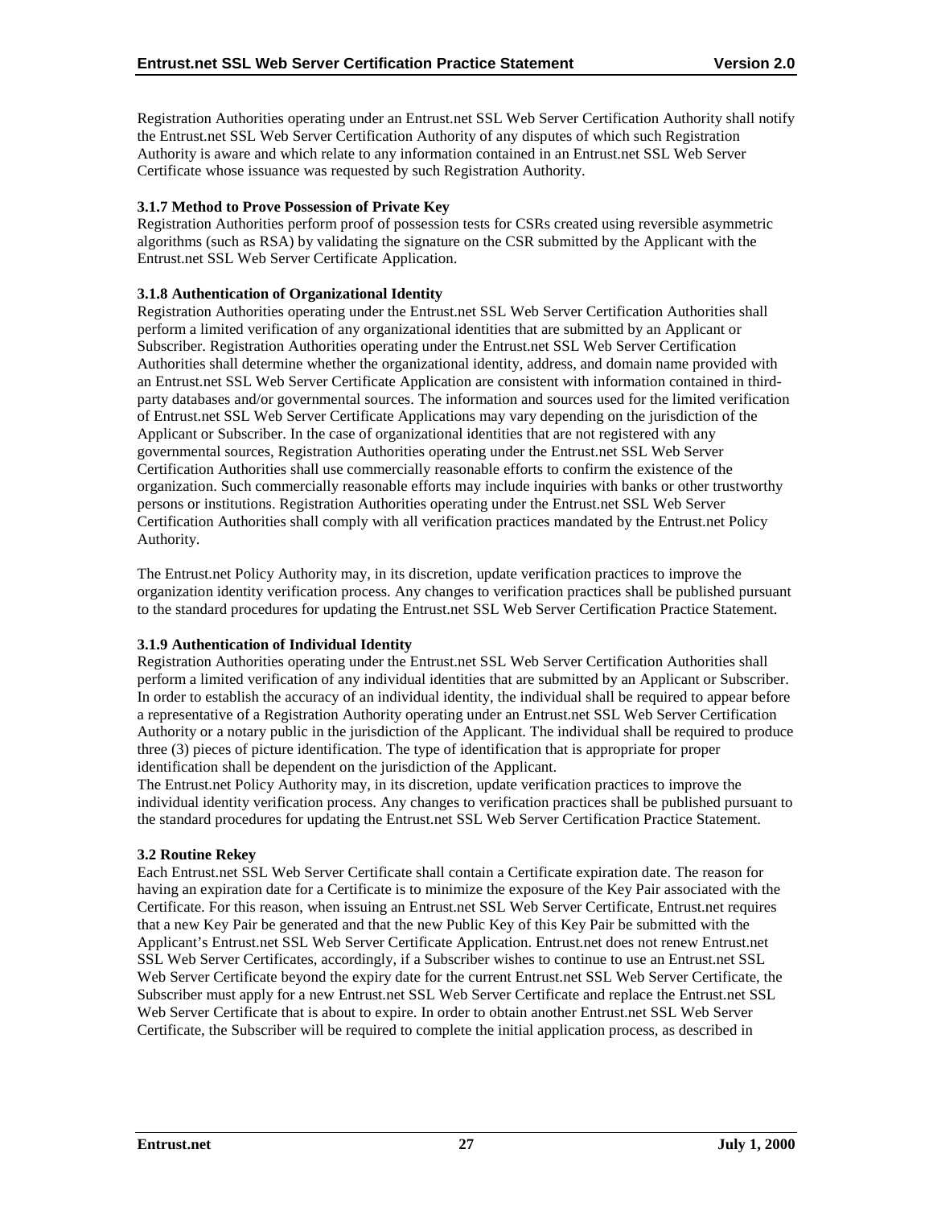Registration Authorities operating under an Entrust.net SSL Web Server Certification Authority shall notify the Entrust.net SSL Web Server Certification Authority of any disputes of which such Registration Authority is aware and which relate to any information contained in an Entrust.net SSL Web Server Certificate whose issuance was requested by such Registration Authority.

### 3.1.7 Method to Prove Possession of Private Key

Registration Authorities perform proof of possession tests for CSRs created using reversible asymmetric algorithms (such as RSA) by validating the signature on the CSR submitted by the Applicant with the Entrust.net SSL Web Server Certificate Application.

### 3.1.8 Authentication of Organizational Identity

Registration Authorities operating under the Entrust.net SSL Web Server Certification Authorities shall perform a limited verification of any organizational identities that are submitted by an Applicant or Subscriber. Registration Authorities operating under the Entrust.net SSL Web Server Certification Authorities shall determine whether the organizational identity, address, and domain name provided with an Entrust.net SSL Web Server Certificate Application are consistent with information contained in third-party databases and/or governmental sources. The information and sources used for the limited verification of Entrust.net SSL Web Server Certificate Applications may vary depending on the jurisdiction of the Applicant or Subscriber. In the case of organizational identities that are not registered with any governmental sources, Registration Authorities operating under the Entrust.net SSL Web Server Certification Authorities shall use commercially reasonable efforts to confirm the existence of the organization. Such commercially reasonable efforts may include inquiries with banks or other trustworthy persons or institutions. Registration Authorities operating under the Entrust.net SSL Web Server Certification Authorities shall comply with all verification practices mandated by the Entrust.net Policy Authority.

The Entrust.net Policy Authority may, in its discretion, update verification practices to improve the organization identity verification process. Any changes to verification practices shall be published pursuant to the standard procedures for updating the Entrust.net SSL Web Server Certification Practice Statement.

### 3.1.9 Authentication of Individual Identity

Registration Authorities operating under the Entrust.net SSL Web Server Certification Authorities shall perform a limited verification of any individual identities that are submitted by an Applicant or Subscriber. In order to establish the accuracy of an individual identity, the individual shall be required to appear before a representative of a Registration Authority operating under an Entrust.net SSL Web Server Certification Authority or a notary public in the jurisdiction of the Applicant. The individual shall be required to produce three (3) pieces of picture identification. The type of identification that is appropriate for proper identification shall be dependent on the jurisdiction of the Applicant.

The Entrust.net Policy Authority may, in its discretion, update verification practices to improve the individual identity verification process. Any changes to verification practices shall be published pursuant to the standard procedures for updating the Entrust.net SSL Web Server Certification Practice Statement.

## 3.2 Routine Rekey

Each Entrust.net SSL Web Server Certificate shall contain a Certificate expiration date. The reason for having an expiration date for a Certificate is to minimize the exposure of the Key Pair associated with the Certificate. For this reason, when issuing an Entrust.net SSL Web Server Certificate, Entrust.net requires that a new Key Pair be generated and that the new Public Key of this Key Pair be submitted with the Applicant's Entrust.net SSL Web Server Certificate Application. Entrust.net does not renew Entrust.net SSL Web Server Certificates, accordingly, if a Subscriber wishes to continue to use an Entrust.net SSL Web Server Certificate beyond the expiry date for the current Entrust.net SSL Web Server Certificate, the Subscriber must apply for a new Entrust.net SSL Web Server Certificate and replace the Entrust.net SSL Web Server Certificate that is about to expire. In order to obtain another Entrust.net SSL Web Server Certificate, the Subscriber will be required to complete the initial application process, as described in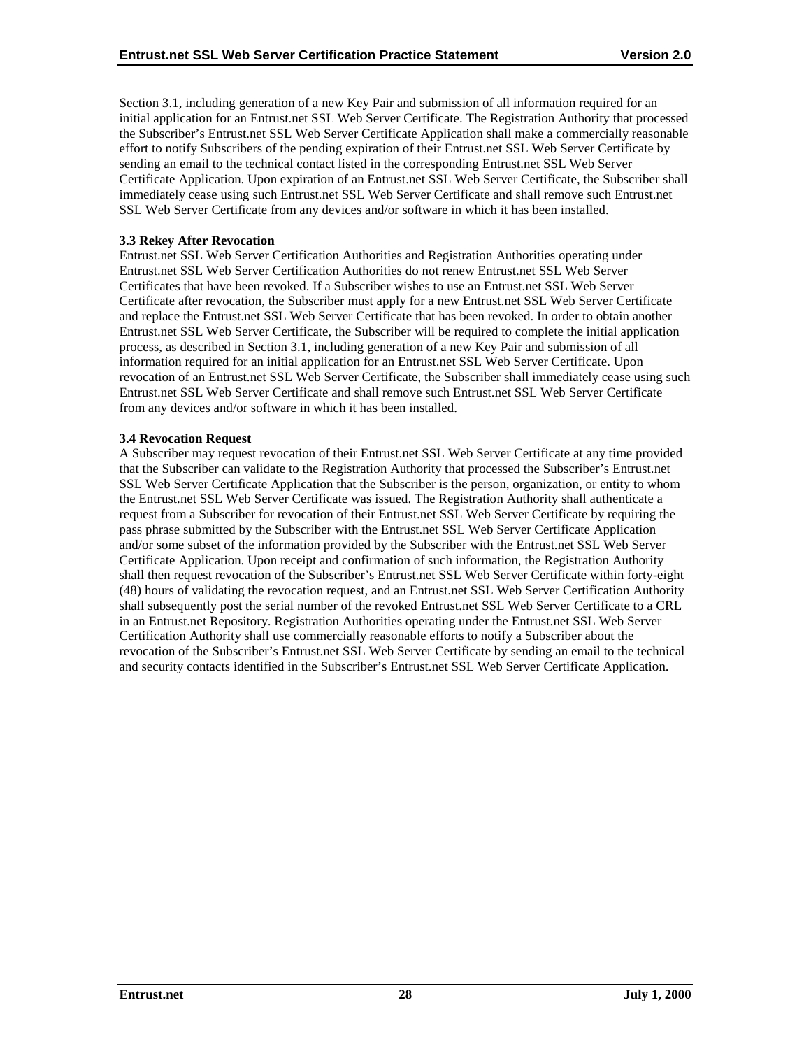Section 3.1, including generation of a new Key Pair and submission of all information required for an initial application for an Entrust.net SSL Web Server Certificate. The Registration Authority that processed the Subscriber's Entrust.net SSL Web Server Certificate Application shall make a commercially reasonable effort to notify Subscribers of the pending expiration of their Entrust.net SSL Web Server Certificate by sending an email to the technical contact listed in the corresponding Entrust.net SSL Web Server Certificate Application. Upon expiration of an Entrust.net SSL Web Server Certificate, the Subscriber shall immediately cease using such Entrust.net SSL Web Server Certificate and shall remove such Entrust.net SSL Web Server Certificate from any devices and/or software in which it has been installed.

### 3.3 Rekey After Revocation

Entrust.net SSL Web Server Certification Authorities and Registration Authorities operating under Entrust.net SSL Web Server Certification Authorities do not renew Entrust.net SSL Web Server Certificates that have been revoked. If a Subscriber wishes to use an Entrust.net SSL Web Server Certificate after revocation, the Subscriber must apply for a new Entrust.net SSL Web Server Certificate and replace the Entrust.net SSL Web Server Certificate that has been revoked. In order to obtain another Entrust.net SSL Web Server Certificate, the Subscriber will be required to complete the initial application process, as described in Section 3.1, including generation of a new Key Pair and submission of all information required for an initial application for an Entrust.net SSL Web Server Certificate. Upon revocation of an Entrust.net SSL Web Server Certificate, the Subscriber shall immediately cease using such Entrust.net SSL Web Server Certificate and shall remove such Entrust.net SSL Web Server Certificate from any devices and/or software in which it has been installed.

### 3.4 Revocation Request

A Subscriber may request revocation of their Entrust.net SSL Web Server Certificate at any time provided that the Subscriber can validate to the Registration Authority that processed the Subscriber's Entrust.net SSL Web Server Certificate Application that the Subscriber is the person, organization, or entity to whom the Entrust.net SSL Web Server Certificate was issued. The Registration Authority shall authenticate a request from a Subscriber for revocation of their Entrust.net SSL Web Server Certificate by requiring the pass phrase submitted by the Subscriber with the Entrust.net SSL Web Server Certificate Application and/or some subset of the information provided by the Subscriber with the Entrust.net SSL Web Server Certificate Application. Upon receipt and confirmation of such information, the Registration Authority shall then request revocation of the Subscriber's Entrust.net SSL Web Server Certificate within forty-eight (48) hours of validating the revocation request, and an Entrust.net SSL Web Server Certification Authority shall subsequently post the serial number of the revoked Entrust.net SSL Web Server Certificate to a CRL in an Entrust.net Repository. Registration Authorities operating under the Entrust.net SSL Web Server Certification Authority shall use commercially reasonable efforts to notify a Subscriber about the revocation of the Subscriber's Entrust.net SSL Web Server Certificate by sending an email to the technical and security contacts identified in the Subscriber's Entrust.net SSL Web Server Certificate Application.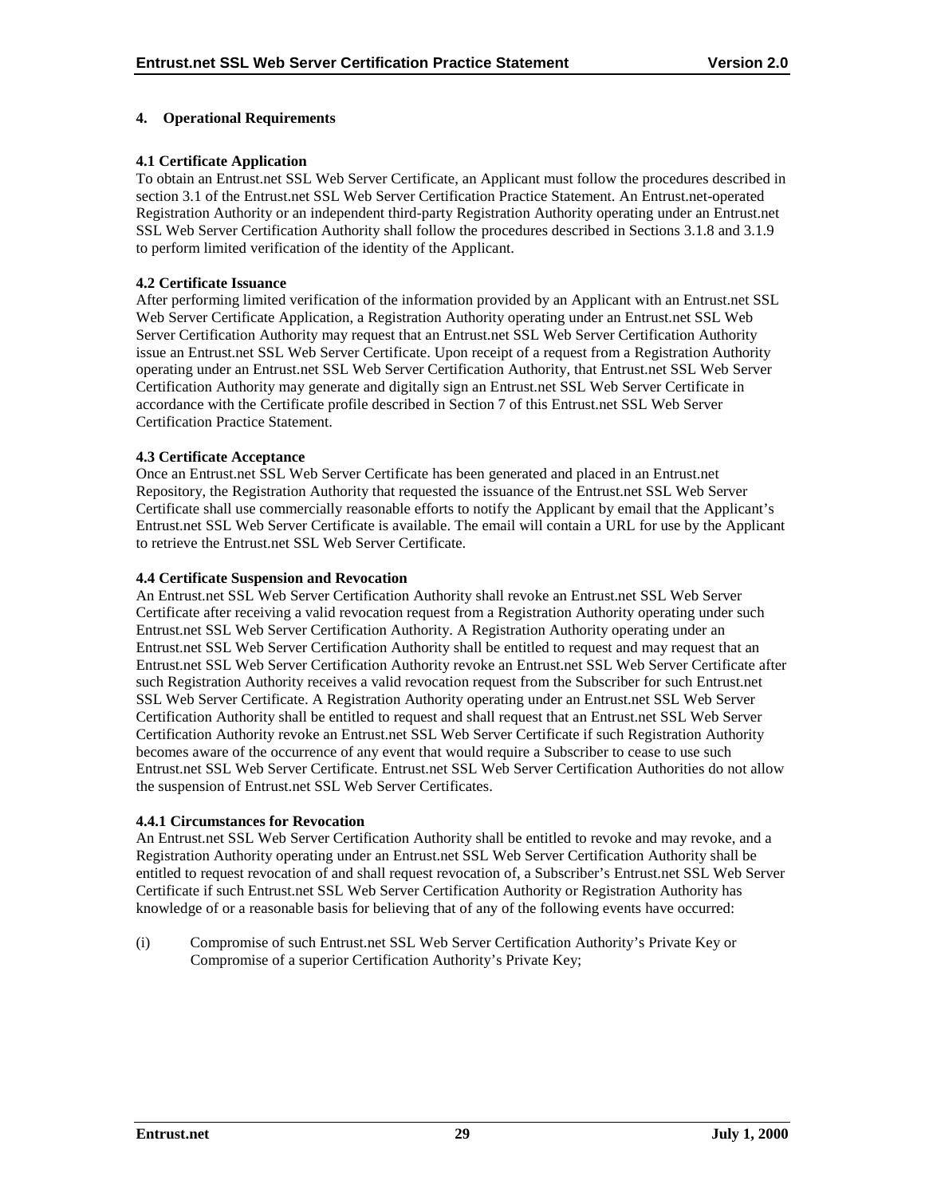## 4. Operational Requirements

### 4.1 Certificate Application

To obtain an Entrust.net SSL Web Server Certificate, an Applicant must follow the procedures described in section 3.1 of the Entrust.net SSL Web Server Certification Practice Statement. An Entrust.net-operated Registration Authority or an independent third-party Registration Authority operating under an Entrust.net SSL Web Server Certification Authority shall follow the procedures described in Sections 3.1.8 and 3.1.9 to perform limited verification of the identity of the Applicant.

### 4.2 Certificate Issuance

After performing limited verification of the information provided by an Applicant with an Entrust.net SSL Web Server Certificate Application, a Registration Authority operating under an Entrust.net SSL Web Server Certification Authority may request that an Entrust.net SSL Web Server Certification Authority issue an Entrust.net SSL Web Server Certificate. Upon receipt of a request from a Registration Authority operating under an Entrust.net SSL Web Server Certification Authority, that Entrust.net SSL Web Server Certification Authority may generate and digitally sign an Entrust.net SSL Web Server Certificate in accordance with the Certificate profile described in Section 7 of this Entrust.net SSL Web Server Certification Practice Statement.

### 4.3 Certificate Acceptance

Once an Entrust.net SSL Web Server Certificate has been generated and placed in an Entrust.net Repository, the Registration Authority that requested the issuance of the Entrust.net SSL Web Server Certificate shall use commercially reasonable efforts to notify the Applicant by email that the Applicant's Entrust.net SSL Web Server Certificate is available. The email will contain a URL for use by the Applicant to retrieve the Entrust.net SSL Web Server Certificate.

### 4.4 Certificate Suspension and Revocation

An Entrust.net SSL Web Server Certification Authority shall revoke an Entrust.net SSL Web Server Certificate after receiving a valid revocation request from a Registration Authority operating under such Entrust.net SSL Web Server Certification Authority. A Registration Authority operating under an Entrust.net SSL Web Server Certification Authority shall be entitled to request and may request that an Entrust.net SSL Web Server Certification Authority revoke an Entrust.net SSL Web Server Certificate after such Registration Authority receives a valid revocation request from the Subscriber for such Entrust.net SSL Web Server Certificate. A Registration Authority operating under an Entrust.net SSL Web Server Certification Authority shall be entitled to request and shall request that an Entrust.net SSL Web Server Certification Authority revoke an Entrust.net SSL Web Server Certificate if such Registration Authority becomes aware of the occurrence of any event that would require a Subscriber to cease to use such Entrust.net SSL Web Server Certificate. Entrust.net SSL Web Server Certification Authorities do not allow the suspension of Entrust.net SSL Web Server Certificates.

#### 4.4.1 Circumstances for Revocation

An Entrust.net SSL Web Server Certification Authority shall be entitled to revoke and may revoke, and a Registration Authority operating under an Entrust.net SSL Web Server Certification Authority shall be entitled to request revocation of and shall request revocation of, a Subscriber's Entrust.net SSL Web Server Certificate if such Entrust.net SSL Web Server Certification Authority or Registration Authority has knowledge of or a reasonable basis for believing that of any of the following events have occurred:

(i) Compromise of such Entrust.net SSL Web Server Certification Authority's Private Key or Compromise of a superior Certification Authority's Private Key;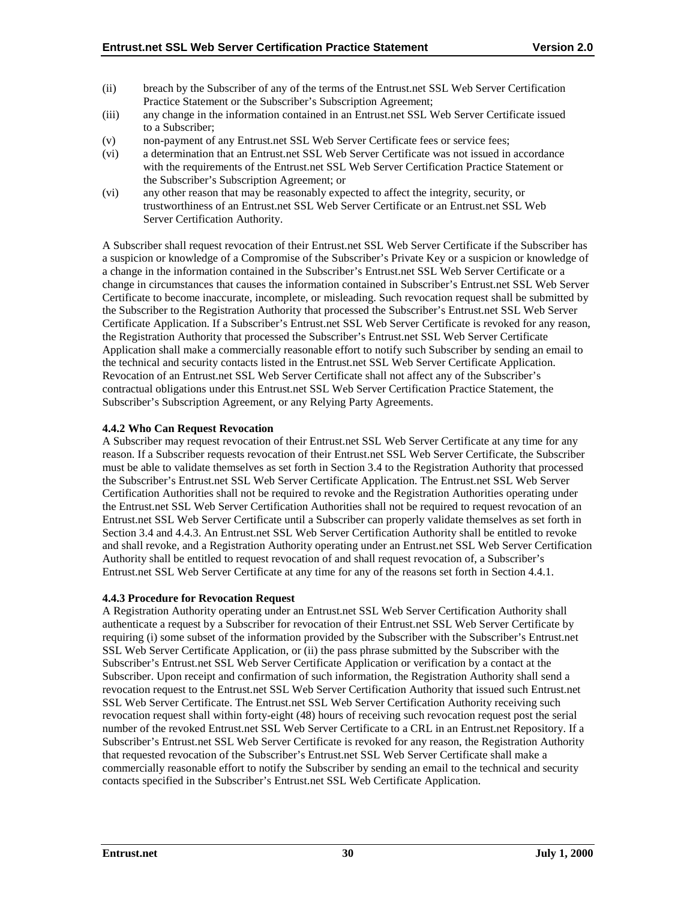(ii) breach by the Subscriber of any of the terms of the Entrust.net SSL Web Server Certification Practice Statement or the Subscriber's Subscription Agreement;

(iii) any change in the information contained in an Entrust.net SSL Web Server Certificate issued to a Subscriber;

(v) non-payment of any Entrust.net SSL Web Server Certificate fees or service fees;

(vi) a determination that an Entrust.net SSL Web Server Certificate was not issued in accordance with the requirements of the Entrust.net SSL Web Server Certification Practice Statement or the Subscriber's Subscription Agreement; or

(vi) any other reason that may be reasonably expected to affect the integrity, security, or trustworthiness of an Entrust.net SSL Web Server Certificate or an Entrust.net SSL Web Server Certification Authority.

A Subscriber shall request revocation of their Entrust.net SSL Web Server Certificate if the Subscriber has a suspicion or knowledge of a Compromise of the Subscriber's Private Key or a suspicion or knowledge of a change in the information contained in the Subscriber's Entrust.net SSL Web Server Certificate or a change in circumstances that causes the information contained in Subscriber's Entrust.net SSL Web Server Certificate to become inaccurate, incomplete, or misleading. Such revocation request shall be submitted by the Subscriber to the Registration Authority that processed the Subscriber's Entrust.net SSL Web Server Certificate Application. If a Subscriber's Entrust.net SSL Web Server Certificate is revoked for any reason, the Registration Authority that processed the Subscriber's Entrust.net SSL Web Server Certificate Application shall make a commercially reasonable effort to notify such Subscriber by sending an email to the technical and security contacts listed in the Entrust.net SSL Web Server Certificate Application. Revocation of an Entrust.net SSL Web Server Certificate shall not affect any of the Subscriber's contractual obligations under this Entrust.net SSL Web Server Certification Practice Statement, the Subscriber's Subscription Agreement, or any Relying Party Agreements.

#### 4.4.2 Who Can Request Revocation

A Subscriber may request revocation of their Entrust.net SSL Web Server Certificate at any time for any reason. If a Subscriber requests revocation of their Entrust.net SSL Web Server Certificate, the Subscriber must be able to validate themselves as set forth in Section 3.4 to the Registration Authority that processed the Subscriber's Entrust.net SSL Web Server Certificate Application. The Entrust.net SSL Web Server Certification Authorities shall not be required to revoke and the Registration Authorities operating under the Entrust.net SSL Web Server Certification Authorities shall not be required to request revocation of an Entrust.net SSL Web Server Certificate until a Subscriber can properly validate themselves as set forth in Section 3.4 and 4.4.3. An Entrust.net SSL Web Server Certification Authority shall be entitled to revoke and shall revoke, and a Registration Authority operating under an Entrust.net SSL Web Server Certification Authority shall be entitled to request revocation of and shall request revocation of, a Subscriber's Entrust.net SSL Web Server Certificate at any time for any of the reasons set forth in Section 4.4.1.

#### 4.4.3 Procedure for Revocation Request

A Registration Authority operating under an Entrust.net SSL Web Server Certification Authority shall authenticate a request by a Subscriber for revocation of their Entrust.net SSL Web Server Certificate by requiring (i) some subset of the information provided by the Subscriber with the Subscriber's Entrust.net SSL Web Server Certificate Application, or (ii) the pass phrase submitted by the Subscriber with the Subscriber's Entrust.net SSL Web Server Certificate Application or verification by a contact at the Subscriber. Upon receipt and confirmation of such information, the Registration Authority shall send a revocation request to the Entrust.net SSL Web Server Certification Authority that issued such Entrust.net SSL Web Server Certificate. The Entrust.net SSL Web Server Certification Authority receiving such revocation request shall within forty-eight (48) hours of receiving such revocation request post the serial number of the revoked Entrust.net SSL Web Server Certificate to a CRL in an Entrust.net Repository. If a Subscriber's Entrust.net SSL Web Server Certificate is revoked for any reason, the Registration Authority that requested revocation of the Subscriber's Entrust.net SSL Web Server Certificate shall make a commercially reasonable effort to notify the Subscriber by sending an email to the technical and security contacts specified in the Subscriber's Entrust.net SSL Web Certificate Application.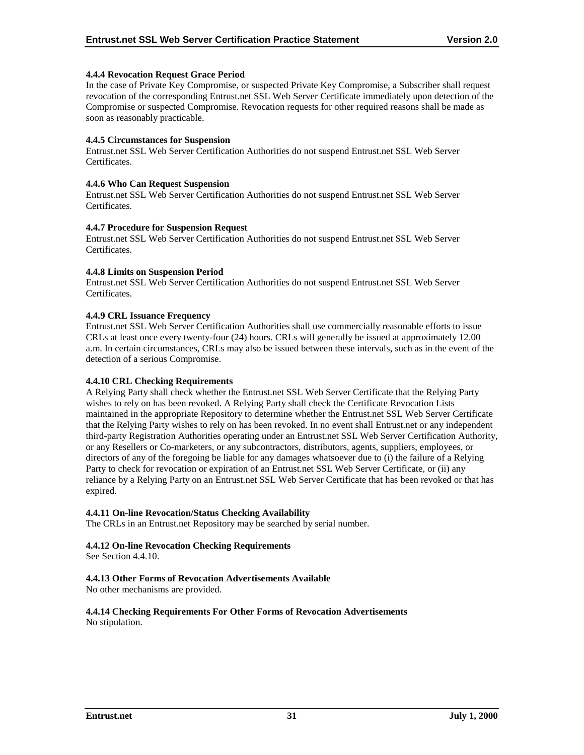#### 4.4.4 Revocation Request Grace Period

In the case of Private Key Compromise, or suspected Private Key Compromise, a Subscriber shall request revocation of the corresponding Entrust.net SSL Web Server Certificate immediately upon detection of the Compromise or suspected Compromise. Revocation requests for other required reasons shall be made as soon as reasonably practicable.

#### 4.4.5 Circumstances for Suspension

Entrust.net SSL Web Server Certification Authorities do not suspend Entrust.net SSL Web Server Certificates.

#### 4.4.6 Who Can Request Suspension

Entrust.net SSL Web Server Certification Authorities do not suspend Entrust.net SSL Web Server Certificates.

#### 4.4.7 Procedure for Suspension Request

Entrust.net SSL Web Server Certification Authorities do not suspend Entrust.net SSL Web Server Certificates.

#### 4.4.8 Limits on Suspension Period

Entrust.net SSL Web Server Certification Authorities do not suspend Entrust.net SSL Web Server Certificates.

#### 4.4.9 CRL Issuance Frequency

Entrust.net SSL Web Server Certification Authorities shall use commercially reasonable efforts to issue CRLs at least once every twenty-four (24) hours. CRLs will generally be issued at approximately 12.00 a.m. In certain circumstances, CRLs may also be issued between these intervals, such as in the event of the detection of a serious Compromise.

#### 4.4.10 CRL Checking Requirements

A Relying Party shall check whether the Entrust.net SSL Web Server Certificate that the Relying Party wishes to rely on has been revoked. A Relying Party shall check the Certificate Revocation Lists maintained in the appropriate Repository to determine whether the Entrust.net SSL Web Server Certificate that the Relying Party wishes to rely on has been revoked. In no event shall Entrust.net or any independent third-party Registration Authorities operating under an Entrust.net SSL Web Server Certification Authority, or any Resellers or Co-marketers, or any subcontractors, distributors, agents, suppliers, employees, or directors of any of the foregoing be liable for any damages whatsoever due to (i) the failure of a Relying Party to check for revocation or expiration of an Entrust.net SSL Web Server Certificate, or (ii) any reliance by a Relying Party on an Entrust.net SSL Web Server Certificate that has been revoked or that has expired.

#### 4.4.11 On-line Revocation/Status Checking Availability

The CRLs in an Entrust.net Repository may be searched by serial number.

#### 4.4.12 On-line Revocation Checking Requirements

See Section 4.4.10.

#### 4.4.13 Other Forms of Revocation Advertisements Available

No other mechanisms are provided.

#### 4.4.14 Checking Requirements For Other Forms of Revocation Advertisements

No stipulation.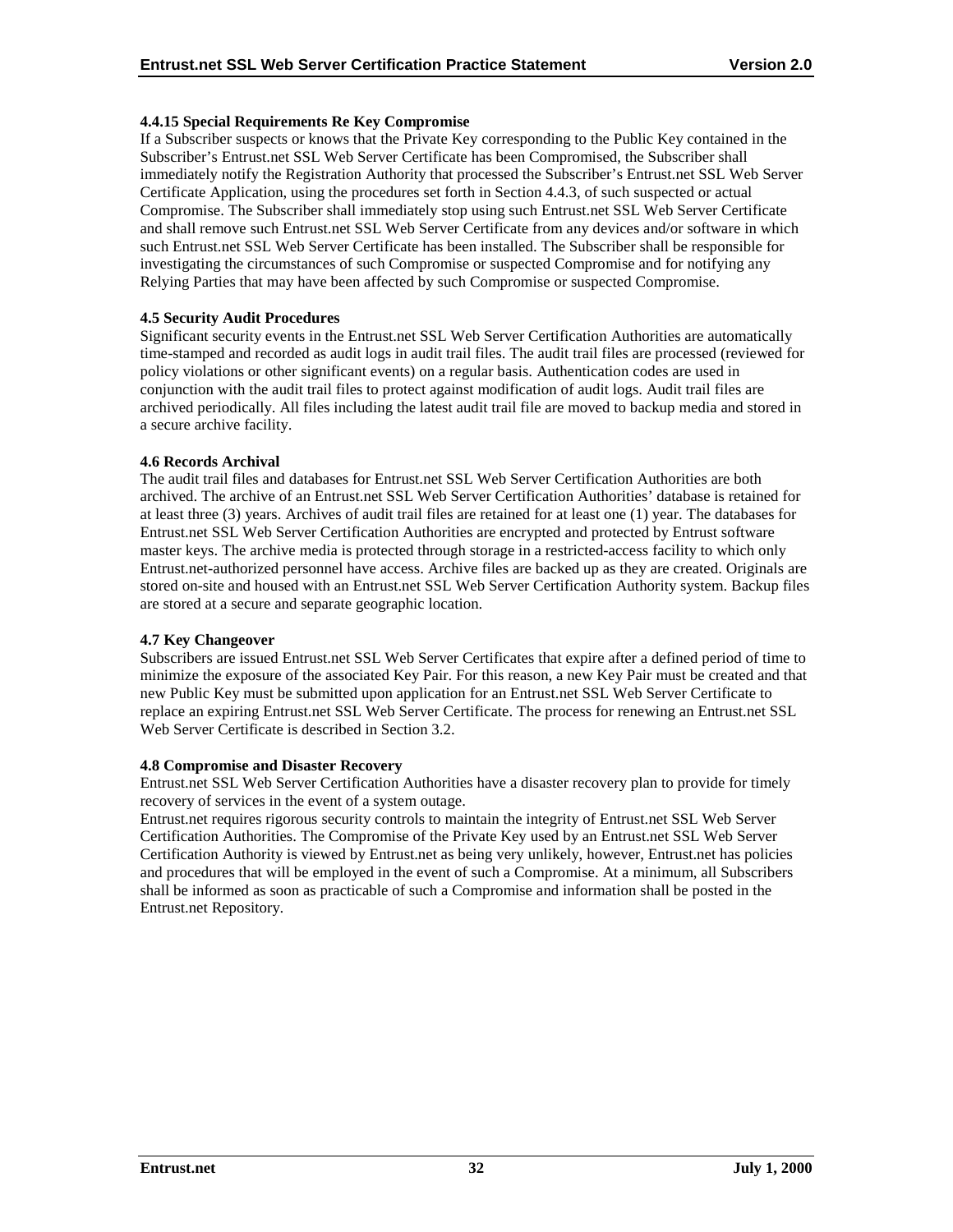#### 4.4.15 Special Requirements Re Key Compromise

If a Subscriber suspects or knows that the Private Key corresponding to the Public Key contained in the Subscriber's Entrust.net SSL Web Server Certificate has been Compromised, the Subscriber shall immediately notify the Registration Authority that processed the Subscriber's Entrust.net SSL Web Server Certificate Application, using the procedures set forth in Section 4.4.3, of such suspected or actual Compromise. The Subscriber shall immediately stop using such Entrust.net SSL Web Server Certificate and shall remove such Entrust.net SSL Web Server Certificate from any devices and/or software in which such Entrust.net SSL Web Server Certificate has been installed. The Subscriber shall be responsible for investigating the circumstances of such Compromise or suspected Compromise and for notifying any Relying Parties that may have been affected by such Compromise or suspected Compromise.

### 4.5 Security Audit Procedures

Significant security events in the Entrust.net SSL Web Server Certification Authorities are automatically time-stamped and recorded as audit logs in audit trail files. The audit trail files are processed (reviewed for policy violations or other significant events) on a regular basis. Authentication codes are used in conjunction with the audit trail files to protect against modification of audit logs. Audit trail files are archived periodically. All files including the latest audit trail file are moved to backup media and stored in a secure archive facility.

### 4.6 Records Archival

The audit trail files and databases for Entrust.net SSL Web Server Certification Authorities are both archived. The archive of an Entrust.net SSL Web Server Certification Authorities' database is retained for at least three (3) years. Archives of audit trail files are retained for at least one (1) year. The databases for Entrust.net SSL Web Server Certification Authorities are encrypted and protected by Entrust software master keys. The archive media is protected through storage in a restricted-access facility to which only Entrust.net-authorized personnel have access. Archive files are backed up as they are created. Originals are stored on-site and housed with an Entrust.net SSL Web Server Certification Authority system. Backup files are stored at a secure and separate geographic location.

### 4.7 Key Changeover

Subscribers are issued Entrust.net SSL Web Server Certificates that expire after a defined period of time to minimize the exposure of the associated Key Pair. For this reason, a new Key Pair must be created and that new Public Key must be submitted upon application for an Entrust.net SSL Web Server Certificate to replace an expiring Entrust.net SSL Web Server Certificate. The process for renewing an Entrust.net SSL Web Server Certificate is described in Section 3.2.

### 4.8 Compromise and Disaster Recovery

Entrust.net SSL Web Server Certification Authorities have a disaster recovery plan to provide for timely recovery of services in the event of a system outage.

Entrust.net requires rigorous security controls to maintain the integrity of Entrust.net SSL Web Server Certification Authorities. The Compromise of the Private Key used by an Entrust.net SSL Web Server Certification Authority is viewed by Entrust.net as being very unlikely, however, Entrust.net has policies and procedures that will be employed in the event of such a Compromise. At a minimum, all Subscribers shall be informed as soon as practicable of such a Compromise and information shall be posted in the Entrust.net Repository.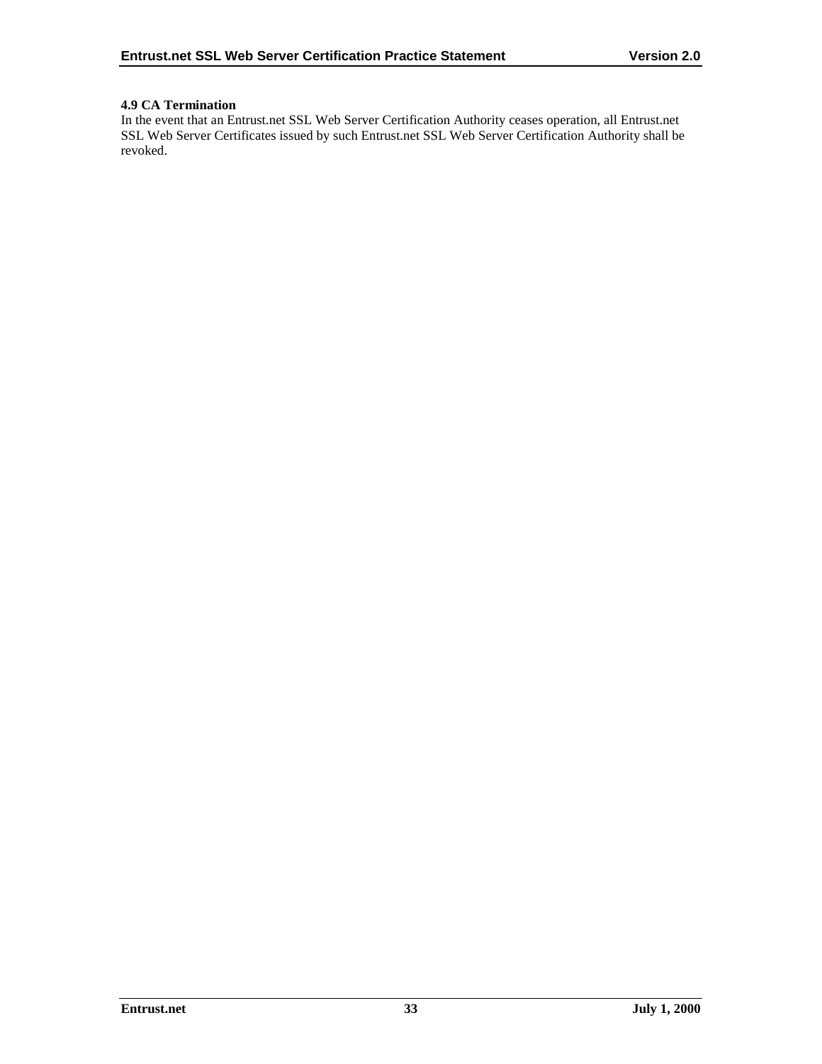### 4.9 CA Termination

In the event that an Entrust.net SSL Web Server Certification Authority ceases operation, all Entrust.net SSL Web Server Certificates issued by such Entrust.net SSL Web Server Certification Authority shall be revoked.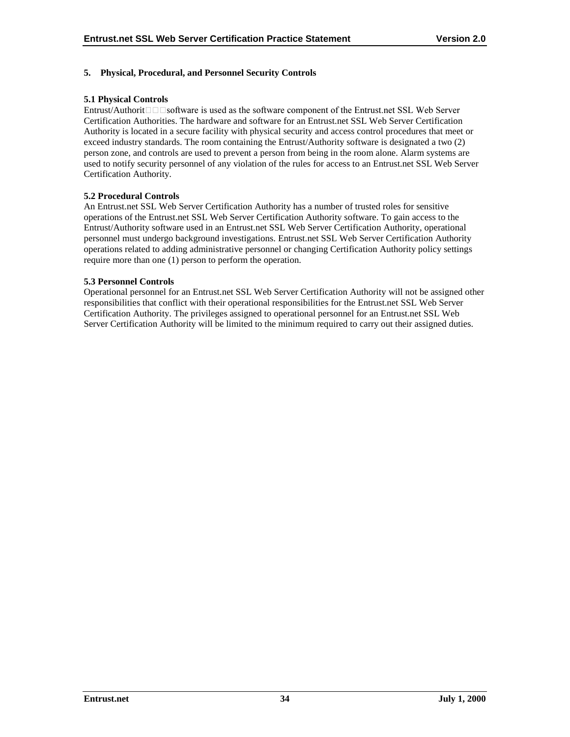## 5. Physical, Procedural, and Personnel Security Controls

### 5.1 Physical Controls

Entrust/Authorit□□□software is used as the software component of the Entrust.net SSL Web Server Certification Authorities. The hardware and software for an Entrust.net SSL Web Server Certification Authority is located in a secure facility with physical security and access control procedures that meet or exceed industry standards. The room containing the Entrust/Authority software is designated a two (2) person zone, and controls are used to prevent a person from being in the room alone. Alarm systems are used to notify security personnel of any violation of the rules for access to an Entrust.net SSL Web Server Certification Authority.

### 5.2 Procedural Controls

An Entrust.net SSL Web Server Certification Authority has a number of trusted roles for sensitive operations of the Entrust.net SSL Web Server Certification Authority software. To gain access to the Entrust/Authority software used in an Entrust.net SSL Web Server Certification Authority, operational personnel must undergo background investigations. Entrust.net SSL Web Server Certification Authority operations related to adding administrative personnel or changing Certification Authority policy settings require more than one (1) person to perform the operation.

### 5.3 Personnel Controls

Operational personnel for an Entrust.net SSL Web Server Certification Authority will not be assigned other responsibilities that conflict with their operational responsibilities for the Entrust.net SSL Web Server Certification Authority. The privileges assigned to operational personnel for an Entrust.net SSL Web Server Certification Authority will be limited to the minimum required to carry out their assigned duties.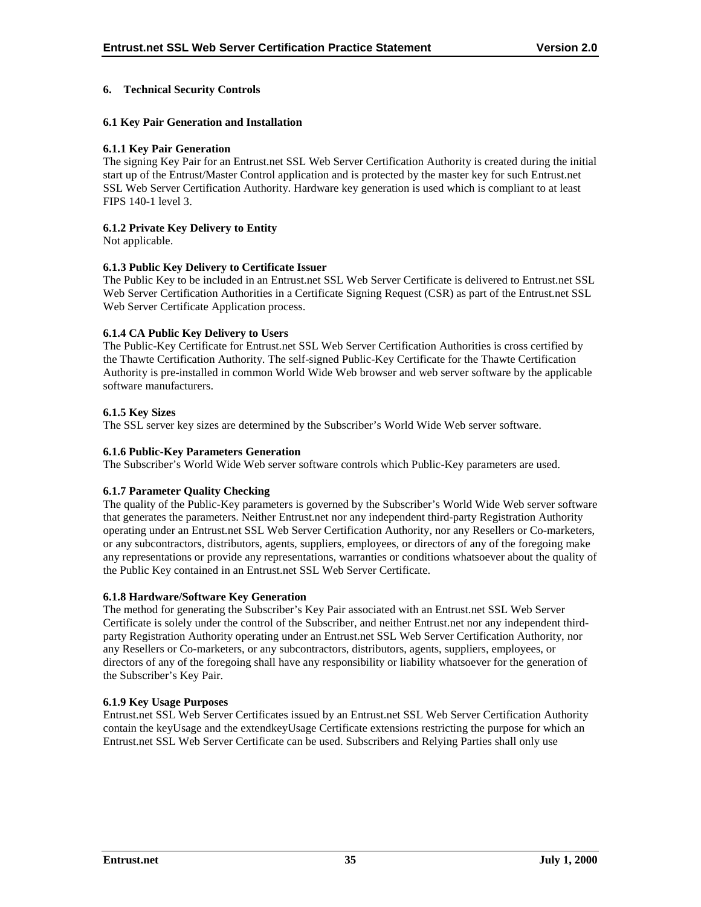## 6. Technical Security Controls

### 6.1 Key Pair Generation and Installation

#### 6.1.1 Key Pair Generation

The signing Key Pair for an Entrust.net SSL Web Server Certification Authority is created during the initial start up of the Entrust/Master Control application and is protected by the master key for such Entrust.net SSL Web Server Certification Authority. Hardware key generation is used which is compliant to at least FIPS 140-1 level 3.

#### 6.1.2 Private Key Delivery to Entity

Not applicable.

#### 6.1.3 Public Key Delivery to Certificate Issuer

The Public Key to be included in an Entrust.net SSL Web Server Certificate is delivered to Entrust.net SSL Web Server Certification Authorities in a Certificate Signing Request (CSR) as part of the Entrust.net SSL Web Server Certificate Application process.

#### 6.1.4 CA Public Key Delivery to Users

The Public-Key Certificate for Entrust.net SSL Web Server Certification Authorities is cross certified by the Thawte Certification Authority. The self-signed Public-Key Certificate for the Thawte Certification Authority is pre-installed in common World Wide Web browser and web server software by the applicable software manufacturers.

#### 6.1.5 Key Sizes

The SSL server key sizes are determined by the Subscriber's World Wide Web server software.

#### 6.1.6 Public-Key Parameters Generation

The Subscriber's World Wide Web server software controls which Public-Key parameters are used.

#### 6.1.7 Parameter Quality Checking

The quality of the Public-Key parameters is governed by the Subscriber's World Wide Web server software that generates the parameters. Neither Entrust.net nor any independent third-party Registration Authority operating under an Entrust.net SSL Web Server Certification Authority, nor any Resellers or Co-marketers, or any subcontractors, distributors, agents, suppliers, employees, or directors of any of the foregoing make any representations or provide any representations, warranties or conditions whatsoever about the quality of the Public Key contained in an Entrust.net SSL Web Server Certificate.

#### 6.1.8 Hardware/Software Key Generation

The method for generating the Subscriber's Key Pair associated with an Entrust.net SSL Web Server Certificate is solely under the control of the Subscriber, and neither Entrust.net nor any independent third-party Registration Authority operating under an Entrust.net SSL Web Server Certification Authority, nor any Resellers or Co-marketers, or any subcontractors, distributors, agents, suppliers, employees, or directors of any of the foregoing shall have any responsibility or liability whatsoever for the generation of the Subscriber's Key Pair.

#### 6.1.9 Key Usage Purposes

Entrust.net SSL Web Server Certificates issued by an Entrust.net SSL Web Server Certification Authority contain the keyUsage and the extendkeyUsage Certificate extensions restricting the purpose for which an Entrust.net SSL Web Server Certificate can be used. Subscribers and Relying Parties shall only use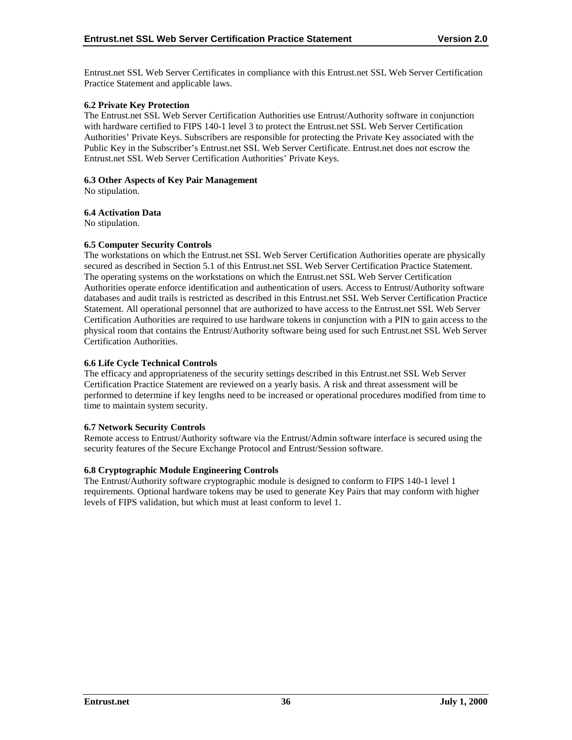Entrust.net SSL Web Server Certificates in compliance with this Entrust.net SSL Web Server Certification Practice Statement and applicable laws.

### 6.2 Private Key Protection

The Entrust.net SSL Web Server Certification Authorities use Entrust/Authority software in conjunction with hardware certified to FIPS 140-1 level 3 to protect the Entrust.net SSL Web Server Certification Authorities' Private Keys. Subscribers are responsible for protecting the Private Key associated with the Public Key in the Subscriber's Entrust.net SSL Web Server Certificate. Entrust.net does not escrow the Entrust.net SSL Web Server Certification Authorities' Private Keys.

### 6.3 Other Aspects of Key Pair Management

No stipulation.

### 6.4 Activation Data

No stipulation.

### 6.5 Computer Security Controls

The workstations on which the Entrust.net SSL Web Server Certification Authorities operate are physically secured as described in Section 5.1 of this Entrust.net SSL Web Server Certification Practice Statement. The operating systems on the workstations on which the Entrust.net SSL Web Server Certification Authorities operate enforce identification and authentication of users. Access to Entrust/Authority software databases and audit trails is restricted as described in this Entrust.net SSL Web Server Certification Practice Statement. All operational personnel that are authorized to have access to the Entrust.net SSL Web Server Certification Authorities are required to use hardware tokens in conjunction with a PIN to gain access to the physical room that contains the Entrust/Authority software being used for such Entrust.net SSL Web Server Certification Authorities.

### 6.6 Life Cycle Technical Controls

The efficacy and appropriateness of the security settings described in this Entrust.net SSL Web Server Certification Practice Statement are reviewed on a yearly basis. A risk and threat assessment will be performed to determine if key lengths need to be increased or operational procedures modified from time to time to maintain system security.

### 6.7 Network Security Controls

Remote access to Entrust/Authority software via the Entrust/Admin software interface is secured using the security features of the Secure Exchange Protocol and Entrust/Session software.

### 6.8 Cryptographic Module Engineering Controls

The Entrust/Authority software cryptographic module is designed to conform to FIPS 140-1 level 1 requirements. Optional hardware tokens may be used to generate Key Pairs that may conform with higher levels of FIPS validation, but which must at least conform to level 1.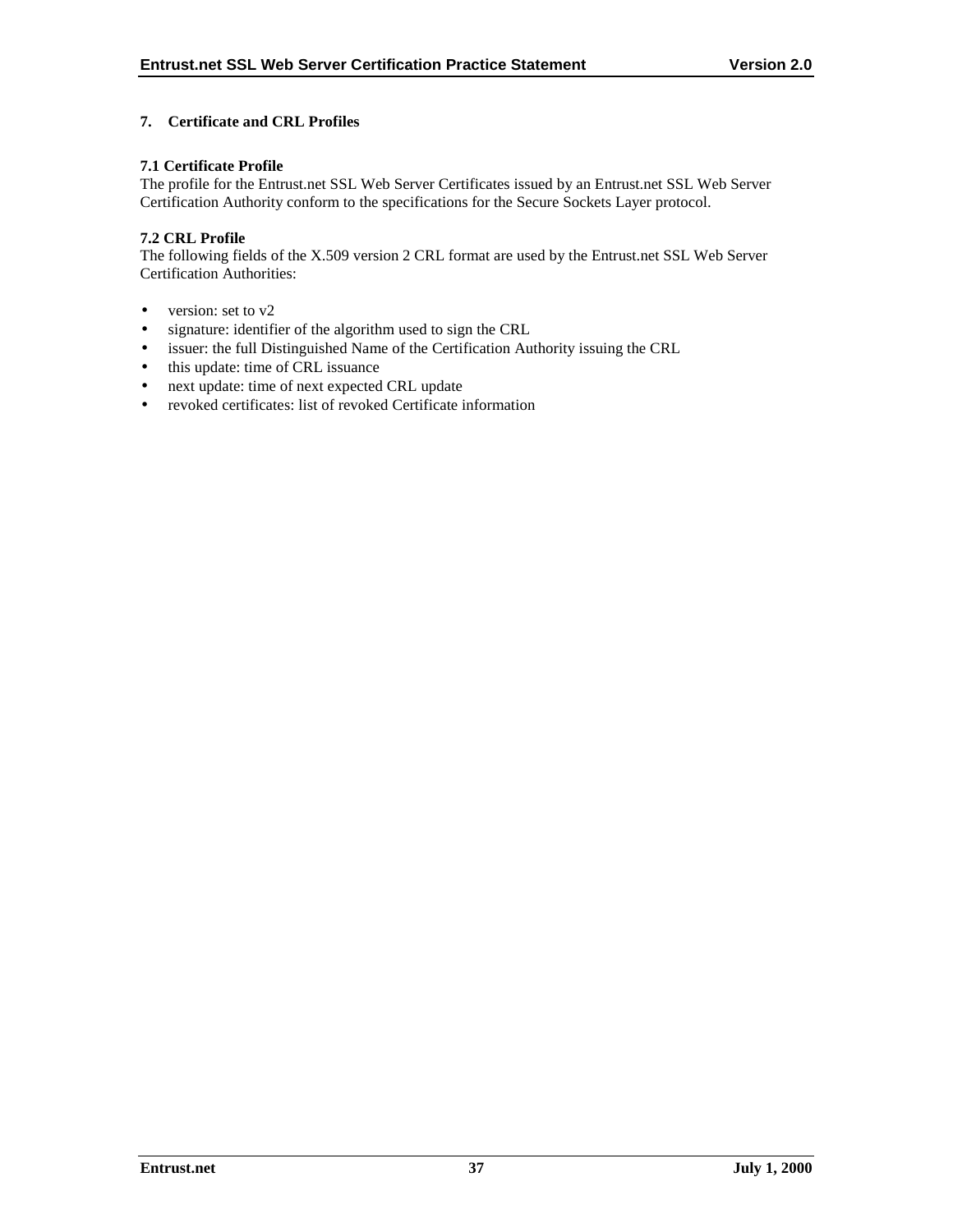# 7. Certificate and CRL Profiles

## 7.1 Certificate Profile

The profile for the Entrust.net SSL Web Server Certificates issued by an Entrust.net SSL Web Server Certification Authority conform to the specifications for the Secure Sockets Layer protocol.

## 7.2 CRL Profile

The following fields of the X.509 version 2 CRL format are used by the Entrust.net SSL Web Server Certification Authorities:

- version: set to v2
- signature: identifier of the algorithm used to sign the CRL
- issuer: the full Distinguished Name of the Certification Authority issuing the CRL
- this update: time of CRL issuance
- next update: time of next expected CRL update
- revoked certificates: list of revoked Certificate information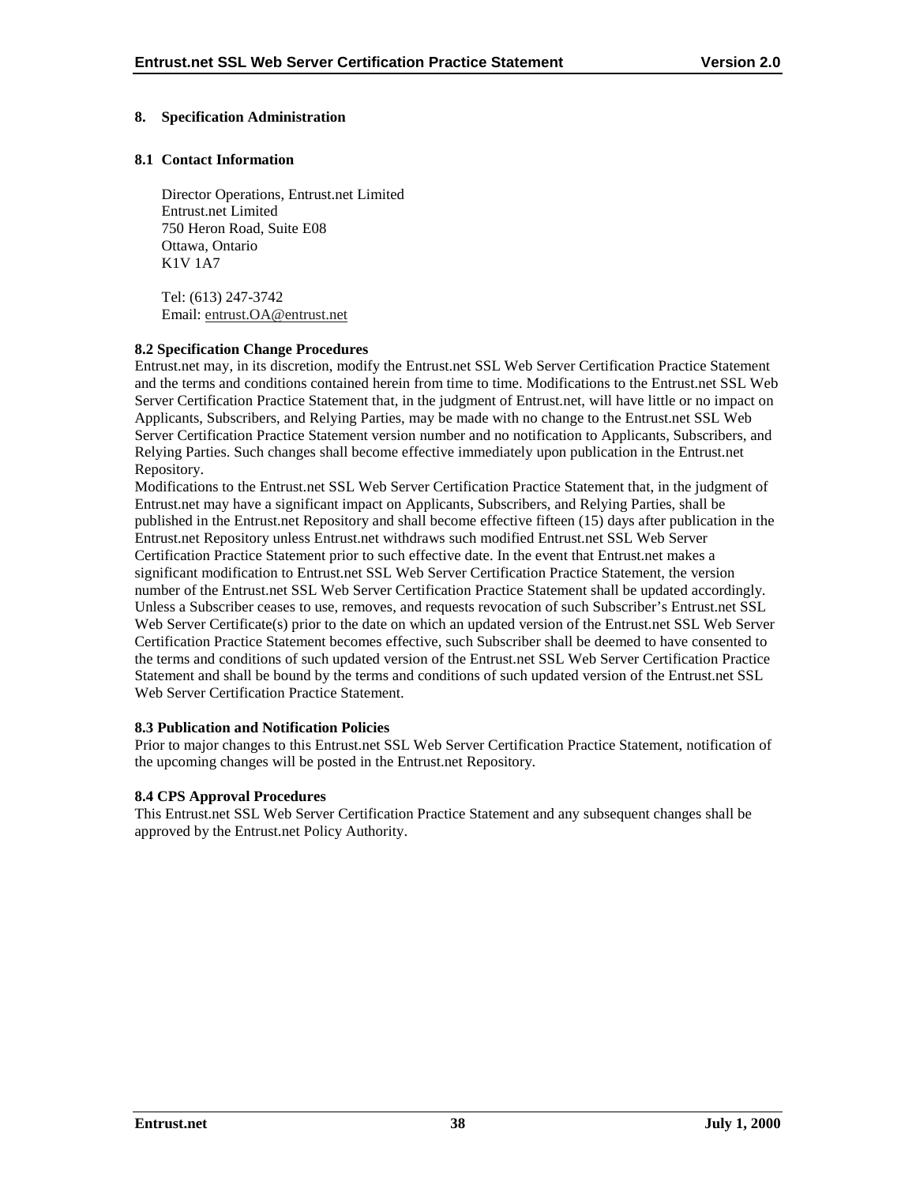## 8. Specification Administration

### 8.1 Contact Information

Director Operations, Entrust.net Limited
Entrust.net Limited
750 Heron Road, Suite E08
Ottawa, Ontario
K1V 1A7

Tel: (613) 247-3742
Email: entrust.OA@entrust.net

### 8.2 Specification Change Procedures

Entrust.net may, in its discretion, modify the Entrust.net SSL Web Server Certification Practice Statement and the terms and conditions contained herein from time to time. Modifications to the Entrust.net SSL Web Server Certification Practice Statement that, in the judgment of Entrust.net, will have little or no impact on Applicants, Subscribers, and Relying Parties, may be made with no change to the Entrust.net SSL Web Server Certification Practice Statement version number and no notification to Applicants, Subscribers, and Relying Parties. Such changes shall become effective immediately upon publication in the Entrust.net Repository.

Modifications to the Entrust.net SSL Web Server Certification Practice Statement that, in the judgment of Entrust.net may have a significant impact on Applicants, Subscribers, and Relying Parties, shall be published in the Entrust.net Repository and shall become effective fifteen (15) days after publication in the Entrust.net Repository unless Entrust.net withdraws such modified Entrust.net SSL Web Server Certification Practice Statement prior to such effective date. In the event that Entrust.net makes a significant modification to Entrust.net SSL Web Server Certification Practice Statement, the version number of the Entrust.net SSL Web Server Certification Practice Statement shall be updated accordingly. Unless a Subscriber ceases to use, removes, and requests revocation of such Subscriber's Entrust.net SSL Web Server Certificate(s) prior to the date on which an updated version of the Entrust.net SSL Web Server Certification Practice Statement becomes effective, such Subscriber shall be deemed to have consented to the terms and conditions of such updated version of the Entrust.net SSL Web Server Certification Practice Statement and shall be bound by the terms and conditions of such updated version of the Entrust.net SSL Web Server Certification Practice Statement.

### 8.3 Publication and Notification Policies

Prior to major changes to this Entrust.net SSL Web Server Certification Practice Statement, notification of the upcoming changes will be posted in the Entrust.net Repository.

### 8.4 CPS Approval Procedures

This Entrust.net SSL Web Server Certification Practice Statement and any subsequent changes shall be approved by the Entrust.net Policy Authority.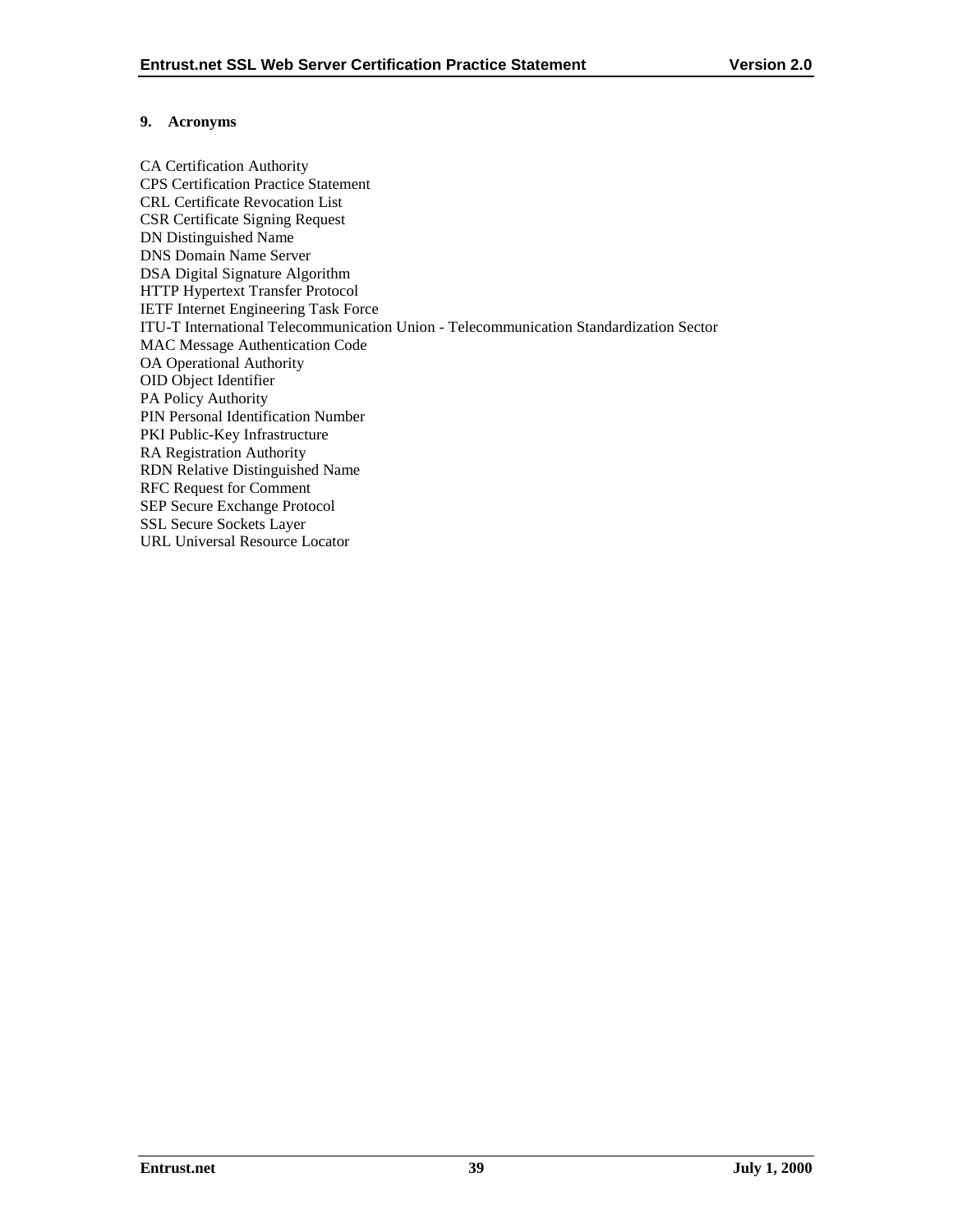## 9. Acronyms

CA Certification Authority
CPS Certification Practice Statement
CRL Certificate Revocation List
CSR Certificate Signing Request
DN Distinguished Name
DNS Domain Name Server
DSA Digital Signature Algorithm
HTTP Hypertext Transfer Protocol
IETF Internet Engineering Task Force
ITU-T International Telecommunication Union - Telecommunication Standardization Sector
MAC Message Authentication Code
OA Operational Authority
OID Object Identifier
PA Policy Authority
PIN Personal Identification Number
PKI Public-Key Infrastructure
RA Registration Authority
RDN Relative Distinguished Name
RFC Request for Comment
SEP Secure Exchange Protocol
SSL Secure Sockets Layer
URL Universal Resource Locator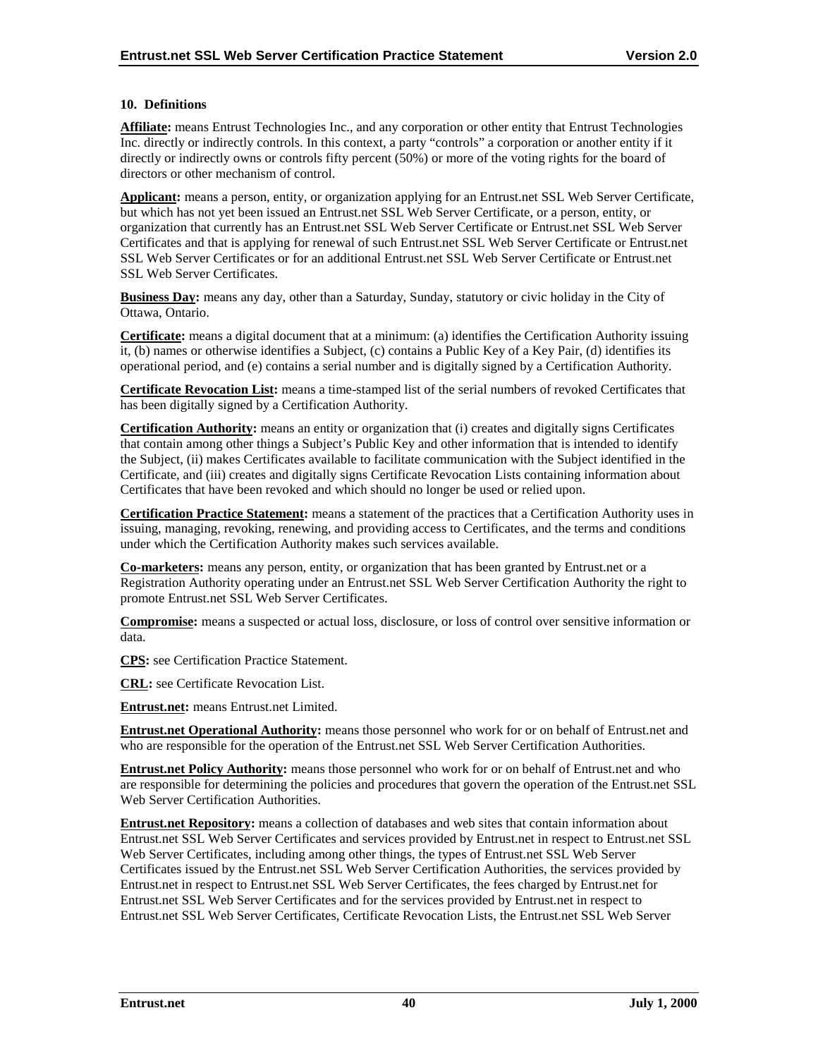## 10. Definitions

**Affiliate:** means Entrust Technologies Inc., and any corporation or other entity that Entrust Technologies Inc. directly or indirectly controls. In this context, a party "controls" a corporation or another entity if it directly or indirectly owns or controls fifty percent (50%) or more of the voting rights for the board of directors or other mechanism of control.

**Applicant:** means a person, entity, or organization applying for an Entrust.net SSL Web Server Certificate, but which has not yet been issued an Entrust.net SSL Web Server Certificate, or a person, entity, or organization that currently has an Entrust.net SSL Web Server Certificate or Entrust.net SSL Web Server Certificates and that is applying for renewal of such Entrust.net SSL Web Server Certificate or Entrust.net SSL Web Server Certificates or for an additional Entrust.net SSL Web Server Certificate or Entrust.net SSL Web Server Certificates.

**Business Day:** means any day, other than a Saturday, Sunday, statutory or civic holiday in the City of Ottawa, Ontario.

**Certificate:** means a digital document that at a minimum: (a) identifies the Certification Authority issuing it, (b) names or otherwise identifies a Subject, (c) contains a Public Key of a Key Pair, (d) identifies its operational period, and (e) contains a serial number and is digitally signed by a Certification Authority.

**Certificate Revocation List:** means a time-stamped list of the serial numbers of revoked Certificates that has been digitally signed by a Certification Authority.

**Certification Authority:** means an entity or organization that (i) creates and digitally signs Certificates that contain among other things a Subject's Public Key and other information that is intended to identify the Subject, (ii) makes Certificates available to facilitate communication with the Subject identified in the Certificate, and (iii) creates and digitally signs Certificate Revocation Lists containing information about Certificates that have been revoked and which should no longer be used or relied upon.

**Certification Practice Statement:** means a statement of the practices that a Certification Authority uses in issuing, managing, revoking, renewing, and providing access to Certificates, and the terms and conditions under which the Certification Authority makes such services available.

**Co-marketers:** means any person, entity, or organization that has been granted by Entrust.net or a Registration Authority operating under an Entrust.net SSL Web Server Certification Authority the right to promote Entrust.net SSL Web Server Certificates.

**Compromise:** means a suspected or actual loss, disclosure, or loss of control over sensitive information or data.

**CPS:** see Certification Practice Statement.

**CRL:** see Certificate Revocation List.

**Entrust.net:** means Entrust.net Limited.

**Entrust.net Operational Authority:** means those personnel who work for or on behalf of Entrust.net and who are responsible for the operation of the Entrust.net SSL Web Server Certification Authorities.

**Entrust.net Policy Authority:** means those personnel who work for or on behalf of Entrust.net and who are responsible for determining the policies and procedures that govern the operation of the Entrust.net SSL Web Server Certification Authorities.

**Entrust.net Repository:** means a collection of databases and web sites that contain information about Entrust.net SSL Web Server Certificates and services provided by Entrust.net in respect to Entrust.net SSL Web Server Certificates, including among other things, the types of Entrust.net SSL Web Server Certificates issued by the Entrust.net SSL Web Server Certification Authorities, the services provided by Entrust.net in respect to Entrust.net SSL Web Server Certificates, the fees charged by Entrust.net for Entrust.net SSL Web Server Certificates and for the services provided by Entrust.net in respect to Entrust.net SSL Web Server Certificates, Certificate Revocation Lists, the Entrust.net SSL Web Server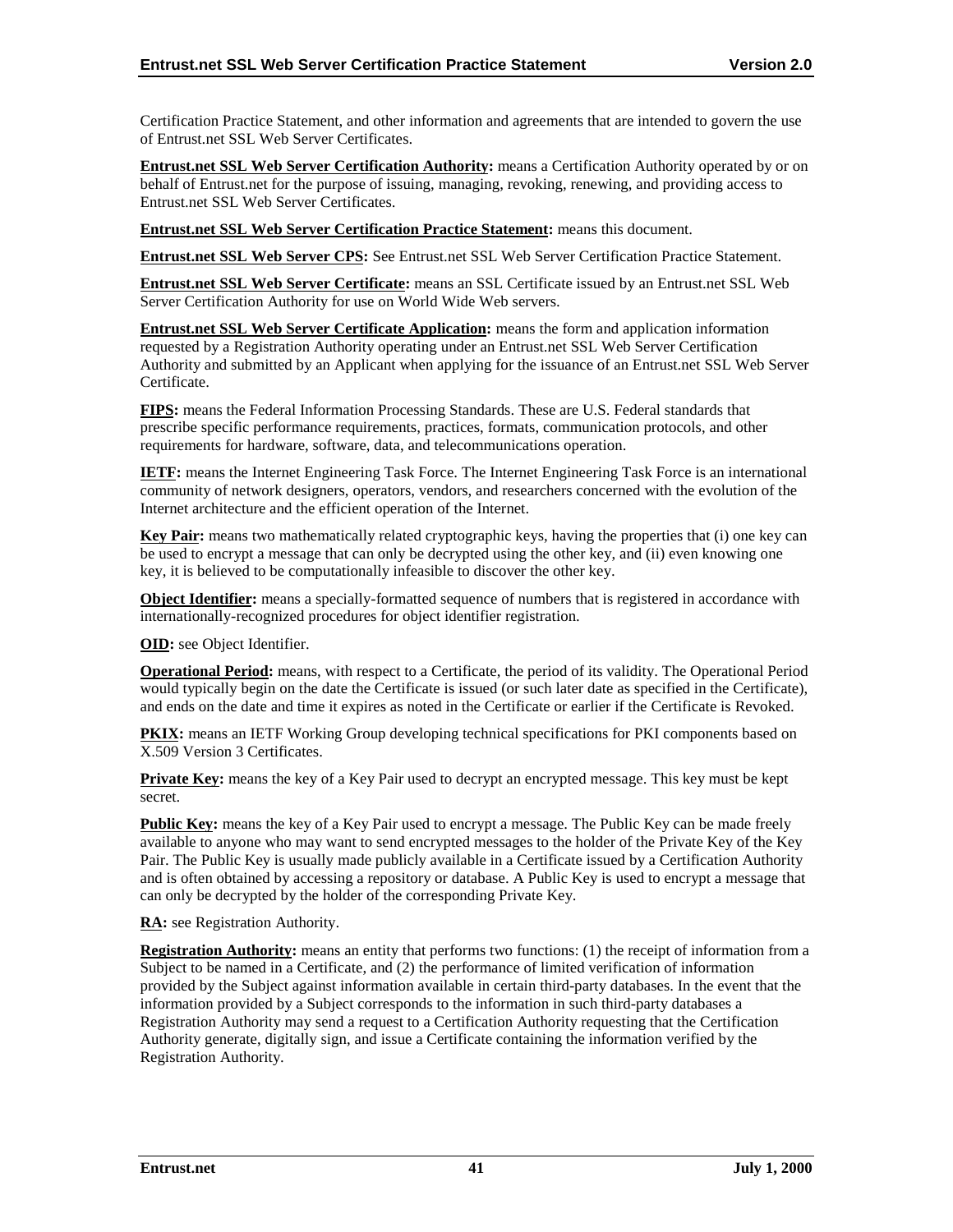Certification Practice Statement, and other information and agreements that are intended to govern the use of Entrust.net SSL Web Server Certificates.

**Entrust.net SSL Web Server Certification Authority:** means a Certification Authority operated by or on behalf of Entrust.net for the purpose of issuing, managing, revoking, renewing, and providing access to Entrust.net SSL Web Server Certificates.

**Entrust.net SSL Web Server Certification Practice Statement:** means this document.

**Entrust.net SSL Web Server CPS:** See Entrust.net SSL Web Server Certification Practice Statement.

**Entrust.net SSL Web Server Certificate:** means an SSL Certificate issued by an Entrust.net SSL Web Server Certification Authority for use on World Wide Web servers.

**Entrust.net SSL Web Server Certificate Application:** means the form and application information requested by a Registration Authority operating under an Entrust.net SSL Web Server Certification Authority and submitted by an Applicant when applying for the issuance of an Entrust.net SSL Web Server Certificate.

**FIPS:** means the Federal Information Processing Standards. These are U.S. Federal standards that prescribe specific performance requirements, practices, formats, communication protocols, and other requirements for hardware, software, data, and telecommunications operation.

**IETF:** means the Internet Engineering Task Force. The Internet Engineering Task Force is an international community of network designers, operators, vendors, and researchers concerned with the evolution of the Internet architecture and the efficient operation of the Internet.

**Key Pair:** means two mathematically related cryptographic keys, having the properties that (i) one key can be used to encrypt a message that can only be decrypted using the other key, and (ii) even knowing one key, it is believed to be computationally infeasible to discover the other key.

**Object Identifier:** means a specially-formatted sequence of numbers that is registered in accordance with internationally-recognized procedures for object identifier registration.

**OID:** see Object Identifier.

**Operational Period:** means, with respect to a Certificate, the period of its validity. The Operational Period would typically begin on the date the Certificate is issued (or such later date as specified in the Certificate), and ends on the date and time it expires as noted in the Certificate or earlier if the Certificate is Revoked.

**PKIX:** means an IETF Working Group developing technical specifications for PKI components based on X.509 Version 3 Certificates.

**Private Key:** means the key of a Key Pair used to decrypt an encrypted message. This key must be kept secret.

**Public Key:** means the key of a Key Pair used to encrypt a message. The Public Key can be made freely available to anyone who may want to send encrypted messages to the holder of the Private Key of the Key Pair. The Public Key is usually made publicly available in a Certificate issued by a Certification Authority and is often obtained by accessing a repository or database. A Public Key is used to encrypt a message that can only be decrypted by the holder of the corresponding Private Key.

**RA:** see Registration Authority.

**Registration Authority:** means an entity that performs two functions: (1) the receipt of information from a Subject to be named in a Certificate, and (2) the performance of limited verification of information provided by the Subject against information available in certain third-party databases. In the event that the information provided by a Subject corresponds to the information in such third-party databases a Registration Authority may send a request to a Certification Authority requesting that the Certification Authority generate, digitally sign, and issue a Certificate containing the information verified by the Registration Authority.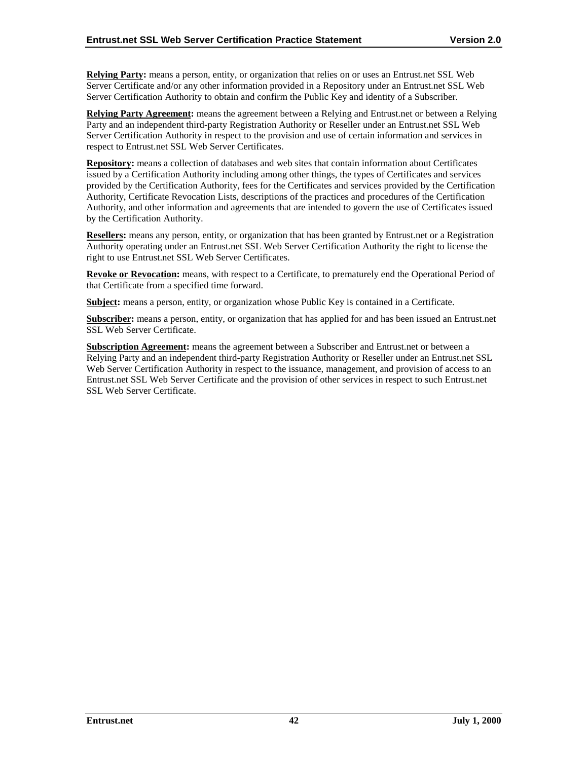**Relying Party:** means a person, entity, or organization that relies on or uses an Entrust.net SSL Web Server Certificate and/or any other information provided in a Repository under an Entrust.net SSL Web Server Certification Authority to obtain and confirm the Public Key and identity of a Subscriber.

**Relying Party Agreement:** means the agreement between a Relying and Entrust.net or between a Relying Party and an independent third-party Registration Authority or Reseller under an Entrust.net SSL Web Server Certification Authority in respect to the provision and use of certain information and services in respect to Entrust.net SSL Web Server Certificates.

**Repository:** means a collection of databases and web sites that contain information about Certificates issued by a Certification Authority including among other things, the types of Certificates and services provided by the Certification Authority, fees for the Certificates and services provided by the Certification Authority, Certificate Revocation Lists, descriptions of the practices and procedures of the Certification Authority, and other information and agreements that are intended to govern the use of Certificates issued by the Certification Authority.

**Resellers:** means any person, entity, or organization that has been granted by Entrust.net or a Registration Authority operating under an Entrust.net SSL Web Server Certification Authority the right to license the right to use Entrust.net SSL Web Server Certificates.

**Revoke or Revocation:** means, with respect to a Certificate, to prematurely end the Operational Period of that Certificate from a specified time forward.

**Subject:** means a person, entity, or organization whose Public Key is contained in a Certificate.

**Subscriber:** means a person, entity, or organization that has applied for and has been issued an Entrust.net SSL Web Server Certificate.

**Subscription Agreement:** means the agreement between a Subscriber and Entrust.net or between a Relying Party and an independent third-party Registration Authority or Reseller under an Entrust.net SSL Web Server Certification Authority in respect to the issuance, management, and provision of access to an Entrust.net SSL Web Server Certificate and the provision of other services in respect to such Entrust.net SSL Web Server Certificate.